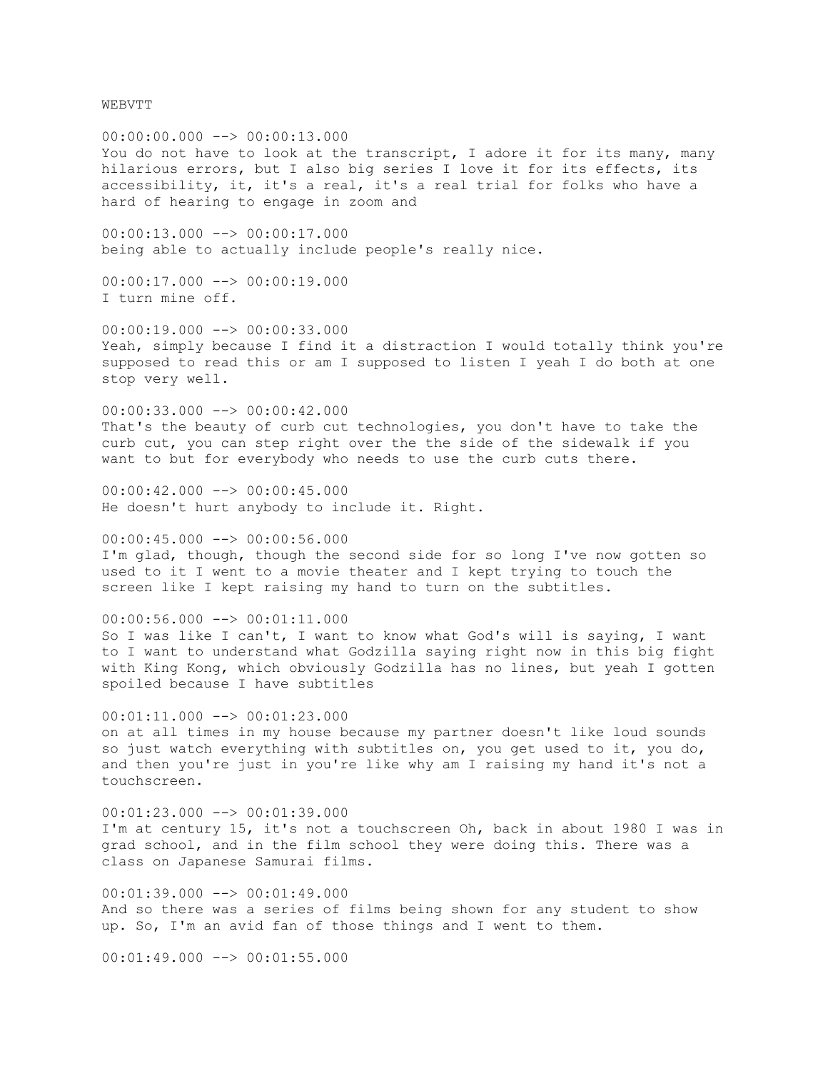WEBVTT

00:00:00.000 --> 00:00:13.000
You do not have to look at the transcript, I adore it for its many, many hilarious errors, but I also big series I love it for its effects, its accessibility, it, it's a real, it's a real trial for folks who have a hard of hearing to engage in zoom and

00:00:13.000 --> 00:00:17.000
being able to actually include people's really nice.

00:00:17.000 --> 00:00:19.000
I turn mine off.

00:00:19.000 --> 00:00:33.000
Yeah, simply because I find it a distraction I would totally think you're supposed to read this or am I supposed to listen I yeah I do both at one stop very well.

00:00:33.000 --> 00:00:42.000
That's the beauty of curb cut technologies, you don't have to take the curb cut, you can step right over the the side of the sidewalk if you want to but for everybody who needs to use the curb cuts there.

00:00:42.000 --> 00:00:45.000
He doesn't hurt anybody to include it. Right.

00:00:45.000 --> 00:00:56.000
I'm glad, though, though the second side for so long I've now gotten so used to it I went to a movie theater and I kept trying to touch the screen like I kept raising my hand to turn on the subtitles.

00:00:56.000 --> 00:01:11.000
So I was like I can't, I want to know what God's will is saying, I want to I want to understand what Godzilla saying right now in this big fight with King Kong, which obviously Godzilla has no lines, but yeah I gotten spoiled because I have subtitles

00:01:11.000 --> 00:01:23.000
on at all times in my house because my partner doesn't like loud sounds so just watch everything with subtitles on, you get used to it, you do, and then you're just in you're like why am I raising my hand it's not a touchscreen.

00:01:23.000 --> 00:01:39.000
I'm at century 15, it's not a touchscreen Oh, back in about 1980 I was in grad school, and in the film school they were doing this. There was a class on Japanese Samurai films.

00:01:39.000 --> 00:01:49.000
And so there was a series of films being shown for any student to show up. So, I'm an avid fan of those things and I went to them.

00:01:49.000 --> 00:01:55.000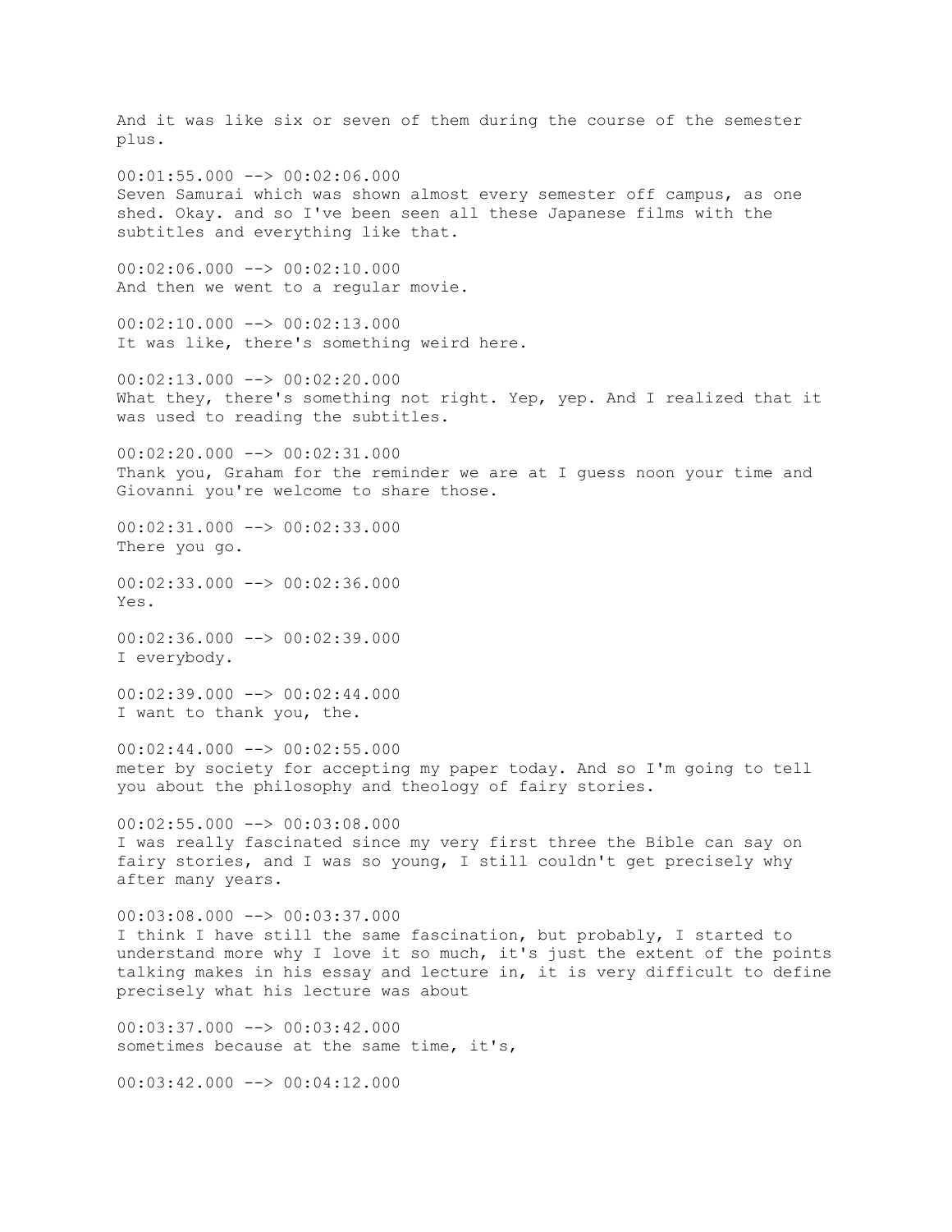And it was like six or seven of them during the course of the semester plus.

00:01:55.000 --> 00:02:06.000
Seven Samurai which was shown almost every semester off campus, as one shed. Okay. and so I've been seen all these Japanese films with the subtitles and everything like that.

00:02:06.000 --> 00:02:10.000
And then we went to a regular movie.

00:02:10.000 --> 00:02:13.000
It was like, there's something weird here.

00:02:13.000 --> 00:02:20.000
What they, there's something not right. Yep, yep. And I realized that it was used to reading the subtitles.

00:02:20.000 --> 00:02:31.000
Thank you, Graham for the reminder we are at I guess noon your time and Giovanni you're welcome to share those.

00:02:31.000 --> 00:02:33.000
There you go.

00:02:33.000 --> 00:02:36.000
Yes.

00:02:36.000 --> 00:02:39.000
I everybody.

00:02:39.000 --> 00:02:44.000
I want to thank you, the.

00:02:44.000 --> 00:02:55.000
meter by society for accepting my paper today. And so I'm going to tell you about the philosophy and theology of fairy stories.

00:02:55.000 --> 00:03:08.000
I was really fascinated since my very first three the Bible can say on fairy stories, and I was so young, I still couldn't get precisely why after many years.

00:03:08.000 --> 00:03:37.000
I think I have still the same fascination, but probably, I started to understand more why I love it so much, it's just the extent of the points talking makes in his essay and lecture in, it is very difficult to define precisely what his lecture was about

00:03:37.000 --> 00:03:42.000
sometimes because at the same time, it's,

00:03:42.000 --> 00:04:12.000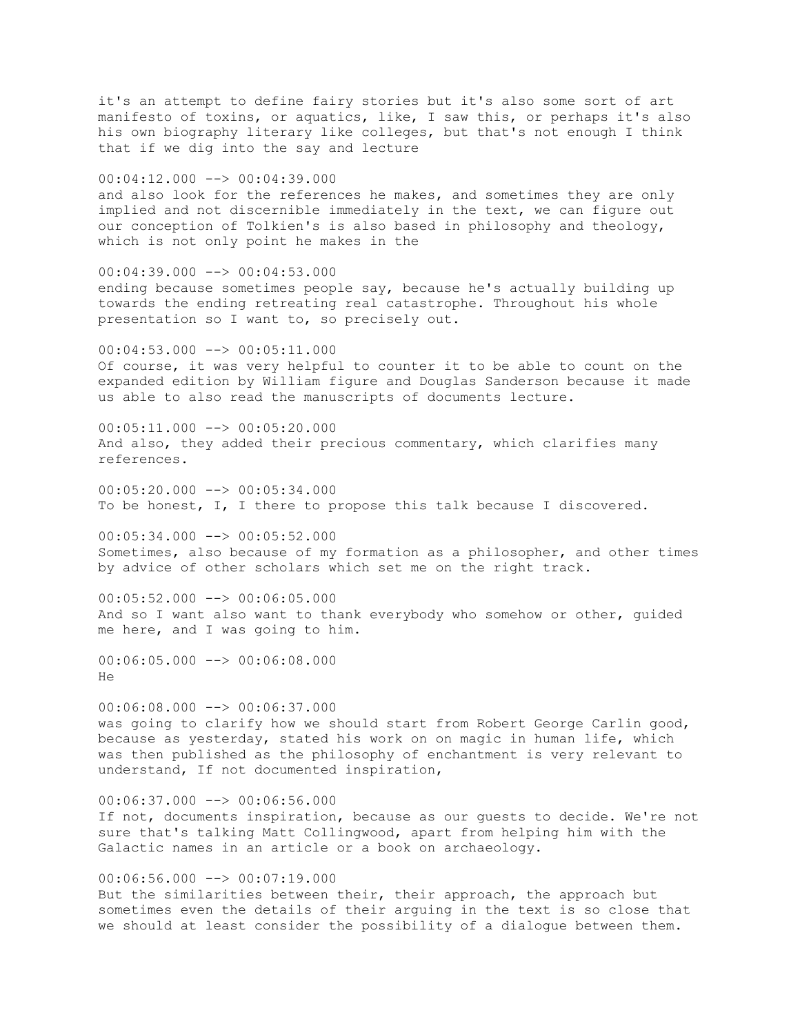it's an attempt to define fairy stories but it's also some sort of art manifesto of toxins, or aquatics, like, I saw this, or perhaps it's also his own biography literary like colleges, but that's not enough I think that if we dig into the say and lecture

00:04:12.000 --> 00:04:39.000
and also look for the references he makes, and sometimes they are only implied and not discernible immediately in the text, we can figure out our conception of Tolkien's is also based in philosophy and theology, which is not only point he makes in the

00:04:39.000 --> 00:04:53.000
ending because sometimes people say, because he's actually building up towards the ending retreating real catastrophe. Throughout his whole presentation so I want to, so precisely out.

00:04:53.000 --> 00:05:11.000
Of course, it was very helpful to counter it to be able to count on the expanded edition by William figure and Douglas Sanderson because it made us able to also read the manuscripts of documents lecture.

00:05:11.000 --> 00:05:20.000
And also, they added their precious commentary, which clarifies many references.

00:05:20.000 --> 00:05:34.000
To be honest, I, I there to propose this talk because I discovered.

00:05:34.000 --> 00:05:52.000
Sometimes, also because of my formation as a philosopher, and other times by advice of other scholars which set me on the right track.

00:05:52.000 --> 00:06:05.000
And so I want also want to thank everybody who somehow or other, guided me here, and I was going to him.

00:06:05.000 --> 00:06:08.000
He

00:06:08.000 --> 00:06:37.000
was going to clarify how we should start from Robert George Carlin good, because as yesterday, stated his work on on magic in human life, which was then published as the philosophy of enchantment is very relevant to understand, If not documented inspiration,

00:06:37.000 --> 00:06:56.000
If not, documents inspiration, because as our guests to decide. We're not sure that's talking Matt Collingwood, apart from helping him with the Galactic names in an article or a book on archaeology.

00:06:56.000 --> 00:07:19.000
But the similarities between their, their approach, the approach but sometimes even the details of their arguing in the text is so close that we should at least consider the possibility of a dialogue between them.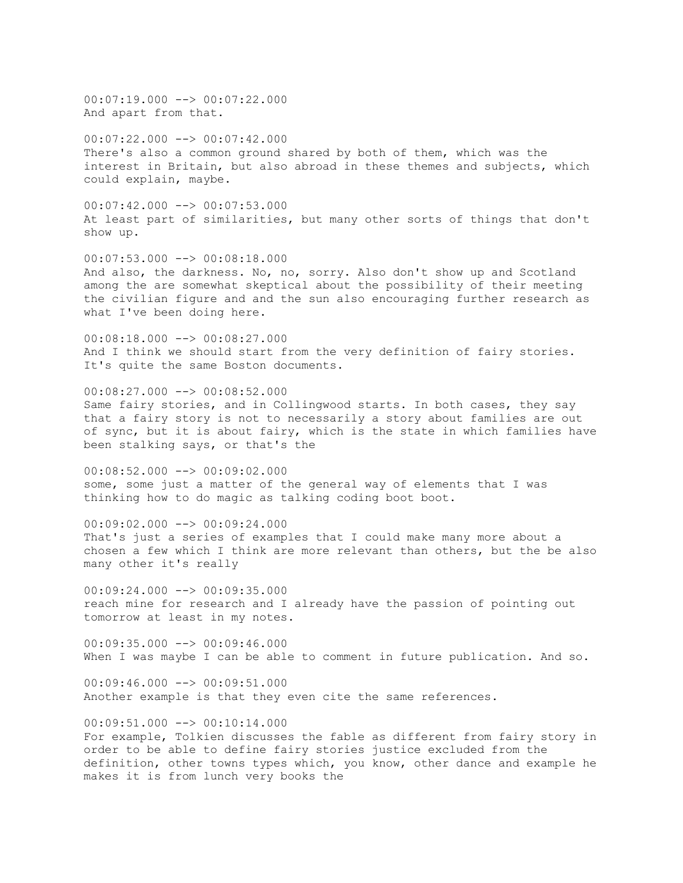00:07:19.000 --> 00:07:22.000
And apart from that.

00:07:22.000 --> 00:07:42.000
There's also a common ground shared by both of them, which was the interest in Britain, but also abroad in these themes and subjects, which could explain, maybe.

00:07:42.000 --> 00:07:53.000
At least part of similarities, but many other sorts of things that don't show up.

00:07:53.000 --> 00:08:18.000
And also, the darkness. No, no, sorry. Also don't show up and Scotland among the are somewhat skeptical about the possibility of their meeting the civilian figure and and the sun also encouraging further research as what I've been doing here.

00:08:18.000 --> 00:08:27.000
And I think we should start from the very definition of fairy stories. It's quite the same Boston documents.

00:08:27.000 --> 00:08:52.000
Same fairy stories, and in Collingwood starts. In both cases, they say that a fairy story is not to necessarily a story about families are out of sync, but it is about fairy, which is the state in which families have been stalking says, or that's the

00:08:52.000 --> 00:09:02.000
some, some just a matter of the general way of elements that I was thinking how to do magic as talking coding boot boot.

00:09:02.000 --> 00:09:24.000
That's just a series of examples that I could make many more about a chosen a few which I think are more relevant than others, but the be also many other it's really

00:09:24.000 --> 00:09:35.000
reach mine for research and I already have the passion of pointing out tomorrow at least in my notes.

00:09:35.000 --> 00:09:46.000
When I was maybe I can be able to comment in future publication. And so.

00:09:46.000 --> 00:09:51.000
Another example is that they even cite the same references.

00:09:51.000 --> 00:10:14.000
For example, Tolkien discusses the fable as different from fairy story in order to be able to define fairy stories justice excluded from the definition, other towns types which, you know, other dance and example he makes it is from lunch very books the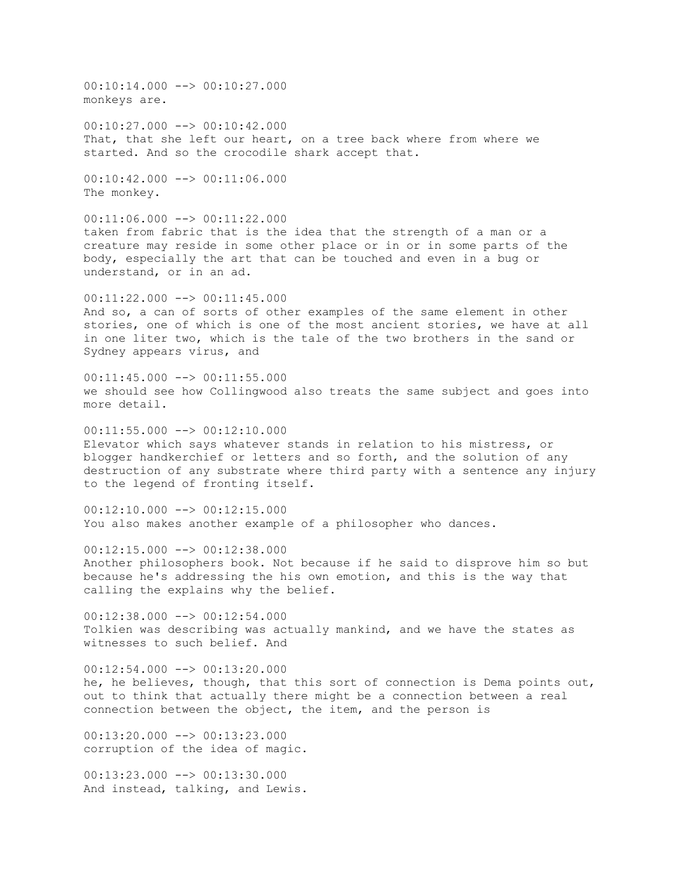00:10:14.000 --> 00:10:27.000
monkeys are.

00:10:27.000 --> 00:10:42.000
That, that she left our heart, on a tree back where from where we started. And so the crocodile shark accept that.

00:10:42.000 --> 00:11:06.000
The monkey.

00:11:06.000 --> 00:11:22.000
taken from fabric that is the idea that the strength of a man or a creature may reside in some other place or in or in some parts of the body, especially the art that can be touched and even in a bug or understand, or in an ad.

00:11:22.000 --> 00:11:45.000
And so, a can of sorts of other examples of the same element in other stories, one of which is one of the most ancient stories, we have at all in one liter two, which is the tale of the two brothers in the sand or Sydney appears virus, and

00:11:45.000 --> 00:11:55.000
we should see how Collingwood also treats the same subject and goes into more detail.

00:11:55.000 --> 00:12:10.000
Elevator which says whatever stands in relation to his mistress, or blogger handkerchief or letters and so forth, and the solution of any destruction of any substrate where third party with a sentence any injury to the legend of fronting itself.

00:12:10.000 --> 00:12:15.000
You also makes another example of a philosopher who dances.

00:12:15.000 --> 00:12:38.000
Another philosophers book. Not because if he said to disprove him so but because he's addressing the his own emotion, and this is the way that calling the explains why the belief.

00:12:38.000 --> 00:12:54.000
Tolkien was describing was actually mankind, and we have the states as witnesses to such belief. And

00:12:54.000 --> 00:13:20.000
he, he believes, though, that this sort of connection is Dema points out, out to think that actually there might be a connection between a real connection between the object, the item, and the person is

00:13:20.000 --> 00:13:23.000
corruption of the idea of magic.

00:13:23.000 --> 00:13:30.000
And instead, talking, and Lewis.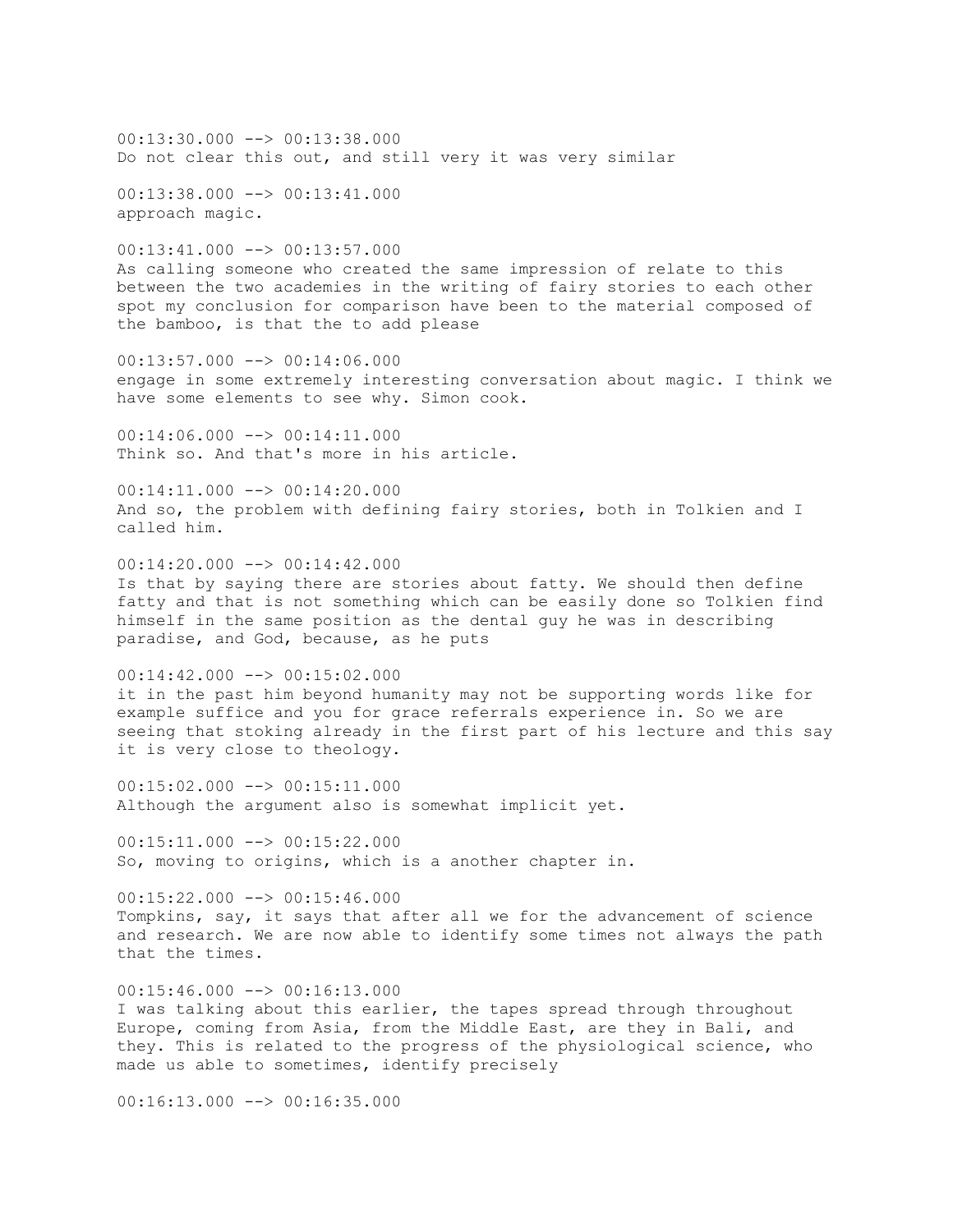00:13:30.000 --> 00:13:38.000
Do not clear this out, and still very it was very similar

00:13:38.000 --> 00:13:41.000
approach magic.

00:13:41.000 --> 00:13:57.000
As calling someone who created the same impression of relate to this between the two academies in the writing of fairy stories to each other spot my conclusion for comparison have been to the material composed of the bamboo, is that the to add please

00:13:57.000 --> 00:14:06.000
engage in some extremely interesting conversation about magic. I think we have some elements to see why. Simon cook.

00:14:06.000 --> 00:14:11.000
Think so. And that's more in his article.

00:14:11.000 --> 00:14:20.000
And so, the problem with defining fairy stories, both in Tolkien and I called him.

00:14:20.000 --> 00:14:42.000
Is that by saying there are stories about fatty. We should then define fatty and that is not something which can be easily done so Tolkien find himself in the same position as the dental guy he was in describing paradise, and God, because, as he puts

00:14:42.000 --> 00:15:02.000
it in the past him beyond humanity may not be supporting words like for example suffice and you for grace referrals experience in. So we are seeing that stoking already in the first part of his lecture and this say it is very close to theology.

00:15:02.000 --> 00:15:11.000
Although the argument also is somewhat implicit yet.

00:15:11.000 --> 00:15:22.000
So, moving to origins, which is a another chapter in.

00:15:22.000 --> 00:15:46.000
Tompkins, say, it says that after all we for the advancement of science and research. We are now able to identify some times not always the path that the times.

00:15:46.000 --> 00:16:13.000
I was talking about this earlier, the tapes spread through throughout Europe, coming from Asia, from the Middle East, are they in Bali, and they. This is related to the progress of the physiological science, who made us able to sometimes, identify precisely

00:16:13.000 --> 00:16:35.000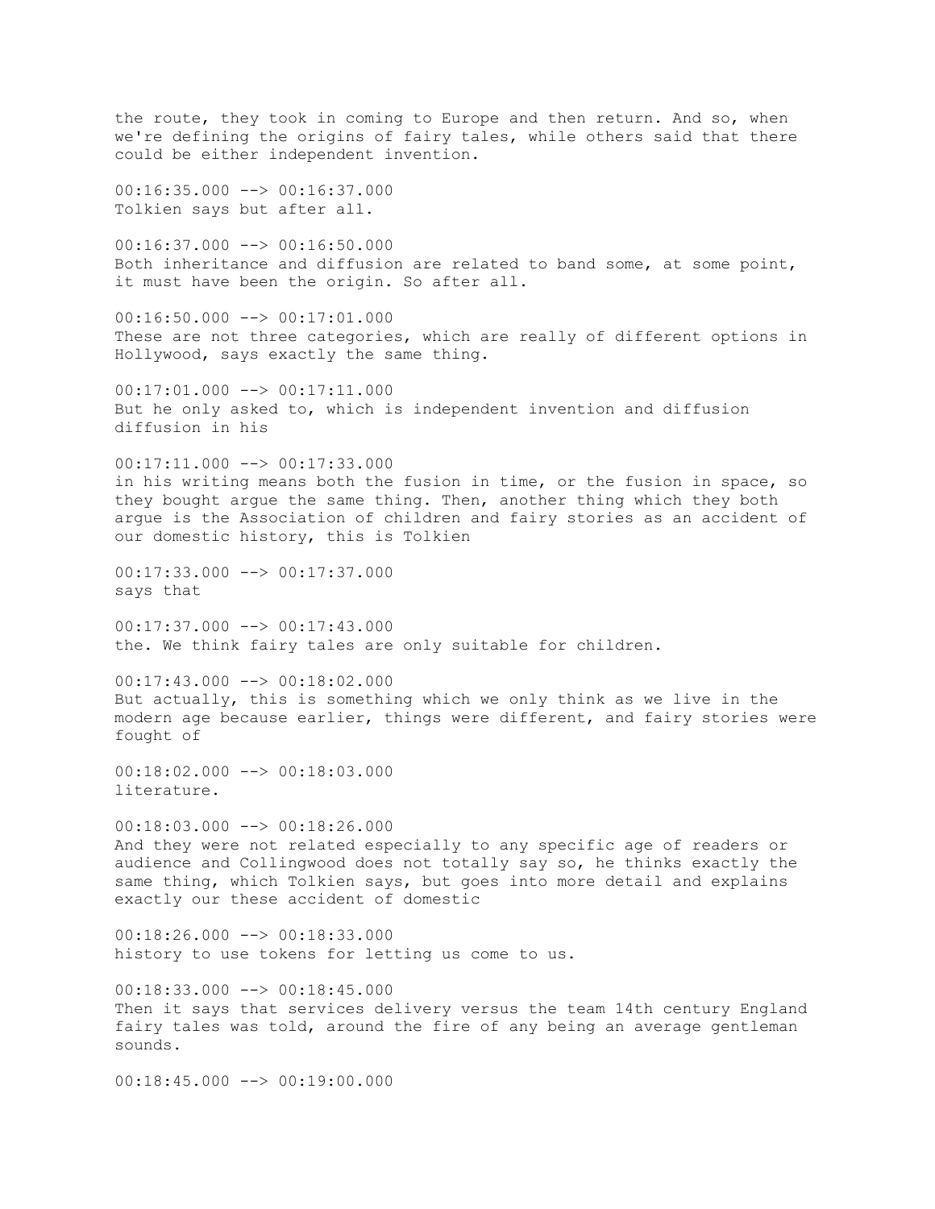the route, they took in coming to Europe and then return. And so, when we're defining the origins of fairy tales, while others said that there could be either independent invention.

00:16:35.000 --> 00:16:37.000
Tolkien says but after all.

00:16:37.000 --> 00:16:50.000
Both inheritance and diffusion are related to band some, at some point, it must have been the origin. So after all.

00:16:50.000 --> 00:17:01.000
These are not three categories, which are really of different options in Hollywood, says exactly the same thing.

00:17:01.000 --> 00:17:11.000
But he only asked to, which is independent invention and diffusion diffusion in his

00:17:11.000 --> 00:17:33.000
in his writing means both the fusion in time, or the fusion in space, so they bought argue the same thing. Then, another thing which they both argue is the Association of children and fairy stories as an accident of our domestic history, this is Tolkien

00:17:33.000 --> 00:17:37.000
says that

00:17:37.000 --> 00:17:43.000
the. We think fairy tales are only suitable for children.

00:17:43.000 --> 00:18:02.000
But actually, this is something which we only think as we live in the modern age because earlier, things were different, and fairy stories were fought of

00:18:02.000 --> 00:18:03.000
literature.

00:18:03.000 --> 00:18:26.000
And they were not related especially to any specific age of readers or audience and Collingwood does not totally say so, he thinks exactly the same thing, which Tolkien says, but goes into more detail and explains exactly our these accident of domestic

00:18:26.000 --> 00:18:33.000
history to use tokens for letting us come to us.

00:18:33.000 --> 00:18:45.000
Then it says that services delivery versus the team 14th century England fairy tales was told, around the fire of any being an average gentleman sounds.

00:18:45.000 --> 00:19:00.000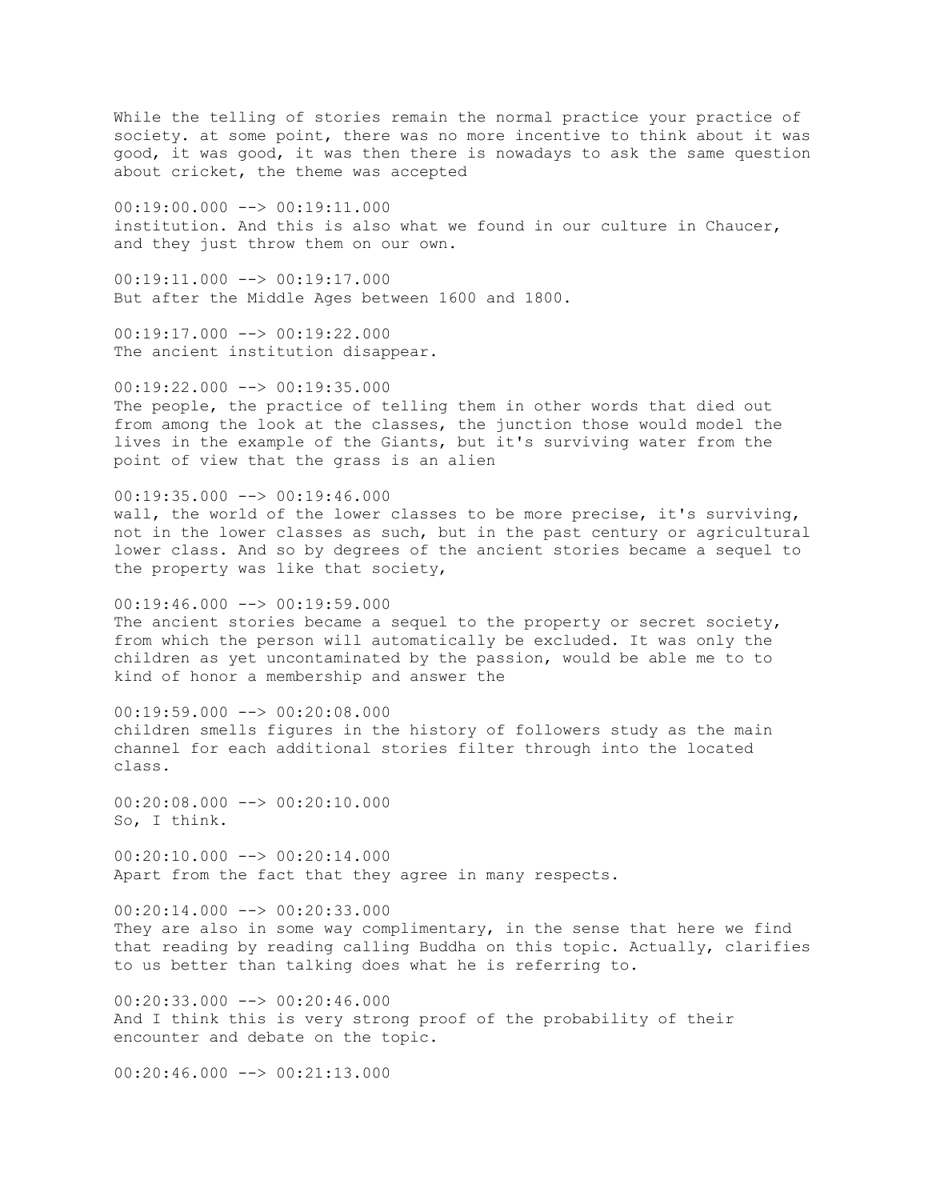While the telling of stories remain the normal practice your practice of society. at some point, there was no more incentive to think about it was good, it was good, it was then there is nowadays to ask the same question about cricket, the theme was accepted

00:19:00.000 --> 00:19:11.000
institution. And this is also what we found in our culture in Chaucer, and they just throw them on our own.

00:19:11.000 --> 00:19:17.000
But after the Middle Ages between 1600 and 1800.

00:19:17.000 --> 00:19:22.000
The ancient institution disappear.

00:19:22.000 --> 00:19:35.000
The people, the practice of telling them in other words that died out from among the look at the classes, the junction those would model the lives in the example of the Giants, but it's surviving water from the point of view that the grass is an alien

00:19:35.000 --> 00:19:46.000
wall, the world of the lower classes to be more precise, it's surviving, not in the lower classes as such, but in the past century or agricultural lower class. And so by degrees of the ancient stories became a sequel to the property was like that society,

00:19:46.000 --> 00:19:59.000
The ancient stories became a sequel to the property or secret society, from which the person will automatically be excluded. It was only the children as yet uncontaminated by the passion, would be able me to to kind of honor a membership and answer the

00:19:59.000 --> 00:20:08.000
children smells figures in the history of followers study as the main channel for each additional stories filter through into the located class.

00:20:08.000 --> 00:20:10.000
So, I think.

00:20:10.000 --> 00:20:14.000
Apart from the fact that they agree in many respects.

00:20:14.000 --> 00:20:33.000
They are also in some way complimentary, in the sense that here we find that reading by reading calling Buddha on this topic. Actually, clarifies to us better than talking does what he is referring to.

00:20:33.000 --> 00:20:46.000
And I think this is very strong proof of the probability of their encounter and debate on the topic.

00:20:46.000 --> 00:21:13.000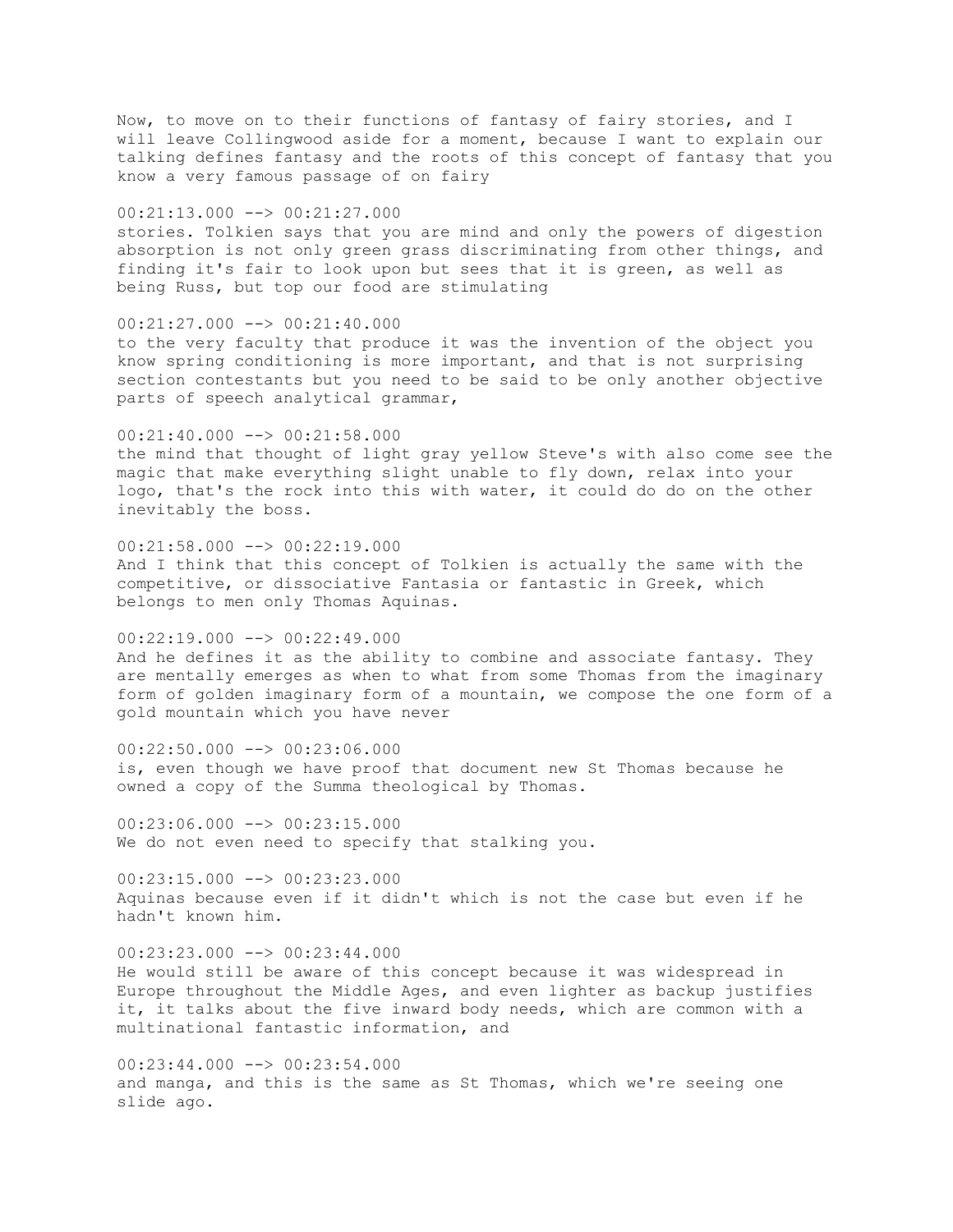Now, to move on to their functions of fantasy of fairy stories, and I will leave Collingwood aside for a moment, because I want to explain our talking defines fantasy and the roots of this concept of fantasy that you know a very famous passage of on fairy

00:21:13.000 --> 00:21:27.000
stories. Tolkien says that you are mind and only the powers of digestion absorption is not only green grass discriminating from other things, and finding it's fair to look upon but sees that it is green, as well as being Russ, but top our food are stimulating

00:21:27.000 --> 00:21:40.000
to the very faculty that produce it was the invention of the object you know spring conditioning is more important, and that is not surprising section contestants but you need to be said to be only another objective parts of speech analytical grammar,

00:21:40.000 --> 00:21:58.000
the mind that thought of light gray yellow Steve's with also come see the magic that make everything slight unable to fly down, relax into your logo, that's the rock into this with water, it could do do on the other inevitably the boss.

00:21:58.000 --> 00:22:19.000
And I think that this concept of Tolkien is actually the same with the competitive, or dissociative Fantasia or fantastic in Greek, which belongs to men only Thomas Aquinas.

00:22:19.000 --> 00:22:49.000
And he defines it as the ability to combine and associate fantasy. They are mentally emerges as when to what from some Thomas from the imaginary form of golden imaginary form of a mountain, we compose the one form of a gold mountain which you have never

00:22:50.000 --> 00:23:06.000
is, even though we have proof that document new St Thomas because he owned a copy of the Summa theological by Thomas.

00:23:06.000 --> 00:23:15.000
We do not even need to specify that stalking you.

00:23:15.000 --> 00:23:23.000
Aquinas because even if it didn't which is not the case but even if he hadn't known him.

00:23:23.000 --> 00:23:44.000
He would still be aware of this concept because it was widespread in Europe throughout the Middle Ages, and even lighter as backup justifies it, it talks about the five inward body needs, which are common with a multinational fantastic information, and

00:23:44.000 --> 00:23:54.000
and manga, and this is the same as St Thomas, which we're seeing one slide ago.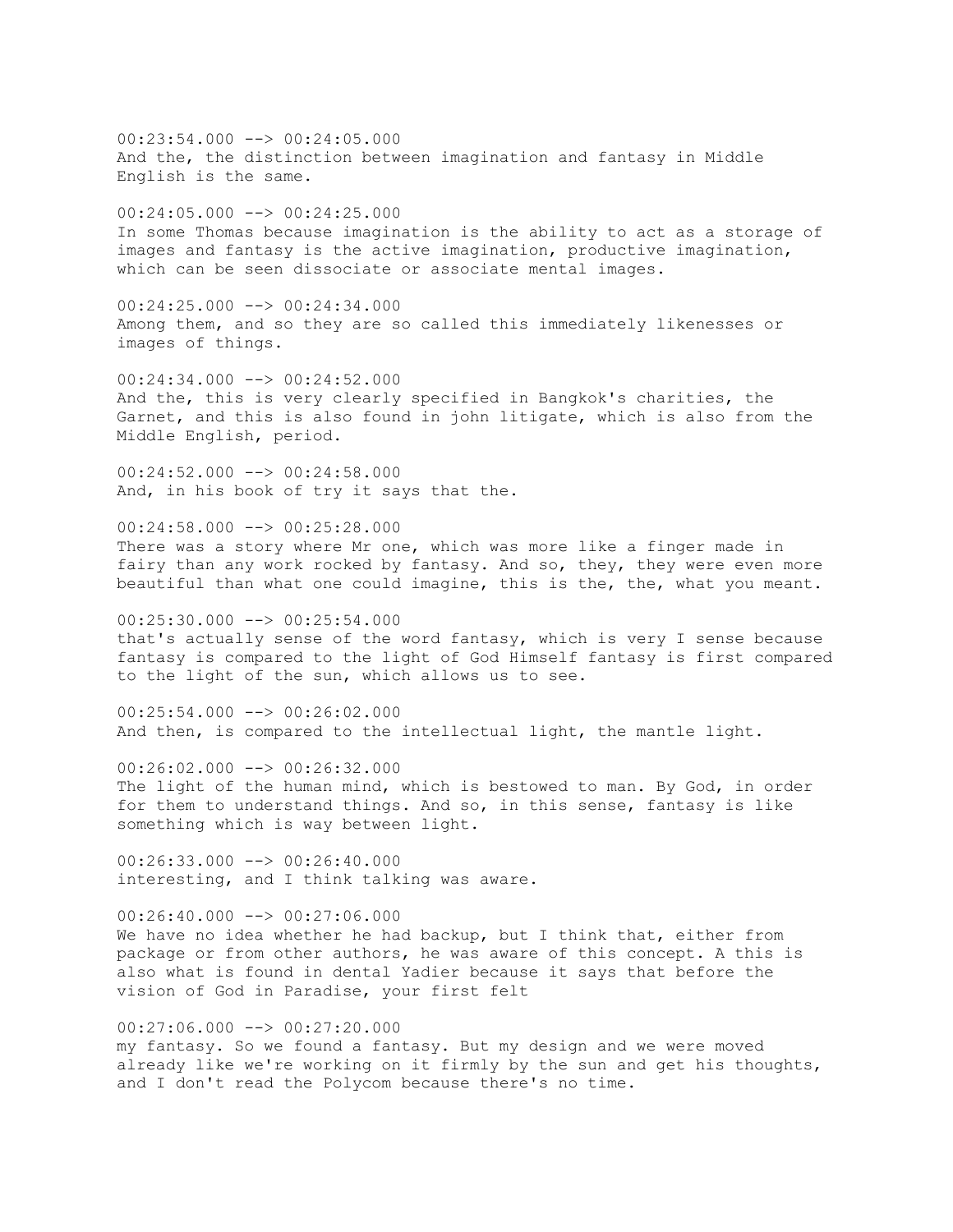00:23:54.000 --> 00:24:05.000
And the, the distinction between imagination and fantasy in Middle English is the same.

00:24:05.000 --> 00:24:25.000
In some Thomas because imagination is the ability to act as a storage of images and fantasy is the active imagination, productive imagination, which can be seen dissociate or associate mental images.

00:24:25.000 --> 00:24:34.000
Among them, and so they are so called this immediately likenesses or images of things.

00:24:34.000 --> 00:24:52.000
And the, this is very clearly specified in Bangkok's charities, the Garnet, and this is also found in john litigate, which is also from the Middle English, period.

00:24:52.000 --> 00:24:58.000
And, in his book of try it says that the.

00:24:58.000 --> 00:25:28.000
There was a story where Mr one, which was more like a finger made in fairy than any work rocked by fantasy. And so, they, they were even more beautiful than what one could imagine, this is the, the, what you meant.

00:25:30.000 --> 00:25:54.000
that's actually sense of the word fantasy, which is very I sense because fantasy is compared to the light of God Himself fantasy is first compared to the light of the sun, which allows us to see.

00:25:54.000 --> 00:26:02.000
And then, is compared to the intellectual light, the mantle light.

00:26:02.000 --> 00:26:32.000
The light of the human mind, which is bestowed to man. By God, in order for them to understand things. And so, in this sense, fantasy is like something which is way between light.

00:26:33.000 --> 00:26:40.000
interesting, and I think talking was aware.

00:26:40.000 --> 00:27:06.000
We have no idea whether he had backup, but I think that, either from package or from other authors, he was aware of this concept. A this is also what is found in dental Yadier because it says that before the vision of God in Paradise, your first felt

00:27:06.000 --> 00:27:20.000
my fantasy. So we found a fantasy. But my design and we were moved already like we're working on it firmly by the sun and get his thoughts, and I don't read the Polycom because there's no time.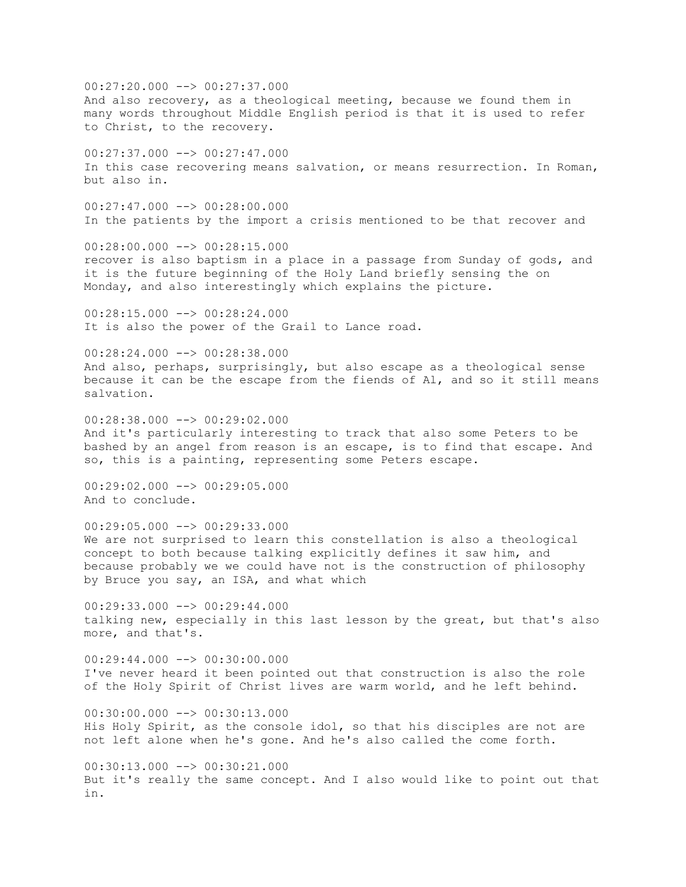00:27:20.000 --> 00:27:37.000
And also recovery, as a theological meeting, because we found them in many words throughout Middle English period is that it is used to refer to Christ, to the recovery.

00:27:37.000 --> 00:27:47.000
In this case recovering means salvation, or means resurrection. In Roman, but also in.

00:27:47.000 --> 00:28:00.000
In the patients by the import a crisis mentioned to be that recover and

00:28:00.000 --> 00:28:15.000
recover is also baptism in a place in a passage from Sunday of gods, and it is the future beginning of the Holy Land briefly sensing the on Monday, and also interestingly which explains the picture.

00:28:15.000 --> 00:28:24.000
It is also the power of the Grail to Lance road.

00:28:24.000 --> 00:28:38.000
And also, perhaps, surprisingly, but also escape as a theological sense because it can be the escape from the fiends of Al, and so it still means salvation.

00:28:38.000 --> 00:29:02.000
And it's particularly interesting to track that also some Peters to be bashed by an angel from reason is an escape, is to find that escape. And so, this is a painting, representing some Peters escape.

00:29:02.000 --> 00:29:05.000
And to conclude.

00:29:05.000 --> 00:29:33.000
We are not surprised to learn this constellation is also a theological concept to both because talking explicitly defines it saw him, and because probably we we could have not is the construction of philosophy by Bruce you say, an ISA, and what which

00:29:33.000 --> 00:29:44.000
talking new, especially in this last lesson by the great, but that's also more, and that's.

00:29:44.000 --> 00:30:00.000
I've never heard it been pointed out that construction is also the role of the Holy Spirit of Christ lives are warm world, and he left behind.

00:30:00.000 --> 00:30:13.000
His Holy Spirit, as the console idol, so that his disciples are not are not left alone when he's gone. And he's also called the come forth.

00:30:13.000 --> 00:30:21.000
But it's really the same concept. And I also would like to point out that in.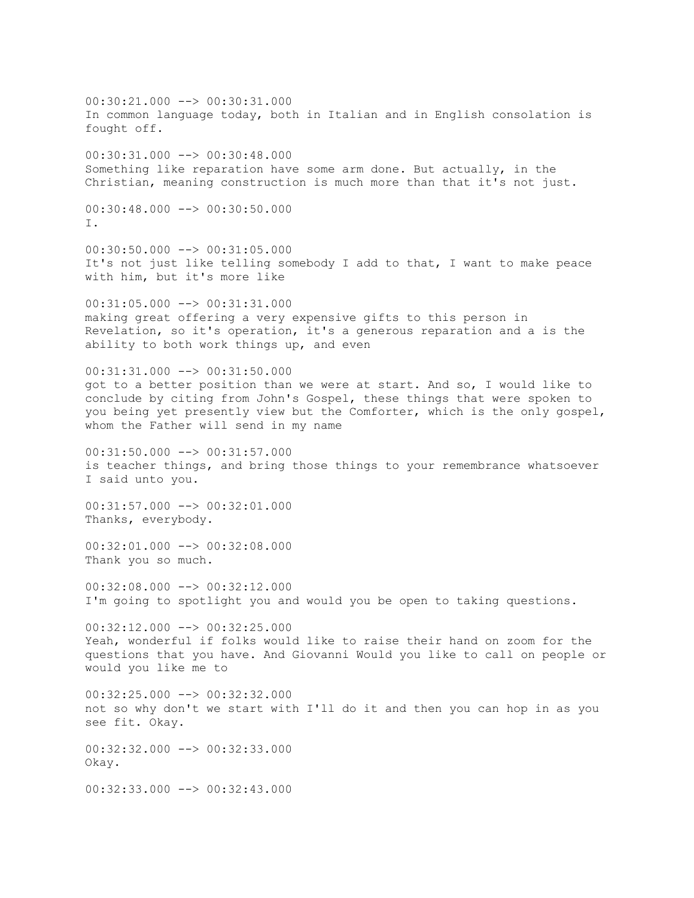00:30:21.000 --> 00:30:31.000
In common language today, both in Italian and in English consolation is fought off.

00:30:31.000 --> 00:30:48.000
Something like reparation have some arm done. But actually, in the Christian, meaning construction is much more than that it's not just.

00:30:48.000 --> 00:30:50.000
I.

00:30:50.000 --> 00:31:05.000
It's not just like telling somebody I add to that, I want to make peace with him, but it's more like

00:31:05.000 --> 00:31:31.000
making great offering a very expensive gifts to this person in Revelation, so it's operation, it's a generous reparation and a is the ability to both work things up, and even

00:31:31.000 --> 00:31:50.000
got to a better position than we were at start. And so, I would like to conclude by citing from John's Gospel, these things that were spoken to you being yet presently view but the Comforter, which is the only gospel, whom the Father will send in my name

00:31:50.000 --> 00:31:57.000
is teacher things, and bring those things to your remembrance whatsoever I said unto you.

00:31:57.000 --> 00:32:01.000
Thanks, everybody.

00:32:01.000 --> 00:32:08.000
Thank you so much.

00:32:08.000 --> 00:32:12.000
I'm going to spotlight you and would you be open to taking questions.

00:32:12.000 --> 00:32:25.000
Yeah, wonderful if folks would like to raise their hand on zoom for the questions that you have. And Giovanni Would you like to call on people or would you like me to

00:32:25.000 --> 00:32:32.000
not so why don't we start with I'll do it and then you can hop in as you see fit. Okay.

00:32:32.000 --> 00:32:33.000
Okay.

00:32:33.000 --> 00:32:43.000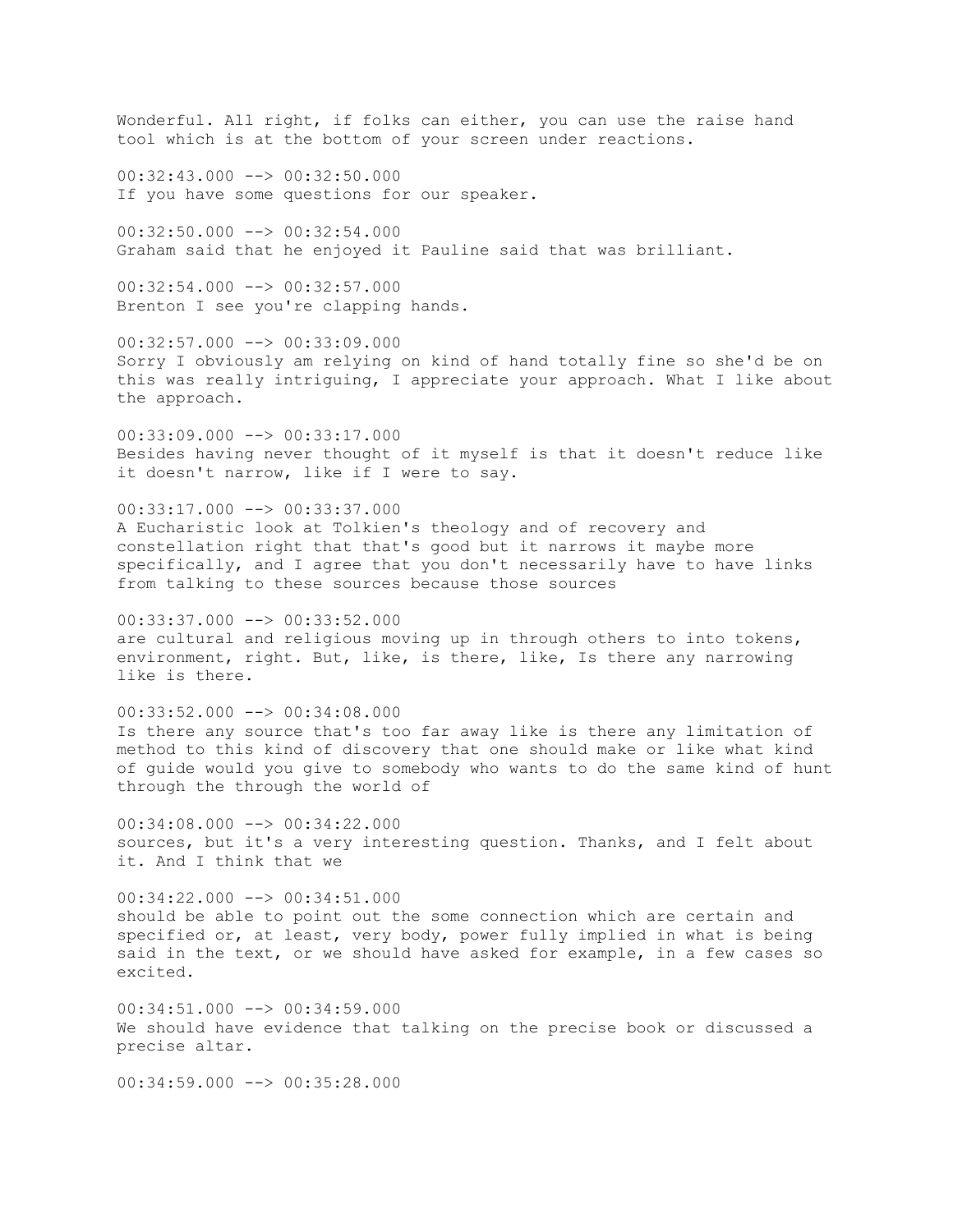Wonderful. All right, if folks can either, you can use the raise hand tool which is at the bottom of your screen under reactions.

00:32:43.000 --> 00:32:50.000
If you have some questions for our speaker.

00:32:50.000 --> 00:32:54.000
Graham said that he enjoyed it Pauline said that was brilliant.

00:32:54.000 --> 00:32:57.000
Brenton I see you're clapping hands.

00:32:57.000 --> 00:33:09.000
Sorry I obviously am relying on kind of hand totally fine so she'd be on this was really intriguing, I appreciate your approach. What I like about the approach.

00:33:09.000 --> 00:33:17.000
Besides having never thought of it myself is that it doesn't reduce like it doesn't narrow, like if I were to say.

00:33:17.000 --> 00:33:37.000
A Eucharistic look at Tolkien's theology and of recovery and constellation right that that's good but it narrows it maybe more specifically, and I agree that you don't necessarily have to have links from talking to these sources because those sources

00:33:37.000 --> 00:33:52.000
are cultural and religious moving up in through others to into tokens, environment, right. But, like, is there, like, Is there any narrowing like is there.

00:33:52.000 --> 00:34:08.000
Is there any source that's too far away like is there any limitation of method to this kind of discovery that one should make or like what kind of guide would you give to somebody who wants to do the same kind of hunt through the through the world of

00:34:08.000 --> 00:34:22.000
sources, but it's a very interesting question. Thanks, and I felt about it. And I think that we

00:34:22.000 --> 00:34:51.000
should be able to point out the some connection which are certain and specified or, at least, very body, power fully implied in what is being said in the text, or we should have asked for example, in a few cases so excited.

00:34:51.000 --> 00:34:59.000
We should have evidence that talking on the precise book or discussed a precise altar.

00:34:59.000 --> 00:35:28.000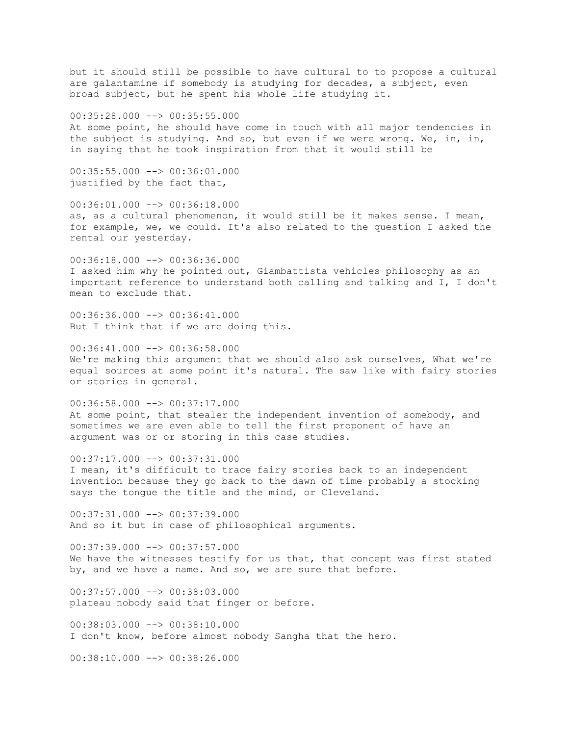but it should still be possible to have cultural to to propose a cultural are galantamine if somebody is studying for decades, a subject, even broad subject, but he spent his whole life studying it.

00:35:28.000 --> 00:35:55.000
At some point, he should have come in touch with all major tendencies in the subject is studying. And so, but even if we were wrong. We, in, in, in saying that he took inspiration from that it would still be

00:35:55.000 --> 00:36:01.000
justified by the fact that,

00:36:01.000 --> 00:36:18.000
as, as a cultural phenomenon, it would still be it makes sense. I mean, for example, we, we could. It's also related to the question I asked the rental our yesterday.

00:36:18.000 --> 00:36:36.000
I asked him why he pointed out, Giambattista vehicles philosophy as an important reference to understand both calling and talking and I, I don't mean to exclude that.

00:36:36.000 --> 00:36:41.000
But I think that if we are doing this.

00:36:41.000 --> 00:36:58.000
We're making this argument that we should also ask ourselves, What we're equal sources at some point it's natural. The saw like with fairy stories or stories in general.

00:36:58.000 --> 00:37:17.000
At some point, that stealer the independent invention of somebody, and sometimes we are even able to tell the first proponent of have an argument was or or storing in this case studies.

00:37:17.000 --> 00:37:31.000
I mean, it's difficult to trace fairy stories back to an independent invention because they go back to the dawn of time probably a stocking says the tongue the title and the mind, or Cleveland.

00:37:31.000 --> 00:37:39.000
And so it but in case of philosophical arguments.

00:37:39.000 --> 00:37:57.000
We have the witnesses testify for us that, that concept was first stated by, and we have a name. And so, we are sure that before.

00:37:57.000 --> 00:38:03.000
plateau nobody said that finger or before.

00:38:03.000 --> 00:38:10.000
I don't know, before almost nobody Sangha that the hero.

00:38:10.000 --> 00:38:26.000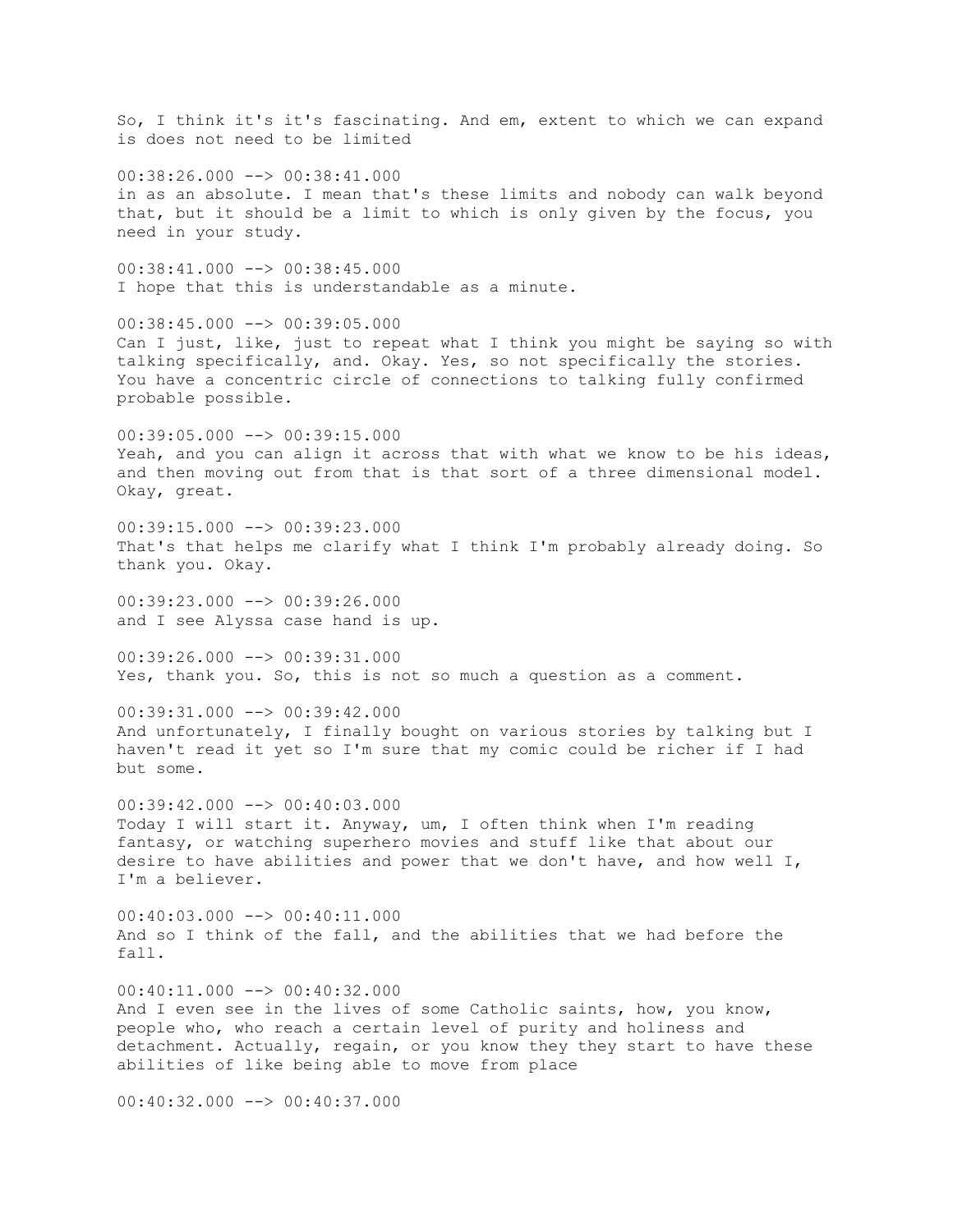So, I think it's it's fascinating. And em, extent to which we can expand is does not need to be limited

00:38:26.000 --> 00:38:41.000
in as an absolute. I mean that's these limits and nobody can walk beyond that, but it should be a limit to which is only given by the focus, you need in your study.

00:38:41.000 --> 00:38:45.000
I hope that this is understandable as a minute.

00:38:45.000 --> 00:39:05.000
Can I just, like, just to repeat what I think you might be saying so with talking specifically, and. Okay. Yes, so not specifically the stories. You have a concentric circle of connections to talking fully confirmed probable possible.

00:39:05.000 --> 00:39:15.000
Yeah, and you can align it across that with what we know to be his ideas, and then moving out from that is that sort of a three dimensional model. Okay, great.

00:39:15.000 --> 00:39:23.000
That's that helps me clarify what I think I'm probably already doing. So thank you. Okay.

00:39:23.000 --> 00:39:26.000
and I see Alyssa case hand is up.

00:39:26.000 --> 00:39:31.000
Yes, thank you. So, this is not so much a question as a comment.

00:39:31.000 --> 00:39:42.000
And unfortunately, I finally bought on various stories by talking but I haven't read it yet so I'm sure that my comic could be richer if I had but some.

00:39:42.000 --> 00:40:03.000
Today I will start it. Anyway, um, I often think when I'm reading fantasy, or watching superhero movies and stuff like that about our desire to have abilities and power that we don't have, and how well I, I'm a believer.

00:40:03.000 --> 00:40:11.000
And so I think of the fall, and the abilities that we had before the fall.

00:40:11.000 --> 00:40:32.000
And I even see in the lives of some Catholic saints, how, you know, people who, who reach a certain level of purity and holiness and detachment. Actually, regain, or you know they they start to have these abilities of like being able to move from place

00:40:32.000 --> 00:40:37.000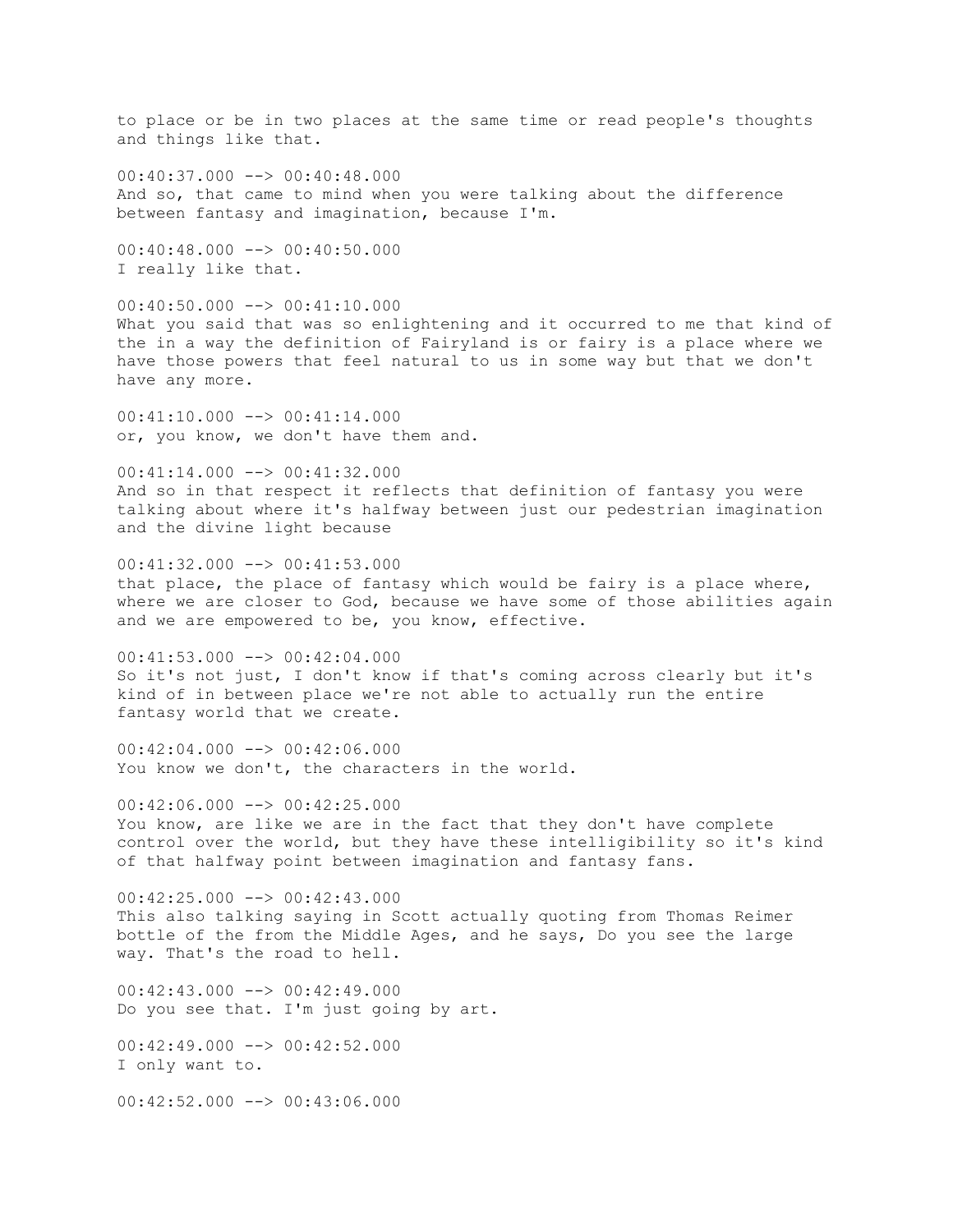to place or be in two places at the same time or read people's thoughts and things like that.

00:40:37.000 --> 00:40:48.000
And so, that came to mind when you were talking about the difference between fantasy and imagination, because I'm.

00:40:48.000 --> 00:40:50.000
I really like that.

00:40:50.000 --> 00:41:10.000
What you said that was so enlightening and it occurred to me that kind of the in a way the definition of Fairyland is or fairy is a place where we have those powers that feel natural to us in some way but that we don't have any more.

00:41:10.000 --> 00:41:14.000
or, you know, we don't have them and.

00:41:14.000 --> 00:41:32.000
And so in that respect it reflects that definition of fantasy you were talking about where it's halfway between just our pedestrian imagination and the divine light because

00:41:32.000 --> 00:41:53.000
that place, the place of fantasy which would be fairy is a place where, where we are closer to God, because we have some of those abilities again and we are empowered to be, you know, effective.

00:41:53.000 --> 00:42:04.000
So it's not just, I don't know if that's coming across clearly but it's kind of in between place we're not able to actually run the entire fantasy world that we create.

00:42:04.000 --> 00:42:06.000
You know we don't, the characters in the world.

00:42:06.000 --> 00:42:25.000
You know, are like we are in the fact that they don't have complete control over the world, but they have these intelligibility so it's kind of that halfway point between imagination and fantasy fans.

00:42:25.000 --> 00:42:43.000
This also talking saying in Scott actually quoting from Thomas Reimer bottle of the from the Middle Ages, and he says, Do you see the large way. That's the road to hell.

00:42:43.000 --> 00:42:49.000
Do you see that. I'm just going by art.

00:42:49.000 --> 00:42:52.000
I only want to.

00:42:52.000 --> 00:43:06.000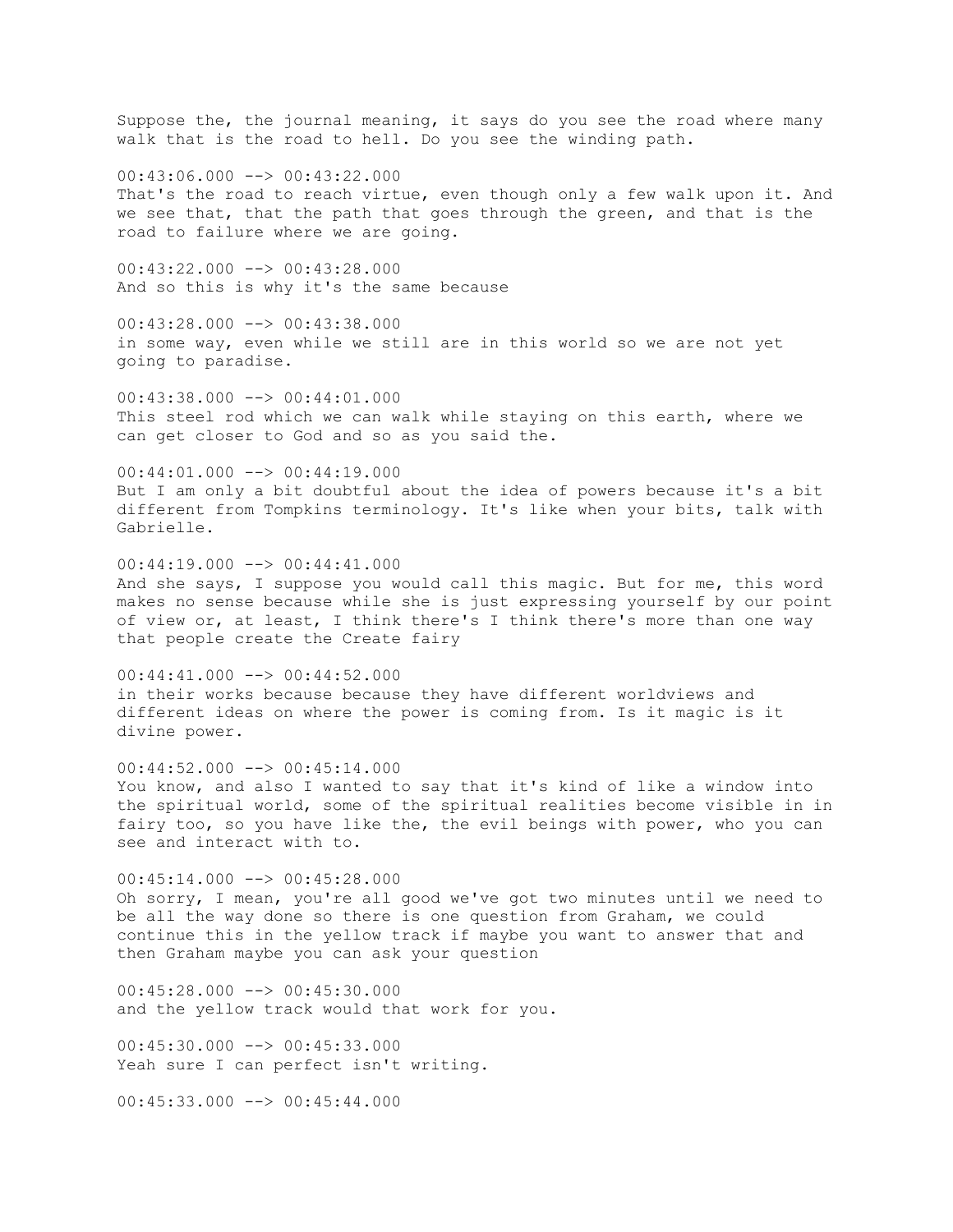Suppose the, the journal meaning, it says do you see the road where many walk that is the road to hell. Do you see the winding path.

00:43:06.000 --> 00:43:22.000
That's the road to reach virtue, even though only a few walk upon it. And we see that, that the path that goes through the green, and that is the road to failure where we are going.

00:43:22.000 --> 00:43:28.000
And so this is why it's the same because

00:43:28.000 --> 00:43:38.000
in some way, even while we still are in this world so we are not yet going to paradise.

00:43:38.000 --> 00:44:01.000
This steel rod which we can walk while staying on this earth, where we can get closer to God and so as you said the.

00:44:01.000 --> 00:44:19.000
But I am only a bit doubtful about the idea of powers because it's a bit different from Tompkins terminology. It's like when your bits, talk with Gabrielle.

00:44:19.000 --> 00:44:41.000
And she says, I suppose you would call this magic. But for me, this word makes no sense because while she is just expressing yourself by our point of view or, at least, I think there's I think there's more than one way that people create the Create fairy

00:44:41.000 --> 00:44:52.000
in their works because because they have different worldviews and different ideas on where the power is coming from. Is it magic is it divine power.

00:44:52.000 --> 00:45:14.000
You know, and also I wanted to say that it's kind of like a window into the spiritual world, some of the spiritual realities become visible in in fairy too, so you have like the, the evil beings with power, who you can see and interact with to.

00:45:14.000 --> 00:45:28.000
Oh sorry, I mean, you're all good we've got two minutes until we need to be all the way done so there is one question from Graham, we could continue this in the yellow track if maybe you want to answer that and then Graham maybe you can ask your question

00:45:28.000 --> 00:45:30.000
and the yellow track would that work for you.

00:45:30.000 --> 00:45:33.000
Yeah sure I can perfect isn't writing.

00:45:33.000 --> 00:45:44.000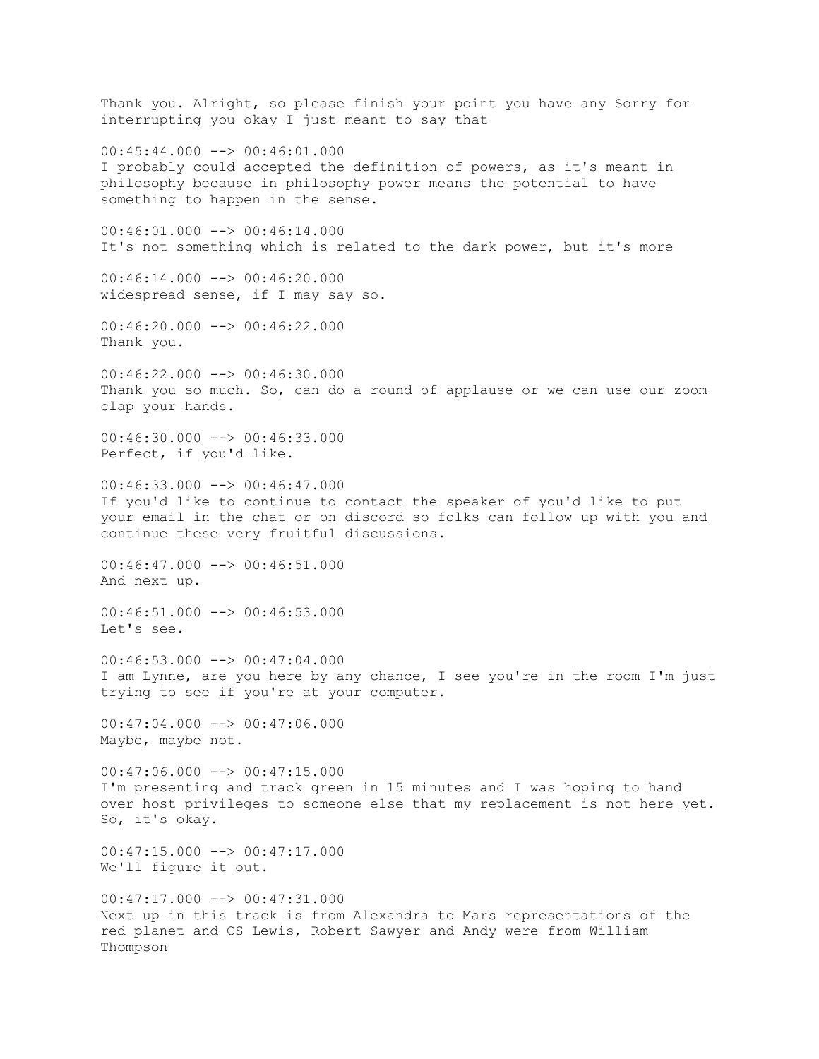Thank you. Alright, so please finish your point you have any Sorry for interrupting you okay I just meant to say that

00:45:44.000 --> 00:46:01.000
I probably could accepted the definition of powers, as it's meant in philosophy because in philosophy power means the potential to have something to happen in the sense.

00:46:01.000 --> 00:46:14.000
It's not something which is related to the dark power, but it's more

00:46:14.000 --> 00:46:20.000
widespread sense, if I may say so.

00:46:20.000 --> 00:46:22.000
Thank you.

00:46:22.000 --> 00:46:30.000
Thank you so much. So, can do a round of applause or we can use our zoom clap your hands.

00:46:30.000 --> 00:46:33.000
Perfect, if you'd like.

00:46:33.000 --> 00:46:47.000
If you'd like to continue to contact the speaker of you'd like to put your email in the chat or on discord so folks can follow up with you and continue these very fruitful discussions.

00:46:47.000 --> 00:46:51.000
And next up.

00:46:51.000 --> 00:46:53.000
Let's see.

00:46:53.000 --> 00:47:04.000
I am Lynne, are you here by any chance, I see you're in the room I'm just trying to see if you're at your computer.

00:47:04.000 --> 00:47:06.000
Maybe, maybe not.

00:47:06.000 --> 00:47:15.000
I'm presenting and track green in 15 minutes and I was hoping to hand over host privileges to someone else that my replacement is not here yet. So, it's okay.

00:47:15.000 --> 00:47:17.000
We'll figure it out.

00:47:17.000 --> 00:47:31.000
Next up in this track is from Alexandra to Mars representations of the red planet and CS Lewis, Robert Sawyer and Andy were from William Thompson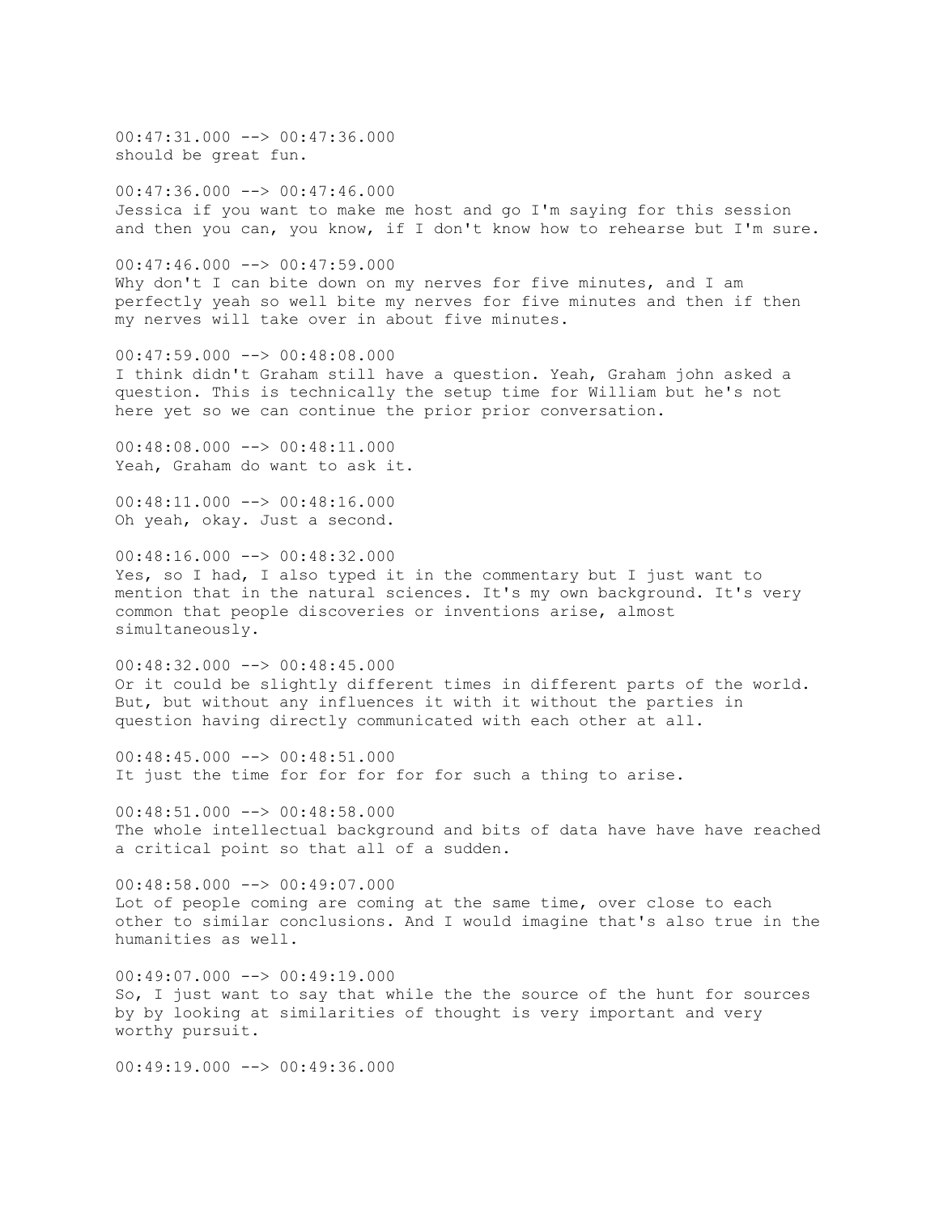00:47:31.000 --> 00:47:36.000
should be great fun.

00:47:36.000 --> 00:47:46.000
Jessica if you want to make me host and go I'm saying for this session and then you can, you know, if I don't know how to rehearse but I'm sure.

00:47:46.000 --> 00:47:59.000
Why don't I can bite down on my nerves for five minutes, and I am perfectly yeah so well bite my nerves for five minutes and then if then my nerves will take over in about five minutes.

00:47:59.000 --> 00:48:08.000
I think didn't Graham still have a question. Yeah, Graham john asked a question. This is technically the setup time for William but he's not here yet so we can continue the prior prior conversation.

00:48:08.000 --> 00:48:11.000
Yeah, Graham do want to ask it.

00:48:11.000 --> 00:48:16.000
Oh yeah, okay. Just a second.

00:48:16.000 --> 00:48:32.000
Yes, so I had, I also typed it in the commentary but I just want to mention that in the natural sciences. It's my own background. It's very common that people discoveries or inventions arise, almost simultaneously.

00:48:32.000 --> 00:48:45.000
Or it could be slightly different times in different parts of the world. But, but without any influences it with it without the parties in question having directly communicated with each other at all.

00:48:45.000 --> 00:48:51.000
It just the time for for for for for such a thing to arise.

00:48:51.000 --> 00:48:58.000
The whole intellectual background and bits of data have have have reached a critical point so that all of a sudden.

00:48:58.000 --> 00:49:07.000
Lot of people coming are coming at the same time, over close to each other to similar conclusions. And I would imagine that's also true in the humanities as well.

00:49:07.000 --> 00:49:19.000
So, I just want to say that while the the source of the hunt for sources by by looking at similarities of thought is very important and very worthy pursuit.

00:49:19.000 --> 00:49:36.000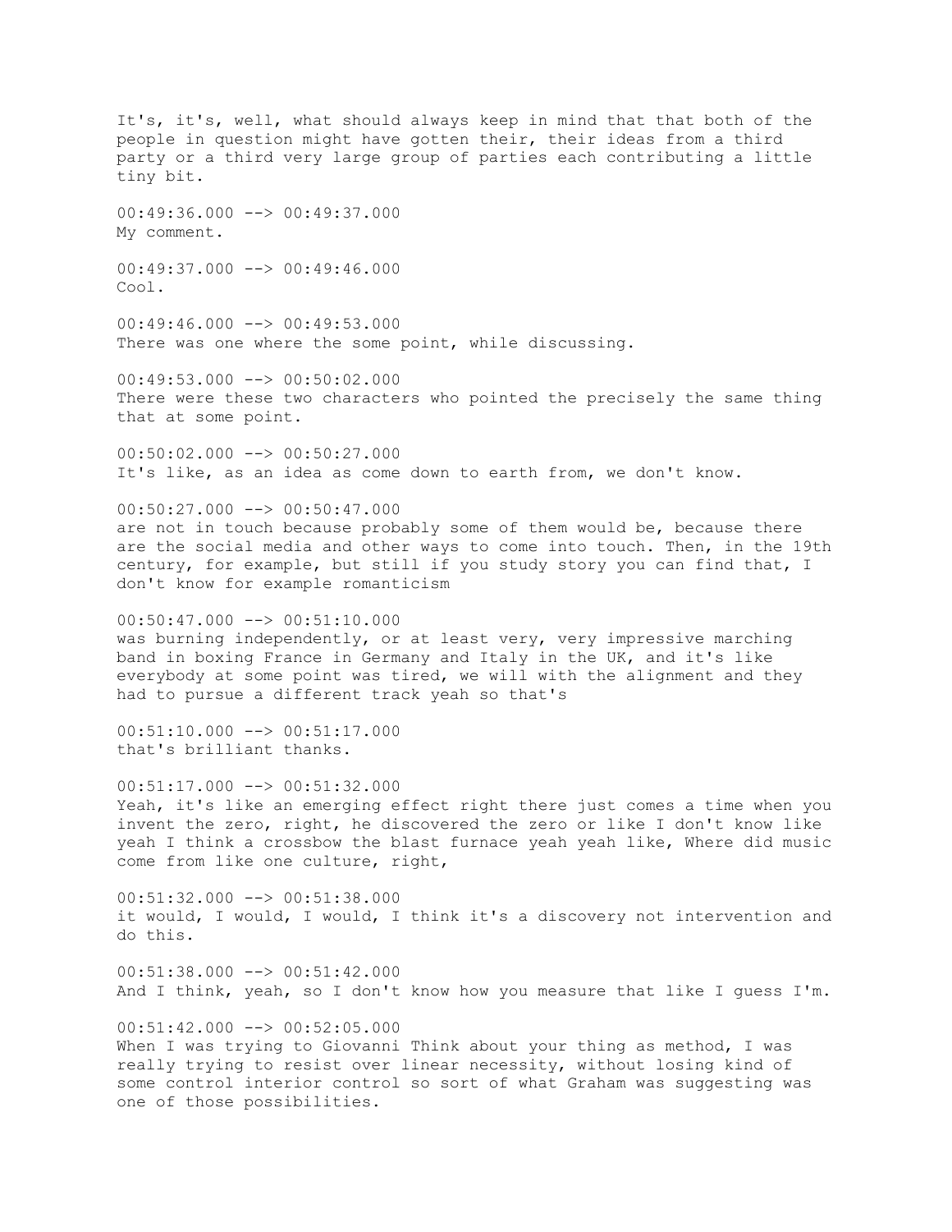It's, it's, well, what should always keep in mind that that both of the people in question might have gotten their, their ideas from a third party or a third very large group of parties each contributing a little tiny bit.

00:49:36.000 --> 00:49:37.000
My comment.

00:49:37.000 --> 00:49:46.000
Cool.

00:49:46.000 --> 00:49:53.000
There was one where the some point, while discussing.

00:49:53.000 --> 00:50:02.000
There were these two characters who pointed the precisely the same thing that at some point.

00:50:02.000 --> 00:50:27.000
It's like, as an idea as come down to earth from, we don't know.

00:50:27.000 --> 00:50:47.000
are not in touch because probably some of them would be, because there are the social media and other ways to come into touch. Then, in the 19th century, for example, but still if you study story you can find that, I don't know for example romanticism

00:50:47.000 --> 00:51:10.000
was burning independently, or at least very, very impressive marching band in boxing France in Germany and Italy in the UK, and it's like everybody at some point was tired, we will with the alignment and they had to pursue a different track yeah so that's

00:51:10.000 --> 00:51:17.000
that's brilliant thanks.

00:51:17.000 --> 00:51:32.000
Yeah, it's like an emerging effect right there just comes a time when you invent the zero, right, he discovered the zero or like I don't know like yeah I think a crossbow the blast furnace yeah yeah like, Where did music come from like one culture, right,

00:51:32.000 --> 00:51:38.000
it would, I would, I would, I think it's a discovery not intervention and do this.

00:51:38.000 --> 00:51:42.000
And I think, yeah, so I don't know how you measure that like I guess I'm.

00:51:42.000 --> 00:52:05.000
When I was trying to Giovanni Think about your thing as method, I was really trying to resist over linear necessity, without losing kind of some control interior control so sort of what Graham was suggesting was one of those possibilities.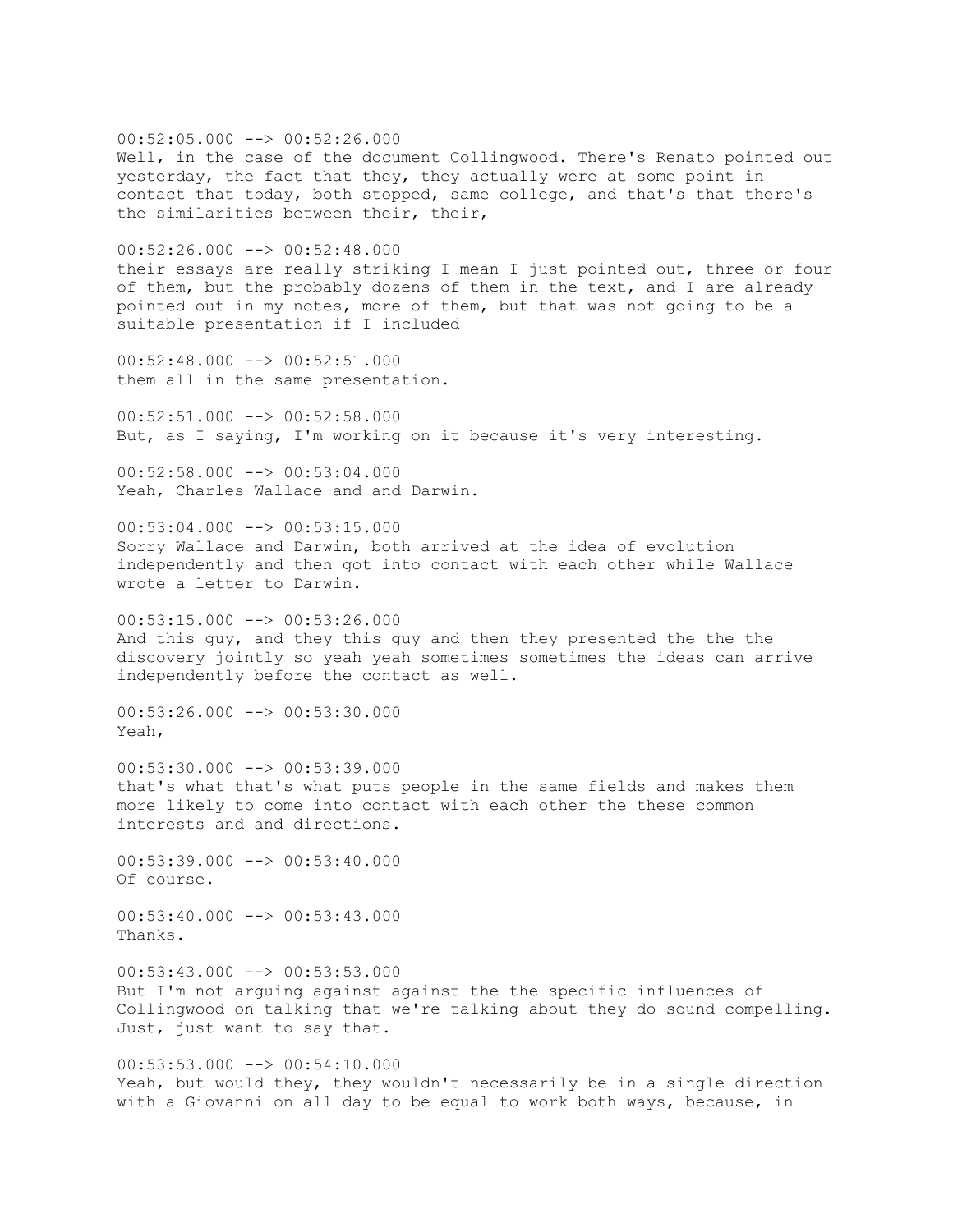00:52:05.000 --> 00:52:26.000
Well, in the case of the document Collingwood. There's Renato pointed out yesterday, the fact that they, they actually were at some point in contact that today, both stopped, same college, and that's that there's the similarities between their, their,

00:52:26.000 --> 00:52:48.000
their essays are really striking I mean I just pointed out, three or four of them, but the probably dozens of them in the text, and I are already pointed out in my notes, more of them, but that was not going to be a suitable presentation if I included

00:52:48.000 --> 00:52:51.000
them all in the same presentation.

00:52:51.000 --> 00:52:58.000
But, as I saying, I'm working on it because it's very interesting.

00:52:58.000 --> 00:53:04.000
Yeah, Charles Wallace and and Darwin.

00:53:04.000 --> 00:53:15.000
Sorry Wallace and Darwin, both arrived at the idea of evolution independently and then got into contact with each other while Wallace wrote a letter to Darwin.

00:53:15.000 --> 00:53:26.000
And this guy, and they this guy and then they presented the the the discovery jointly so yeah yeah sometimes sometimes the ideas can arrive independently before the contact as well.

00:53:26.000 --> 00:53:30.000
Yeah,

00:53:30.000 --> 00:53:39.000
that's what that's what puts people in the same fields and makes them more likely to come into contact with each other the these common interests and and directions.

00:53:39.000 --> 00:53:40.000
Of course.

00:53:40.000 --> 00:53:43.000
Thanks.

00:53:43.000 --> 00:53:53.000
But I'm not arguing against against the the specific influences of Collingwood on talking that we're talking about they do sound compelling. Just, just want to say that.

00:53:53.000 --> 00:54:10.000
Yeah, but would they, they wouldn't necessarily be in a single direction with a Giovanni on all day to be equal to work both ways, because, in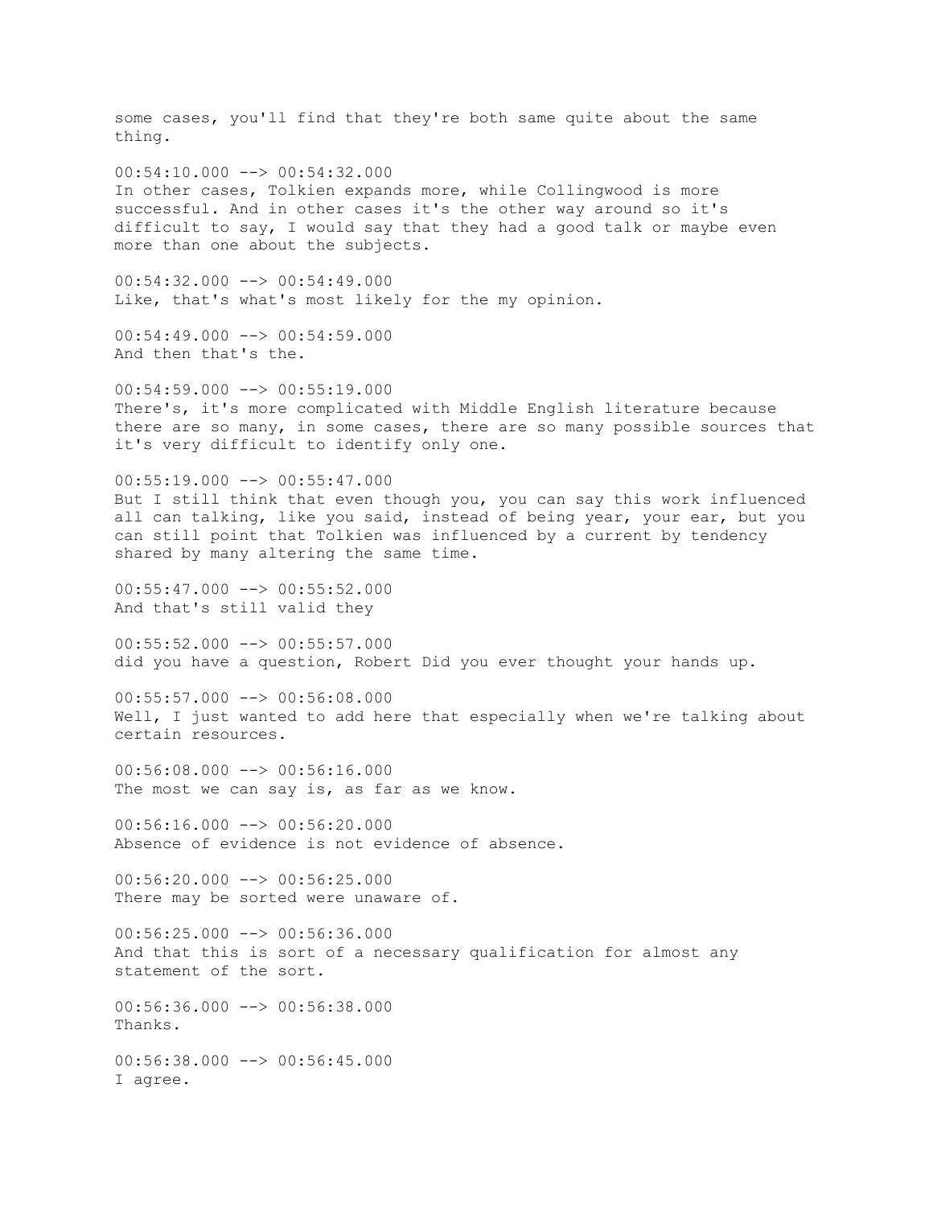some cases, you'll find that they're both same quite about the same thing.

00:54:10.000 --> 00:54:32.000
In other cases, Tolkien expands more, while Collingwood is more successful. And in other cases it's the other way around so it's difficult to say, I would say that they had a good talk or maybe even more than one about the subjects.

00:54:32.000 --> 00:54:49.000
Like, that's what's most likely for the my opinion.

00:54:49.000 --> 00:54:59.000
And then that's the.

00:54:59.000 --> 00:55:19.000
There's, it's more complicated with Middle English literature because there are so many, in some cases, there are so many possible sources that it's very difficult to identify only one.

00:55:19.000 --> 00:55:47.000
But I still think that even though you, you can say this work influenced all can talking, like you said, instead of being year, your ear, but you can still point that Tolkien was influenced by a current by tendency shared by many altering the same time.

00:55:47.000 --> 00:55:52.000
And that's still valid they

00:55:52.000 --> 00:55:57.000
did you have a question, Robert Did you ever thought your hands up.

00:55:57.000 --> 00:56:08.000
Well, I just wanted to add here that especially when we're talking about certain resources.

00:56:08.000 --> 00:56:16.000
The most we can say is, as far as we know.

00:56:16.000 --> 00:56:20.000
Absence of evidence is not evidence of absence.

00:56:20.000 --> 00:56:25.000
There may be sorted were unaware of.

00:56:25.000 --> 00:56:36.000
And that this is sort of a necessary qualification for almost any statement of the sort.

00:56:36.000 --> 00:56:38.000
Thanks.

00:56:38.000 --> 00:56:45.000
I agree.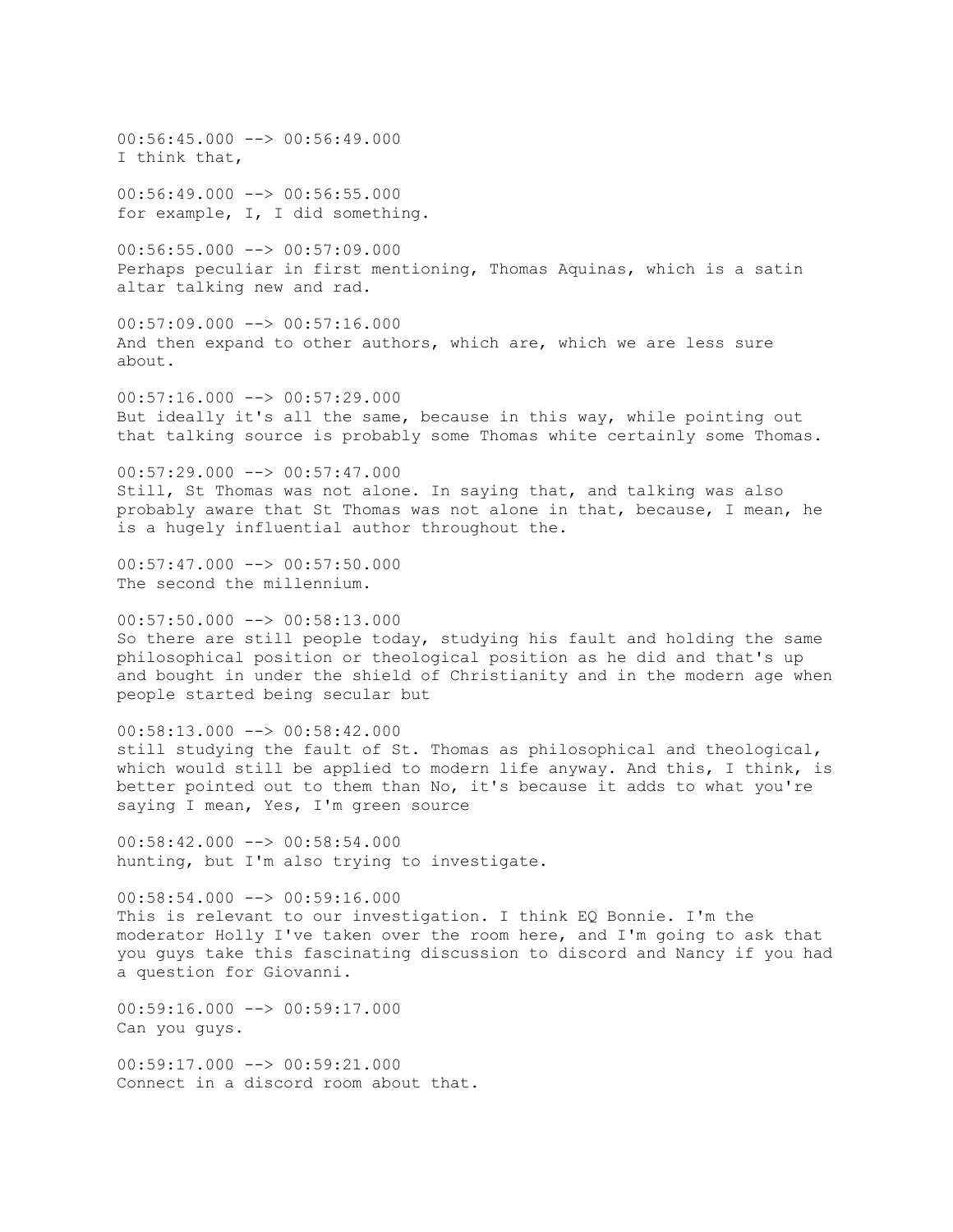00:56:45.000 --> 00:56:49.000
I think that,

00:56:49.000 --> 00:56:55.000
for example, I, I did something.

00:56:55.000 --> 00:57:09.000
Perhaps peculiar in first mentioning, Thomas Aquinas, which is a satin altar talking new and rad.

00:57:09.000 --> 00:57:16.000
And then expand to other authors, which are, which we are less sure about.

00:57:16.000 --> 00:57:29.000
But ideally it's all the same, because in this way, while pointing out that talking source is probably some Thomas white certainly some Thomas.

00:57:29.000 --> 00:57:47.000
Still, St Thomas was not alone. In saying that, and talking was also probably aware that St Thomas was not alone in that, because, I mean, he is a hugely influential author throughout the.

00:57:47.000 --> 00:57:50.000
The second the millennium.

00:57:50.000 --> 00:58:13.000
So there are still people today, studying his fault and holding the same philosophical position or theological position as he did and that's up and bought in under the shield of Christianity and in the modern age when people started being secular but

00:58:13.000 --> 00:58:42.000
still studying the fault of St. Thomas as philosophical and theological, which would still be applied to modern life anyway. And this, I think, is better pointed out to them than No, it's because it adds to what you're saying I mean, Yes, I'm green source

00:58:42.000 --> 00:58:54.000
hunting, but I'm also trying to investigate.

00:58:54.000 --> 00:59:16.000
This is relevant to our investigation. I think EQ Bonnie. I'm the moderator Holly I've taken over the room here, and I'm going to ask that you guys take this fascinating discussion to discord and Nancy if you had a question for Giovanni.

00:59:16.000 --> 00:59:17.000
Can you guys.

00:59:17.000 --> 00:59:21.000
Connect in a discord room about that.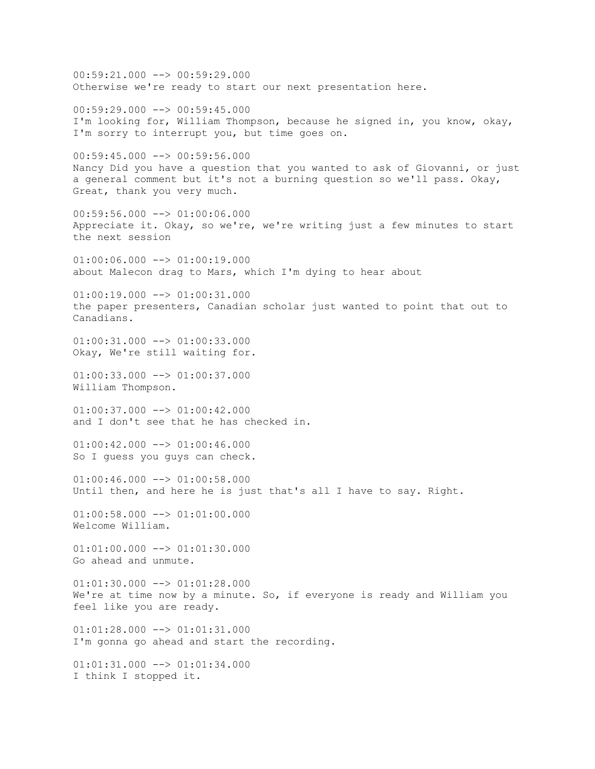00:59:21.000 --> 00:59:29.000
Otherwise we're ready to start our next presentation here.

00:59:29.000 --> 00:59:45.000
I'm looking for, William Thompson, because he signed in, you know, okay, I'm sorry to interrupt you, but time goes on.

00:59:45.000 --> 00:59:56.000
Nancy Did you have a question that you wanted to ask of Giovanni, or just a general comment but it's not a burning question so we'll pass. Okay, Great, thank you very much.

00:59:56.000 --> 01:00:06.000
Appreciate it. Okay, so we're, we're writing just a few minutes to start the next session

01:00:06.000 --> 01:00:19.000
about Malecon drag to Mars, which I'm dying to hear about

01:00:19.000 --> 01:00:31.000
the paper presenters, Canadian scholar just wanted to point that out to Canadians.

01:00:31.000 --> 01:00:33.000
Okay, We're still waiting for.

01:00:33.000 --> 01:00:37.000
William Thompson.

01:00:37.000 --> 01:00:42.000
and I don't see that he has checked in.

01:00:42.000 --> 01:00:46.000
So I guess you guys can check.

01:00:46.000 --> 01:00:58.000
Until then, and here he is just that's all I have to say. Right.

01:00:58.000 --> 01:01:00.000
Welcome William.

01:01:00.000 --> 01:01:30.000
Go ahead and unmute.

01:01:30.000 --> 01:01:28.000
We're at time now by a minute. So, if everyone is ready and William you feel like you are ready.

01:01:28.000 --> 01:01:31.000
I'm gonna go ahead and start the recording.

01:01:31.000 --> 01:01:34.000
I think I stopped it.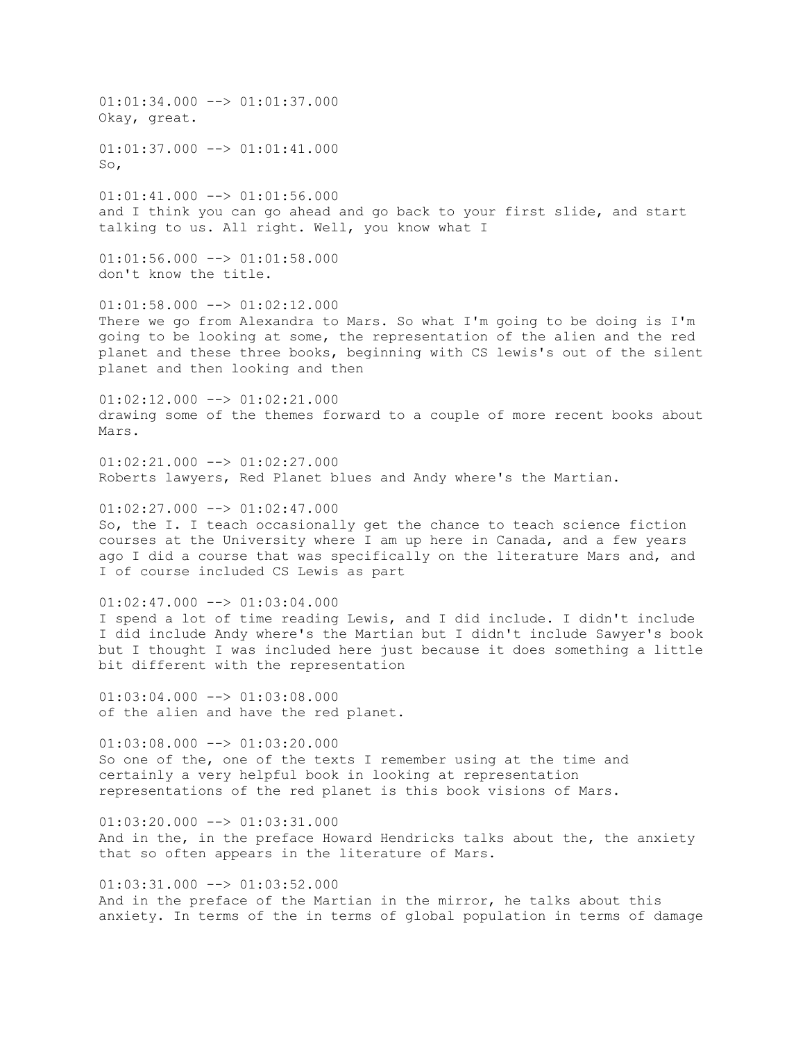01:01:34.000 --> 01:01:37.000
Okay, great.

01:01:37.000 --> 01:01:41.000
So,

01:01:41.000 --> 01:01:56.000
and I think you can go ahead and go back to your first slide, and start talking to us. All right. Well, you know what I

01:01:56.000 --> 01:01:58.000
don't know the title.

01:01:58.000 --> 01:02:12.000
There we go from Alexandra to Mars. So what I'm going to be doing is I'm going to be looking at some, the representation of the alien and the red planet and these three books, beginning with CS lewis's out of the silent planet and then looking and then

01:02:12.000 --> 01:02:21.000
drawing some of the themes forward to a couple of more recent books about Mars.

01:02:21.000 --> 01:02:27.000
Roberts lawyers, Red Planet blues and Andy where's the Martian.

01:02:27.000 --> 01:02:47.000
So, the I. I teach occasionally get the chance to teach science fiction courses at the University where I am up here in Canada, and a few years ago I did a course that was specifically on the literature Mars and, and I of course included CS Lewis as part

01:02:47.000 --> 01:03:04.000
I spend a lot of time reading Lewis, and I did include. I didn't include I did include Andy where's the Martian but I didn't include Sawyer's book but I thought I was included here just because it does something a little bit different with the representation

01:03:04.000 --> 01:03:08.000
of the alien and have the red planet.

01:03:08.000 --> 01:03:20.000
So one of the, one of the texts I remember using at the time and certainly a very helpful book in looking at representation representations of the red planet is this book visions of Mars.

01:03:20.000 --> 01:03:31.000
And in the, in the preface Howard Hendricks talks about the, the anxiety that so often appears in the literature of Mars.

01:03:31.000 --> 01:03:52.000
And in the preface of the Martian in the mirror, he talks about this anxiety. In terms of the in terms of global population in terms of damage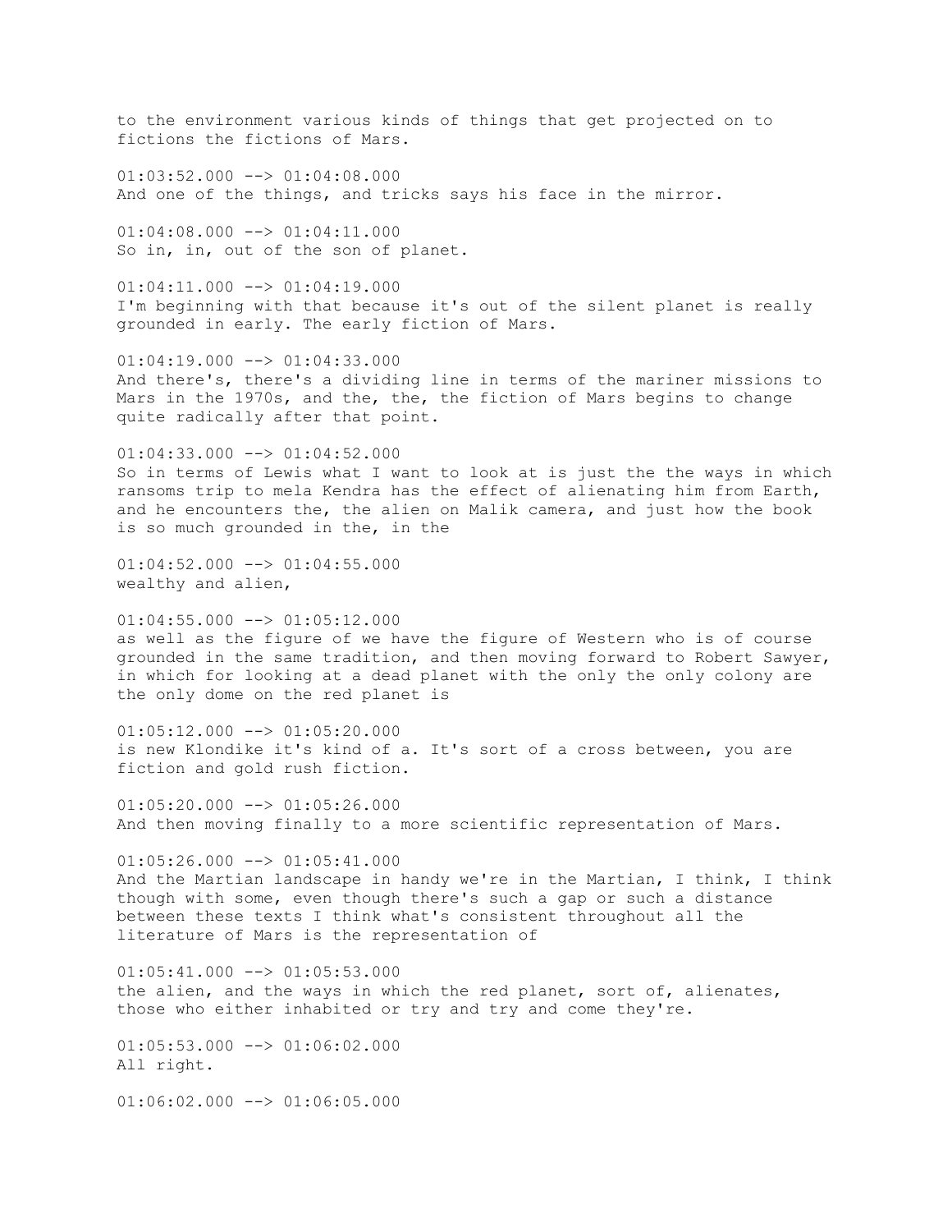to the environment various kinds of things that get projected on to fictions the fictions of Mars.

01:03:52.000 --> 01:04:08.000
And one of the things, and tricks says his face in the mirror.

01:04:08.000 --> 01:04:11.000
So in, in, out of the son of planet.

01:04:11.000 --> 01:04:19.000
I'm beginning with that because it's out of the silent planet is really grounded in early. The early fiction of Mars.

01:04:19.000 --> 01:04:33.000
And there's, there's a dividing line in terms of the mariner missions to Mars in the 1970s, and the, the, the fiction of Mars begins to change quite radically after that point.

01:04:33.000 --> 01:04:52.000
So in terms of Lewis what I want to look at is just the the ways in which ransoms trip to mela Kendra has the effect of alienating him from Earth, and he encounters the, the alien on Malik camera, and just how the book is so much grounded in the, in the

01:04:52.000 --> 01:04:55.000
wealthy and alien,

01:04:55.000 --> 01:05:12.000
as well as the figure of we have the figure of Western who is of course grounded in the same tradition, and then moving forward to Robert Sawyer, in which for looking at a dead planet with the only the only colony are the only dome on the red planet is

01:05:12.000 --> 01:05:20.000
is new Klondike it's kind of a. It's sort of a cross between, you are fiction and gold rush fiction.

01:05:20.000 --> 01:05:26.000
And then moving finally to a more scientific representation of Mars.

01:05:26.000 --> 01:05:41.000
And the Martian landscape in handy we're in the Martian, I think, I think though with some, even though there's such a gap or such a distance between these texts I think what's consistent throughout all the literature of Mars is the representation of

01:05:41.000 --> 01:05:53.000
the alien, and the ways in which the red planet, sort of, alienates, those who either inhabited or try and try and come they're.

01:05:53.000 --> 01:06:02.000
All right.

01:06:02.000 --> 01:06:05.000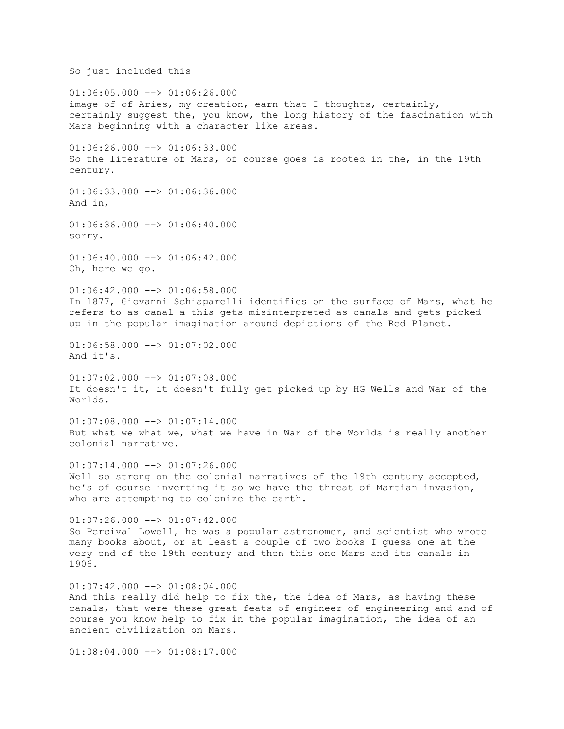So just included this

01:06:05.000 --> 01:06:26.000
image of of Aries, my creation, earn that I thoughts, certainly, certainly suggest the, you know, the long history of the fascination with Mars beginning with a character like areas.

01:06:26.000 --> 01:06:33.000
So the literature of Mars, of course goes is rooted in the, in the 19th century.

01:06:33.000 --> 01:06:36.000
And in,

01:06:36.000 --> 01:06:40.000
sorry.

01:06:40.000 --> 01:06:42.000
Oh, here we go.

01:06:42.000 --> 01:06:58.000
In 1877, Giovanni Schiaparelli identifies on the surface of Mars, what he refers to as canal a this gets misinterpreted as canals and gets picked up in the popular imagination around depictions of the Red Planet.

01:06:58.000 --> 01:07:02.000
And it's.

01:07:02.000 --> 01:07:08.000
It doesn't it, it doesn't fully get picked up by HG Wells and War of the Worlds.

01:07:08.000 --> 01:07:14.000
But what we what we, what we have in War of the Worlds is really another colonial narrative.

01:07:14.000 --> 01:07:26.000
Well so strong on the colonial narratives of the 19th century accepted, he's of course inverting it so we have the threat of Martian invasion, who are attempting to colonize the earth.

01:07:26.000 --> 01:07:42.000
So Percival Lowell, he was a popular astronomer, and scientist who wrote many books about, or at least a couple of two books I guess one at the very end of the 19th century and then this one Mars and its canals in 1906.

01:07:42.000 --> 01:08:04.000
And this really did help to fix the, the idea of Mars, as having these canals, that were these great feats of engineer of engineering and and of course you know help to fix in the popular imagination, the idea of an ancient civilization on Mars.

01:08:04.000 --> 01:08:17.000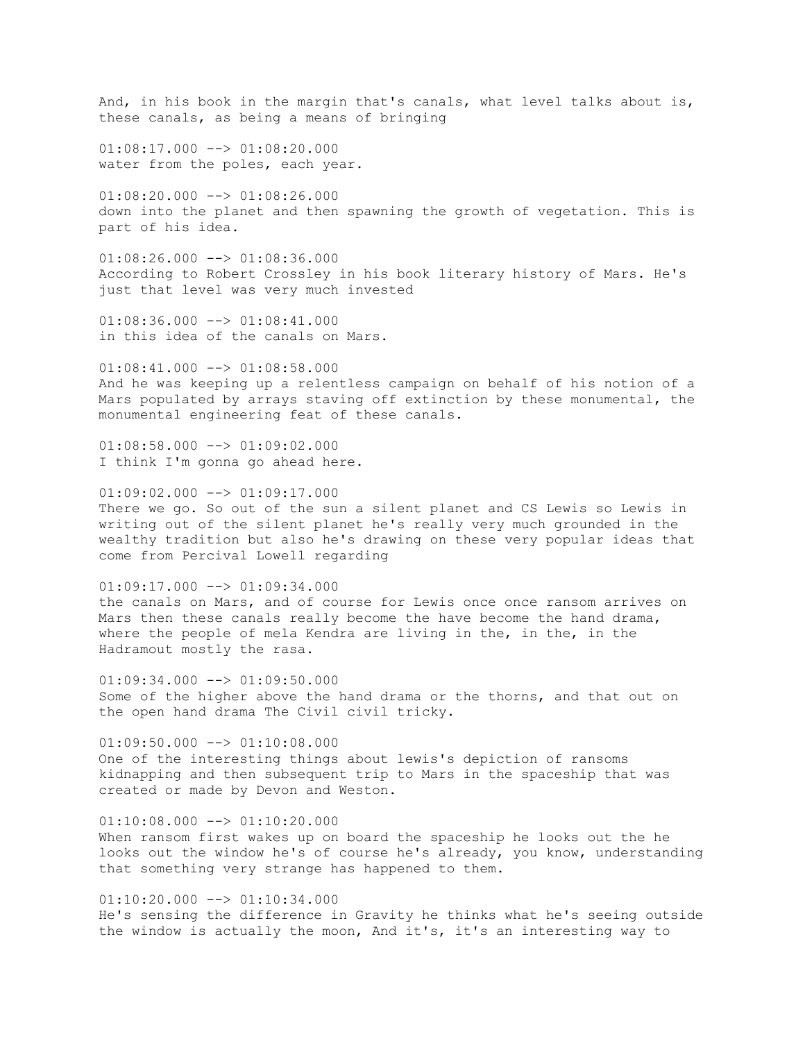And, in his book in the margin that's canals, what level talks about is, these canals, as being a means of bringing

01:08:17.000 --> 01:08:20.000
water from the poles, each year.

01:08:20.000 --> 01:08:26.000
down into the planet and then spawning the growth of vegetation. This is part of his idea.

01:08:26.000 --> 01:08:36.000
According to Robert Crossley in his book literary history of Mars. He's just that level was very much invested

01:08:36.000 --> 01:08:41.000
in this idea of the canals on Mars.

01:08:41.000 --> 01:08:58.000
And he was keeping up a relentless campaign on behalf of his notion of a Mars populated by arrays staving off extinction by these monumental, the monumental engineering feat of these canals.

01:08:58.000 --> 01:09:02.000
I think I'm gonna go ahead here.

01:09:02.000 --> 01:09:17.000
There we go. So out of the sun a silent planet and CS Lewis so Lewis in writing out of the silent planet he's really very much grounded in the wealthy tradition but also he's drawing on these very popular ideas that come from Percival Lowell regarding

01:09:17.000 --> 01:09:34.000
the canals on Mars, and of course for Lewis once once ransom arrives on Mars then these canals really become the have become the hand drama, where the people of mela Kendra are living in the, in the, in the Hadramout mostly the rasa.

01:09:34.000 --> 01:09:50.000
Some of the higher above the hand drama or the thorns, and that out on the open hand drama The Civil civil tricky.

01:09:50.000 --> 01:10:08.000
One of the interesting things about lewis's depiction of ransoms kidnapping and then subsequent trip to Mars in the spaceship that was created or made by Devon and Weston.

01:10:08.000 --> 01:10:20.000
When ransom first wakes up on board the spaceship he looks out the he looks out the window he's of course he's already, you know, understanding that something very strange has happened to them.

01:10:20.000 --> 01:10:34.000
He's sensing the difference in Gravity he thinks what he's seeing outside the window is actually the moon, And it's, it's an interesting way to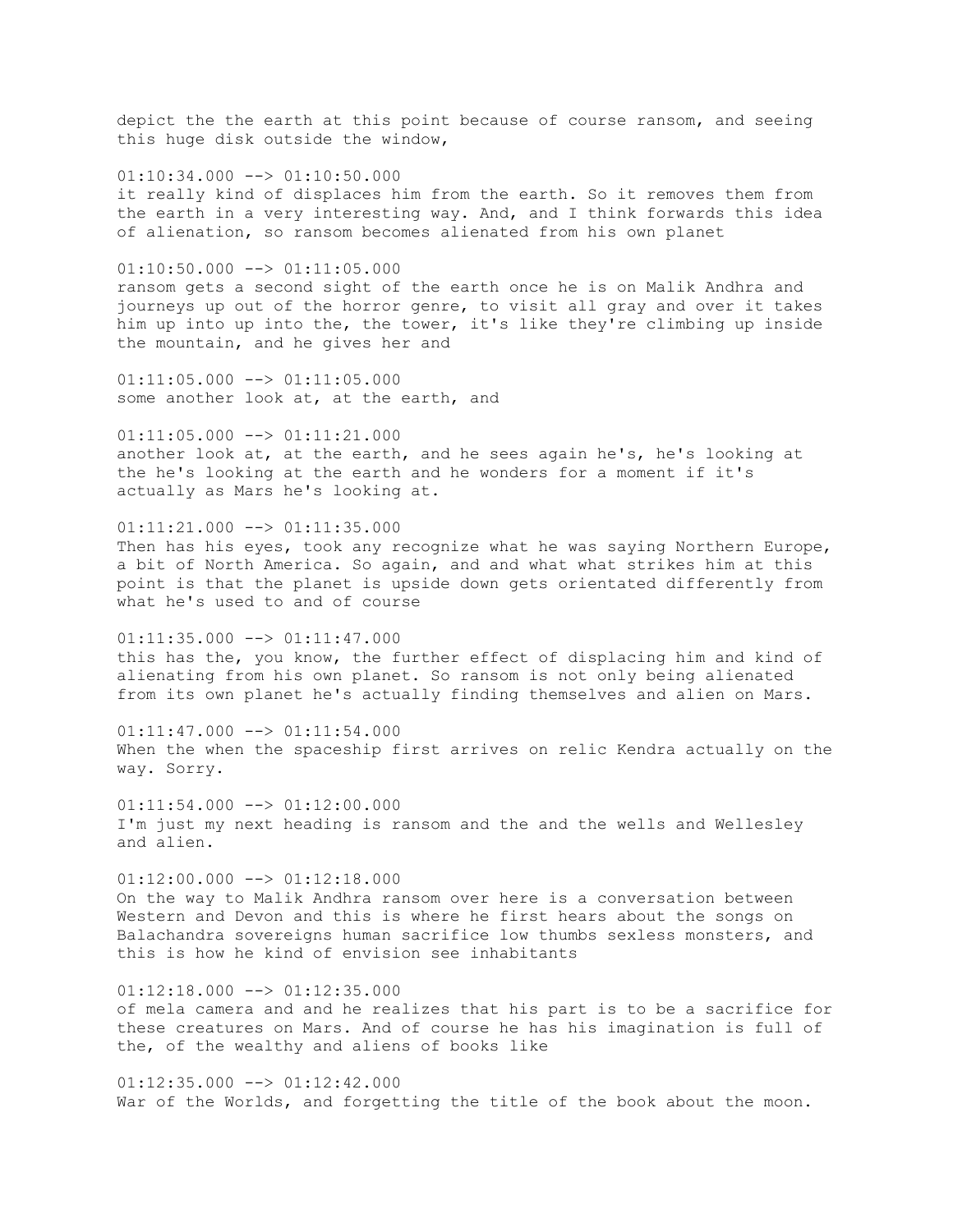depict the the earth at this point because of course ransom, and seeing this huge disk outside the window,

01:10:34.000 --> 01:10:50.000
it really kind of displaces him from the earth. So it removes them from the earth in a very interesting way. And, and I think forwards this idea of alienation, so ransom becomes alienated from his own planet

01:10:50.000 --> 01:11:05.000
ransom gets a second sight of the earth once he is on Malik Andhra and journeys up out of the horror genre, to visit all gray and over it takes him up into up into the, the tower, it's like they're climbing up inside the mountain, and he gives her and

01:11:05.000 --> 01:11:05.000
some another look at, at the earth, and

01:11:05.000 --> 01:11:21.000
another look at, at the earth, and he sees again he's, he's looking at the he's looking at the earth and he wonders for a moment if it's actually as Mars he's looking at.

01:11:21.000 --> 01:11:35.000
Then has his eyes, took any recognize what he was saying Northern Europe, a bit of North America. So again, and and what what strikes him at this point is that the planet is upside down gets orientated differently from what he's used to and of course

01:11:35.000 --> 01:11:47.000
this has the, you know, the further effect of displacing him and kind of alienating from his own planet. So ransom is not only being alienated from its own planet he's actually finding themselves and alien on Mars.

01:11:47.000 --> 01:11:54.000
When the when the spaceship first arrives on relic Kendra actually on the way. Sorry.

01:11:54.000 --> 01:12:00.000
I'm just my next heading is ransom and the and the wells and Wellesley and alien.

01:12:00.000 --> 01:12:18.000
On the way to Malik Andhra ransom over here is a conversation between Western and Devon and this is where he first hears about the songs on Balachandra sovereigns human sacrifice low thumbs sexless monsters, and this is how he kind of envision see inhabitants

01:12:18.000 --> 01:12:35.000
of mela camera and and he realizes that his part is to be a sacrifice for these creatures on Mars. And of course he has his imagination is full of the, of the wealthy and aliens of books like

01:12:35.000 --> 01:12:42.000
War of the Worlds, and forgetting the title of the book about the moon.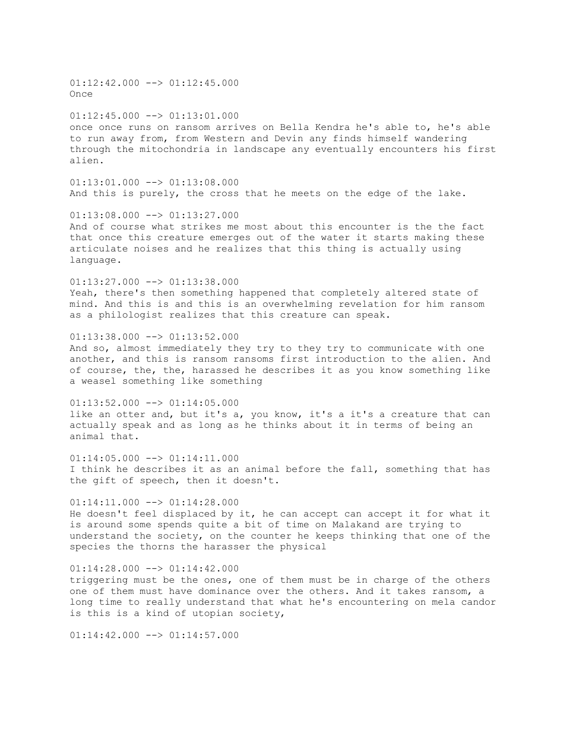01:12:42.000 --> 01:12:45.000
Once

01:12:45.000 --> 01:13:01.000
once once runs on ransom arrives on Bella Kendra he's able to, he's able to run away from, from Western and Devin any finds himself wandering through the mitochondria in landscape any eventually encounters his first alien.

01:13:01.000 --> 01:13:08.000
And this is purely, the cross that he meets on the edge of the lake.

01:13:08.000 --> 01:13:27.000
And of course what strikes me most about this encounter is the the fact that once this creature emerges out of the water it starts making these articulate noises and he realizes that this thing is actually using language.

01:13:27.000 --> 01:13:38.000
Yeah, there's then something happened that completely altered state of mind. And this is and this is an overwhelming revelation for him ransom as a philologist realizes that this creature can speak.

01:13:38.000 --> 01:13:52.000
And so, almost immediately they try to they try to communicate with one another, and this is ransom ransoms first introduction to the alien. And of course, the, the, harassed he describes it as you know something like a weasel something like something

01:13:52.000 --> 01:14:05.000
like an otter and, but it's a, you know, it's a it's a creature that can actually speak and as long as he thinks about it in terms of being an animal that.

01:14:05.000 --> 01:14:11.000
I think he describes it as an animal before the fall, something that has the gift of speech, then it doesn't.

01:14:11.000 --> 01:14:28.000
He doesn't feel displaced by it, he can accept can accept it for what it is around some spends quite a bit of time on Malakand are trying to understand the society, on the counter he keeps thinking that one of the species the thorns the harasser the physical

01:14:28.000 --> 01:14:42.000
triggering must be the ones, one of them must be in charge of the others one of them must have dominance over the others. And it takes ransom, a long time to really understand that what he's encountering on mela candor is this is a kind of utopian society,

01:14:42.000 --> 01:14:57.000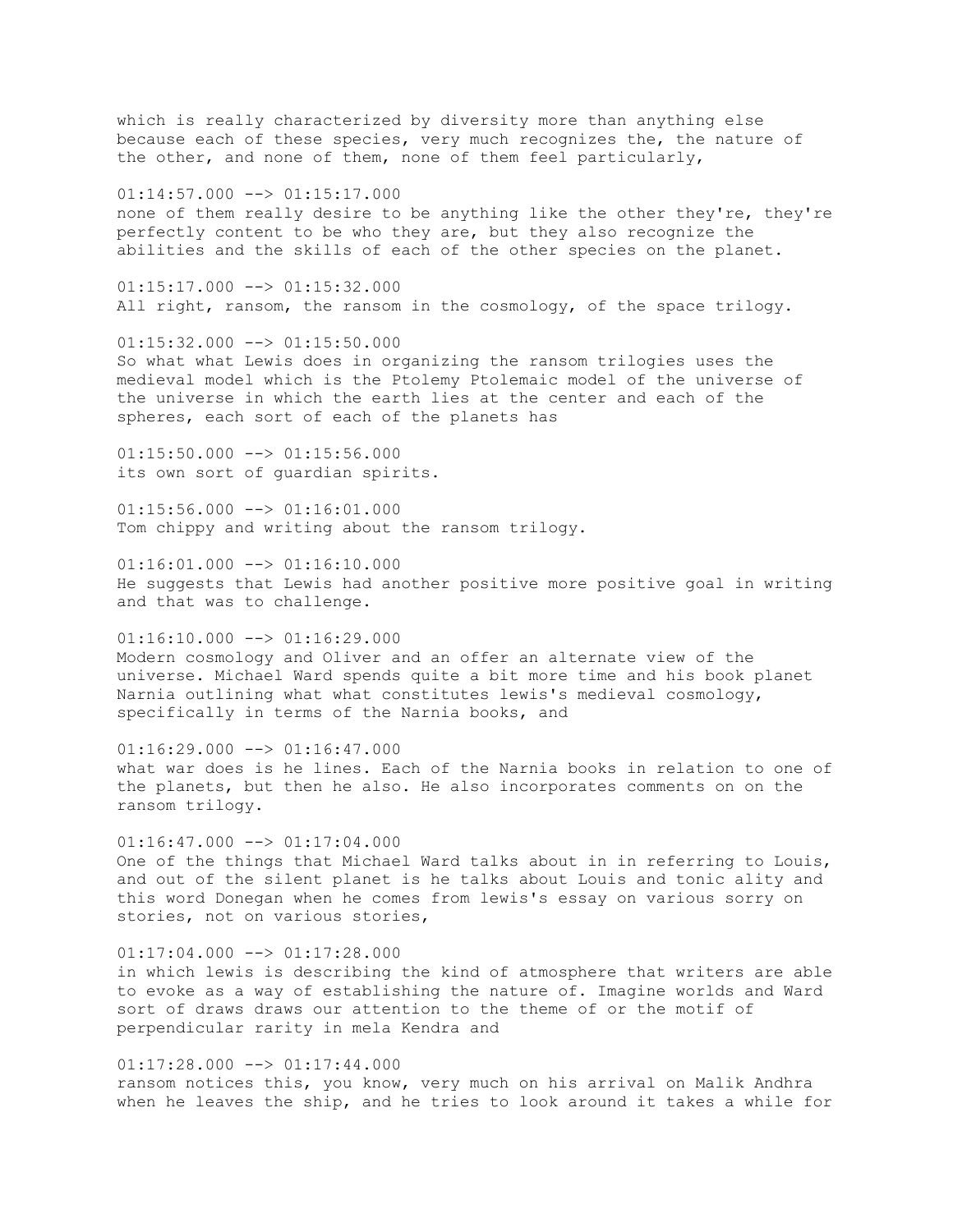which is really characterized by diversity more than anything else because each of these species, very much recognizes the, the nature of the other, and none of them, none of them feel particularly,

01:14:57.000 --> 01:15:17.000
none of them really desire to be anything like the other they're, they're perfectly content to be who they are, but they also recognize the abilities and the skills of each of the other species on the planet.

01:15:17.000 --> 01:15:32.000
All right, ransom, the ransom in the cosmology, of the space trilogy.

01:15:32.000 --> 01:15:50.000
So what what Lewis does in organizing the ransom trilogies uses the medieval model which is the Ptolemy Ptolemaic model of the universe of the universe in which the earth lies at the center and each of the spheres, each sort of each of the planets has

01:15:50.000 --> 01:15:56.000
its own sort of guardian spirits.

01:15:56.000 --> 01:16:01.000
Tom chippy and writing about the ransom trilogy.

01:16:01.000 --> 01:16:10.000
He suggests that Lewis had another positive more positive goal in writing and that was to challenge.

01:16:10.000 --> 01:16:29.000
Modern cosmology and Oliver and an offer an alternate view of the universe. Michael Ward spends quite a bit more time and his book planet Narnia outlining what what constitutes lewis's medieval cosmology, specifically in terms of the Narnia books, and

01:16:29.000 --> 01:16:47.000
what war does is he lines. Each of the Narnia books in relation to one of the planets, but then he also. He also incorporates comments on on the ransom trilogy.

01:16:47.000 --> 01:17:04.000
One of the things that Michael Ward talks about in in referring to Louis, and out of the silent planet is he talks about Louis and tonic ality and this word Donegan when he comes from lewis's essay on various sorry on stories, not on various stories,

01:17:04.000 --> 01:17:28.000
in which lewis is describing the kind of atmosphere that writers are able to evoke as a way of establishing the nature of. Imagine worlds and Ward sort of draws draws our attention to the theme of or the motif of perpendicular rarity in mela Kendra and

01:17:28.000 --> 01:17:44.000
ransom notices this, you know, very much on his arrival on Malik Andhra when he leaves the ship, and he tries to look around it takes a while for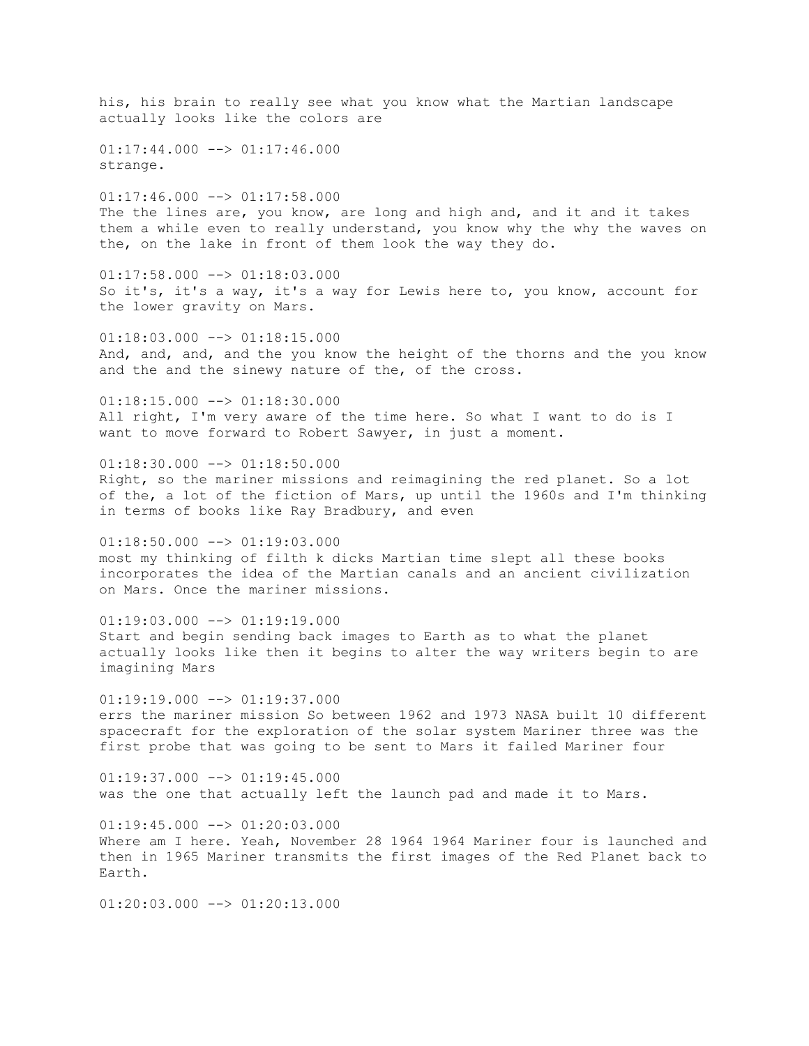his, his brain to really see what you know what the Martian landscape actually looks like the colors are

01:17:44.000 --> 01:17:46.000
strange.

01:17:46.000 --> 01:17:58.000
The the lines are, you know, are long and high and, and it and it takes them a while even to really understand, you know why the why the waves on the, on the lake in front of them look the way they do.

01:17:58.000 --> 01:18:03.000
So it's, it's a way, it's a way for Lewis here to, you know, account for the lower gravity on Mars.

01:18:03.000 --> 01:18:15.000
And, and, and, and the you know the height of the thorns and the you know and the and the sinewy nature of the, of the cross.

01:18:15.000 --> 01:18:30.000
All right, I'm very aware of the time here. So what I want to do is I want to move forward to Robert Sawyer, in just a moment.

01:18:30.000 --> 01:18:50.000
Right, so the mariner missions and reimagining the red planet. So a lot of the, a lot of the fiction of Mars, up until the 1960s and I'm thinking in terms of books like Ray Bradbury, and even

01:18:50.000 --> 01:19:03.000
most my thinking of filth k dicks Martian time slept all these books incorporates the idea of the Martian canals and an ancient civilization on Mars. Once the mariner missions.

01:19:03.000 --> 01:19:19.000
Start and begin sending back images to Earth as to what the planet actually looks like then it begins to alter the way writers begin to are imagining Mars

01:19:19.000 --> 01:19:37.000
errs the mariner mission So between 1962 and 1973 NASA built 10 different spacecraft for the exploration of the solar system Mariner three was the first probe that was going to be sent to Mars it failed Mariner four

01:19:37.000 --> 01:19:45.000
was the one that actually left the launch pad and made it to Mars.

01:19:45.000 --> 01:20:03.000
Where am I here. Yeah, November 28 1964 1964 Mariner four is launched and then in 1965 Mariner transmits the first images of the Red Planet back to Earth.

01:20:03.000 --> 01:20:13.000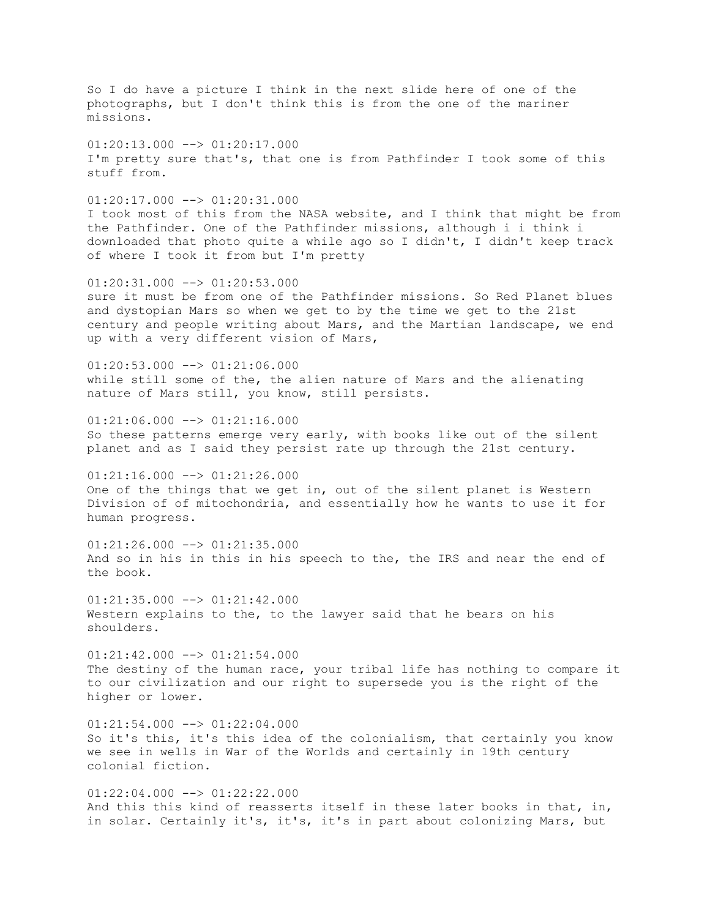So I do have a picture I think in the next slide here of one of the photographs, but I don't think this is from the one of the mariner missions.

01:20:13.000 --> 01:20:17.000
I'm pretty sure that's, that one is from Pathfinder I took some of this stuff from.

01:20:17.000 --> 01:20:31.000
I took most of this from the NASA website, and I think that might be from the Pathfinder. One of the Pathfinder missions, although i i think i downloaded that photo quite a while ago so I didn't, I didn't keep track of where I took it from but I'm pretty

01:20:31.000 --> 01:20:53.000
sure it must be from one of the Pathfinder missions. So Red Planet blues and dystopian Mars so when we get to by the time we get to the 21st century and people writing about Mars, and the Martian landscape, we end up with a very different vision of Mars,

01:20:53.000 --> 01:21:06.000
while still some of the, the alien nature of Mars and the alienating nature of Mars still, you know, still persists.

01:21:06.000 --> 01:21:16.000
So these patterns emerge very early, with books like out of the silent planet and as I said they persist rate up through the 21st century.

01:21:16.000 --> 01:21:26.000
One of the things that we get in, out of the silent planet is Western Division of of mitochondria, and essentially how he wants to use it for human progress.

01:21:26.000 --> 01:21:35.000
And so in his in this in his speech to the, the IRS and near the end of the book.

01:21:35.000 --> 01:21:42.000
Western explains to the, to the lawyer said that he bears on his shoulders.

01:21:42.000 --> 01:21:54.000
The destiny of the human race, your tribal life has nothing to compare it to our civilization and our right to supersede you is the right of the higher or lower.

01:21:54.000 --> 01:22:04.000
So it's this, it's this idea of the colonialism, that certainly you know we see in wells in War of the Worlds and certainly in 19th century colonial fiction.

01:22:04.000 --> 01:22:22.000
And this this kind of reasserts itself in these later books in that, in, in solar. Certainly it's, it's, it's in part about colonizing Mars, but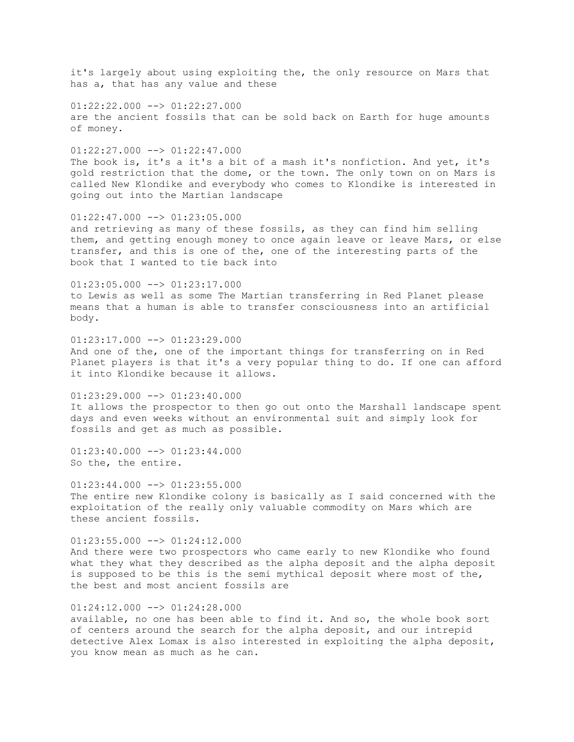it's largely about using exploiting the, the only resource on Mars that has a, that has any value and these

01:22:22.000 --> 01:22:27.000
are the ancient fossils that can be sold back on Earth for huge amounts of money.

01:22:27.000 --> 01:22:47.000
The book is, it's a it's a bit of a mash it's nonfiction. And yet, it's gold restriction that the dome, or the town. The only town on on Mars is called New Klondike and everybody who comes to Klondike is interested in going out into the Martian landscape

01:22:47.000 --> 01:23:05.000
and retrieving as many of these fossils, as they can find him selling them, and getting enough money to once again leave or leave Mars, or else transfer, and this is one of the, one of the interesting parts of the book that I wanted to tie back into

01:23:05.000 --> 01:23:17.000
to Lewis as well as some The Martian transferring in Red Planet please means that a human is able to transfer consciousness into an artificial body.

01:23:17.000 --> 01:23:29.000
And one of the, one of the important things for transferring on in Red Planet players is that it's a very popular thing to do. If one can afford it into Klondike because it allows.

01:23:29.000 --> 01:23:40.000
It allows the prospector to then go out onto the Marshall landscape spent days and even weeks without an environmental suit and simply look for fossils and get as much as possible.

01:23:40.000 --> 01:23:44.000
So the, the entire.

01:23:44.000 --> 01:23:55.000
The entire new Klondike colony is basically as I said concerned with the exploitation of the really only valuable commodity on Mars which are these ancient fossils.

01:23:55.000 --> 01:24:12.000
And there were two prospectors who came early to new Klondike who found what they what they described as the alpha deposit and the alpha deposit is supposed to be this is the semi mythical deposit where most of the, the best and most ancient fossils are

01:24:12.000 --> 01:24:28.000
available, no one has been able to find it. And so, the whole book sort of centers around the search for the alpha deposit, and our intrepid detective Alex Lomax is also interested in exploiting the alpha deposit, you know mean as much as he can.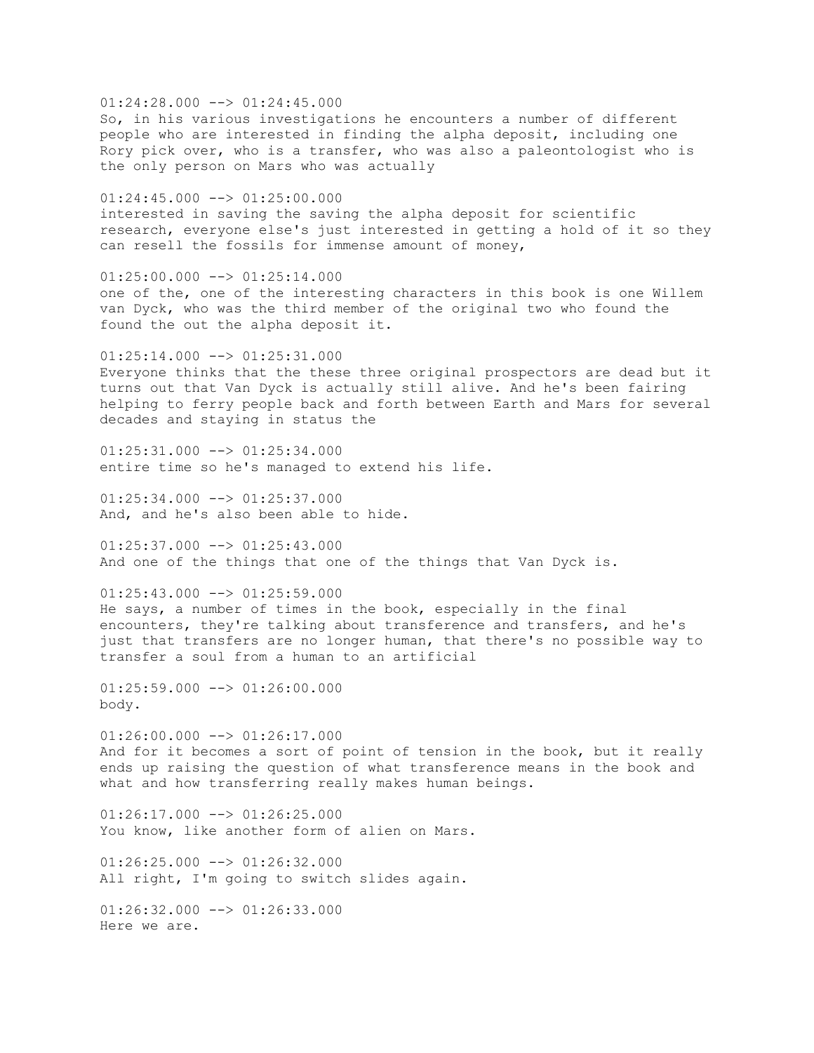01:24:28.000 --> 01:24:45.000
So, in his various investigations he encounters a number of different people who are interested in finding the alpha deposit, including one Rory pick over, who is a transfer, who was also a paleontologist who is the only person on Mars who was actually

01:24:45.000 --> 01:25:00.000
interested in saving the saving the alpha deposit for scientific research, everyone else's just interested in getting a hold of it so they can resell the fossils for immense amount of money,

01:25:00.000 --> 01:25:14.000
one of the, one of the interesting characters in this book is one Willem van Dyck, who was the third member of the original two who found the found the out the alpha deposit it.

01:25:14.000 --> 01:25:31.000
Everyone thinks that the these three original prospectors are dead but it turns out that Van Dyck is actually still alive. And he's been fairing helping to ferry people back and forth between Earth and Mars for several decades and staying in status the

01:25:31.000 --> 01:25:34.000
entire time so he's managed to extend his life.

01:25:34.000 --> 01:25:37.000
And, and he's also been able to hide.

01:25:37.000 --> 01:25:43.000
And one of the things that one of the things that Van Dyck is.

01:25:43.000 --> 01:25:59.000
He says, a number of times in the book, especially in the final encounters, they're talking about transference and transfers, and he's just that transfers are no longer human, that there's no possible way to transfer a soul from a human to an artificial

01:25:59.000 --> 01:26:00.000
body.

01:26:00.000 --> 01:26:17.000
And for it becomes a sort of point of tension in the book, but it really ends up raising the question of what transference means in the book and what and how transferring really makes human beings.

01:26:17.000 --> 01:26:25.000
You know, like another form of alien on Mars.

01:26:25.000 --> 01:26:32.000
All right, I'm going to switch slides again.

01:26:32.000 --> 01:26:33.000
Here we are.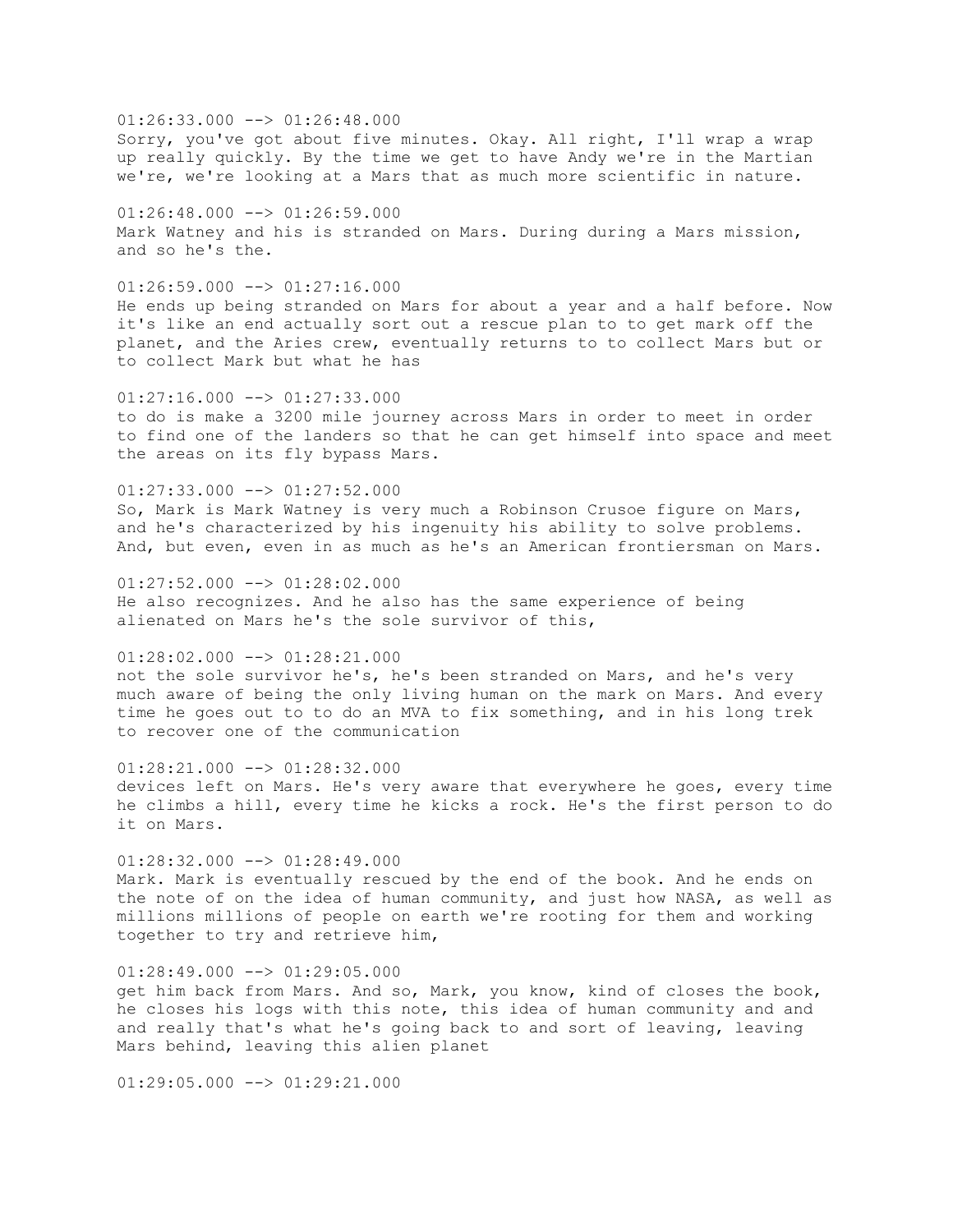01:26:33.000 --> 01:26:48.000
Sorry, you've got about five minutes. Okay. All right, I'll wrap a wrap up really quickly. By the time we get to have Andy we're in the Martian we're, we're looking at a Mars that as much more scientific in nature.

01:26:48.000 --> 01:26:59.000
Mark Watney and his is stranded on Mars. During during a Mars mission, and so he's the.

01:26:59.000 --> 01:27:16.000
He ends up being stranded on Mars for about a year and a half before. Now it's like an end actually sort out a rescue plan to to get mark off the planet, and the Aries crew, eventually returns to to collect Mars but or to collect Mark but what he has

01:27:16.000 --> 01:27:33.000
to do is make a 3200 mile journey across Mars in order to meet in order to find one of the landers so that he can get himself into space and meet the areas on its fly bypass Mars.

01:27:33.000 --> 01:27:52.000
So, Mark is Mark Watney is very much a Robinson Crusoe figure on Mars, and he's characterized by his ingenuity his ability to solve problems. And, but even, even in as much as he's an American frontiersman on Mars.

01:27:52.000 --> 01:28:02.000
He also recognizes. And he also has the same experience of being alienated on Mars he's the sole survivor of this,

01:28:02.000 --> 01:28:21.000
not the sole survivor he's, he's been stranded on Mars, and he's very much aware of being the only living human on the mark on Mars. And every time he goes out to to do an MVA to fix something, and in his long trek to recover one of the communication

01:28:21.000 --> 01:28:32.000
devices left on Mars. He's very aware that everywhere he goes, every time he climbs a hill, every time he kicks a rock. He's the first person to do it on Mars.

01:28:32.000 --> 01:28:49.000
Mark. Mark is eventually rescued by the end of the book. And he ends on the note of on the idea of human community, and just how NASA, as well as millions millions of people on earth we're rooting for them and working together to try and retrieve him,

01:28:49.000 --> 01:29:05.000
get him back from Mars. And so, Mark, you know, kind of closes the book, he closes his logs with this note, this idea of human community and and and really that's what he's going back to and sort of leaving, leaving Mars behind, leaving this alien planet

01:29:05.000 --> 01:29:21.000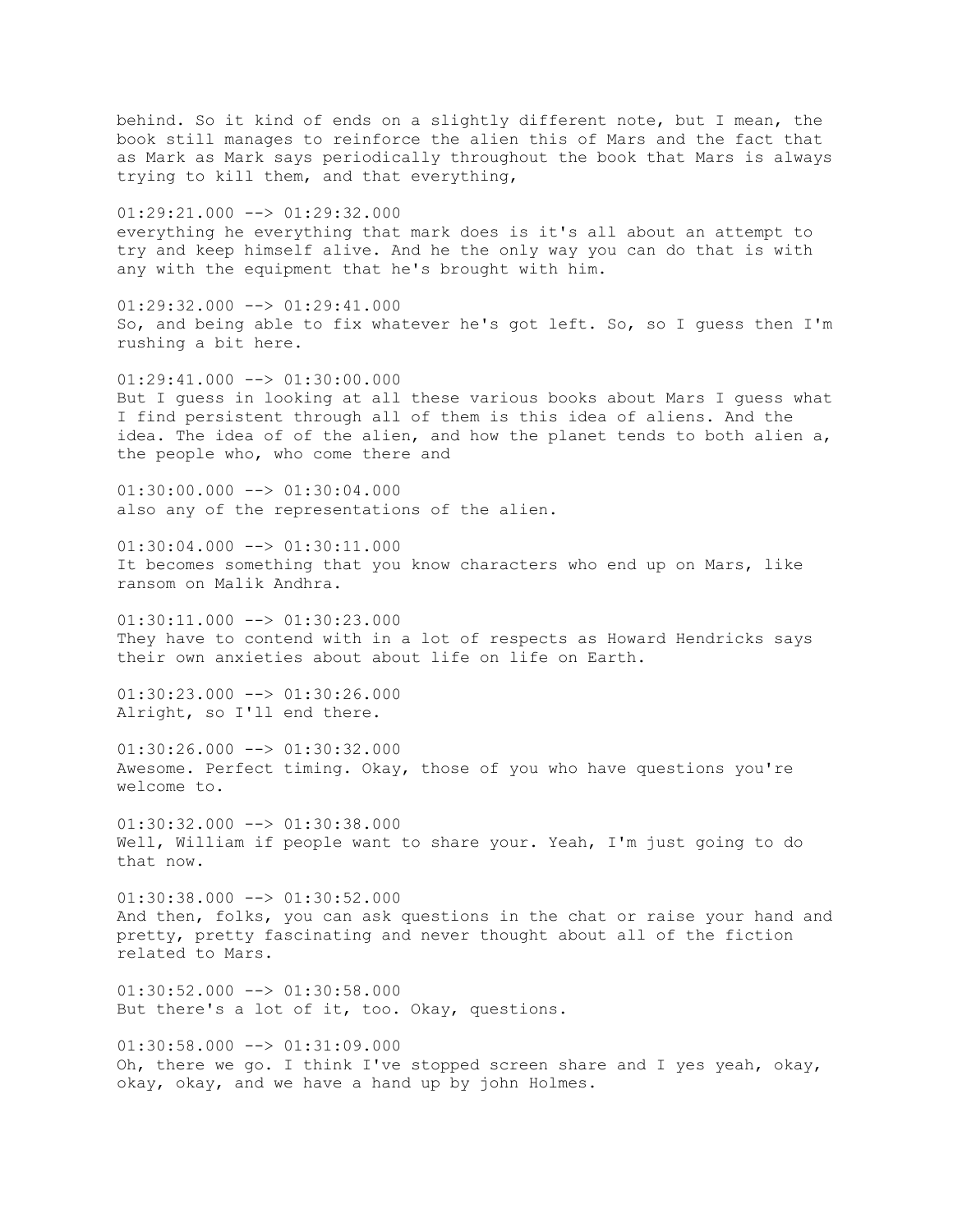behind. So it kind of ends on a slightly different note, but I mean, the book still manages to reinforce the alien this of Mars and the fact that as Mark as Mark says periodically throughout the book that Mars is always trying to kill them, and that everything,

01:29:21.000 --> 01:29:32.000
everything he everything that mark does is it's all about an attempt to try and keep himself alive. And he the only way you can do that is with any with the equipment that he's brought with him.

01:29:32.000 --> 01:29:41.000
So, and being able to fix whatever he's got left. So, so I guess then I'm rushing a bit here.

01:29:41.000 --> 01:30:00.000
But I guess in looking at all these various books about Mars I guess what I find persistent through all of them is this idea of aliens. And the idea. The idea of of the alien, and how the planet tends to both alien a, the people who, who come there and

01:30:00.000 --> 01:30:04.000
also any of the representations of the alien.

01:30:04.000 --> 01:30:11.000
It becomes something that you know characters who end up on Mars, like ransom on Malik Andhra.

01:30:11.000 --> 01:30:23.000
They have to contend with in a lot of respects as Howard Hendricks says their own anxieties about about life on life on Earth.

01:30:23.000 --> 01:30:26.000
Alright, so I'll end there.

01:30:26.000 --> 01:30:32.000
Awesome. Perfect timing. Okay, those of you who have questions you're welcome to.

01:30:32.000 --> 01:30:38.000
Well, William if people want to share your. Yeah, I'm just going to do that now.

01:30:38.000 --> 01:30:52.000
And then, folks, you can ask questions in the chat or raise your hand and pretty, pretty fascinating and never thought about all of the fiction related to Mars.

01:30:52.000 --> 01:30:58.000
But there's a lot of it, too. Okay, questions.

01:30:58.000 --> 01:31:09.000
Oh, there we go. I think I've stopped screen share and I yes yeah, okay, okay, okay, and we have a hand up by john Holmes.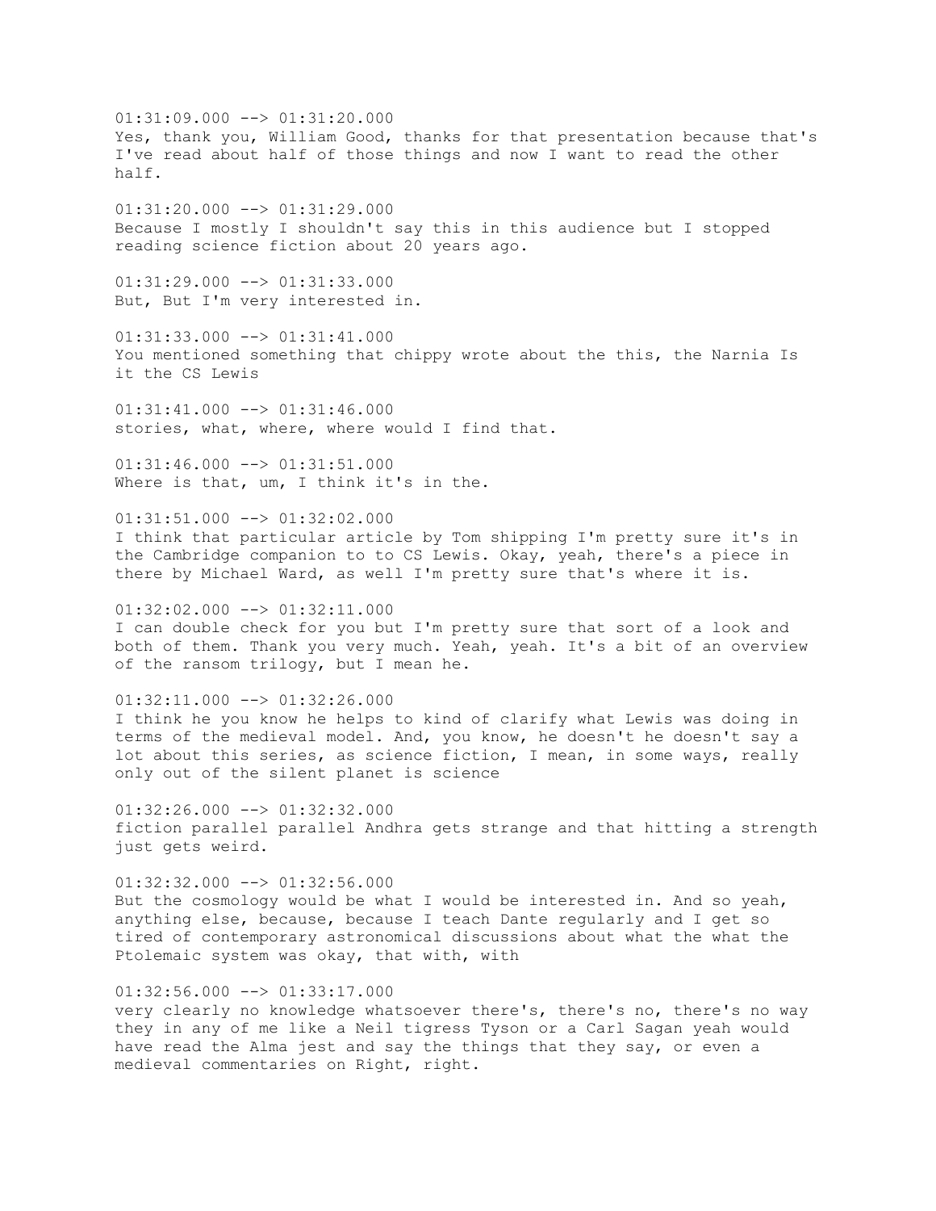01:31:09.000 --> 01:31:20.000
Yes, thank you, William Good, thanks for that presentation because that's I've read about half of those things and now I want to read the other half.

01:31:20.000 --> 01:31:29.000
Because I mostly I shouldn't say this in this audience but I stopped reading science fiction about 20 years ago.

01:31:29.000 --> 01:31:33.000
But, But I'm very interested in.

01:31:33.000 --> 01:31:41.000
You mentioned something that chippy wrote about the this, the Narnia Is it the CS Lewis

01:31:41.000 --> 01:31:46.000
stories, what, where, where would I find that.

01:31:46.000 --> 01:31:51.000
Where is that, um, I think it's in the.

01:31:51.000 --> 01:32:02.000
I think that particular article by Tom shipping I'm pretty sure it's in the Cambridge companion to to CS Lewis. Okay, yeah, there's a piece in there by Michael Ward, as well I'm pretty sure that's where it is.

01:32:02.000 --> 01:32:11.000
I can double check for you but I'm pretty sure that sort of a look and both of them. Thank you very much. Yeah, yeah. It's a bit of an overview of the ransom trilogy, but I mean he.

01:32:11.000 --> 01:32:26.000
I think he you know he helps to kind of clarify what Lewis was doing in terms of the medieval model. And, you know, he doesn't he doesn't say a lot about this series, as science fiction, I mean, in some ways, really only out of the silent planet is science

01:32:26.000 --> 01:32:32.000
fiction parallel parallel Andhra gets strange and that hitting a strength just gets weird.

01:32:32.000 --> 01:32:56.000
But the cosmology would be what I would be interested in. And so yeah, anything else, because, because I teach Dante regularly and I get so tired of contemporary astronomical discussions about what the what the Ptolemaic system was okay, that with, with

01:32:56.000 --> 01:33:17.000
very clearly no knowledge whatsoever there's, there's no, there's no way they in any of me like a Neil tigress Tyson or a Carl Sagan yeah would have read the Alma jest and say the things that they say, or even a medieval commentaries on Right, right.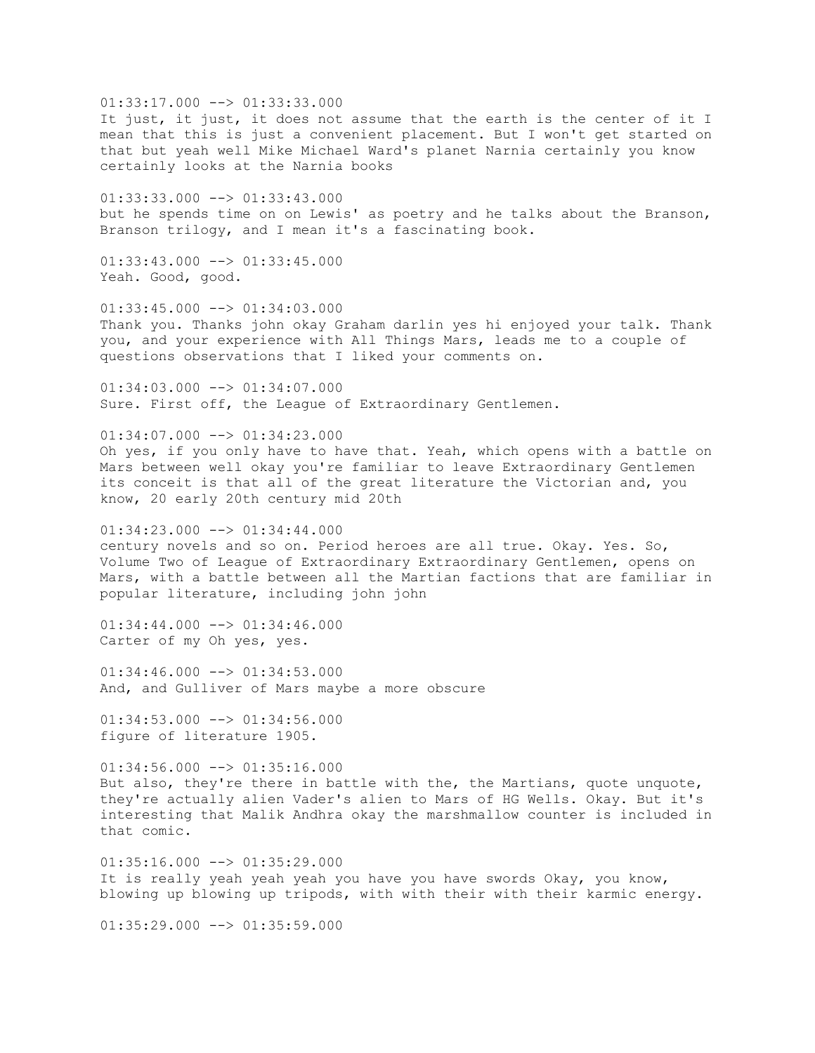01:33:17.000 --> 01:33:33.000
It just, it just, it does not assume that the earth is the center of it I mean that this is just a convenient placement. But I won't get started on that but yeah well Mike Michael Ward's planet Narnia certainly you know certainly looks at the Narnia books

01:33:33.000 --> 01:33:43.000
but he spends time on on Lewis' as poetry and he talks about the Branson, Branson trilogy, and I mean it's a fascinating book.

01:33:43.000 --> 01:33:45.000
Yeah. Good, good.

01:33:45.000 --> 01:34:03.000
Thank you. Thanks john okay Graham darlin yes hi enjoyed your talk. Thank you, and your experience with All Things Mars, leads me to a couple of questions observations that I liked your comments on.

01:34:03.000 --> 01:34:07.000
Sure. First off, the League of Extraordinary Gentlemen.

01:34:07.000 --> 01:34:23.000
Oh yes, if you only have to have that. Yeah, which opens with a battle on Mars between well okay you're familiar to leave Extraordinary Gentlemen its conceit is that all of the great literature the Victorian and, you know, 20 early 20th century mid 20th

01:34:23.000 --> 01:34:44.000
century novels and so on. Period heroes are all true. Okay. Yes. So, Volume Two of League of Extraordinary Extraordinary Gentlemen, opens on Mars, with a battle between all the Martian factions that are familiar in popular literature, including john john

01:34:44.000 --> 01:34:46.000
Carter of my Oh yes, yes.

01:34:46.000 --> 01:34:53.000
And, and Gulliver of Mars maybe a more obscure

01:34:53.000 --> 01:34:56.000
figure of literature 1905.

01:34:56.000 --> 01:35:16.000
But also, they're there in battle with the, the Martians, quote unquote, they're actually alien Vader's alien to Mars of HG Wells. Okay. But it's interesting that Malik Andhra okay the marshmallow counter is included in that comic.

01:35:16.000 --> 01:35:29.000
It is really yeah yeah yeah you have you have swords Okay, you know, blowing up blowing up tripods, with with their with their karmic energy.

01:35:29.000 --> 01:35:59.000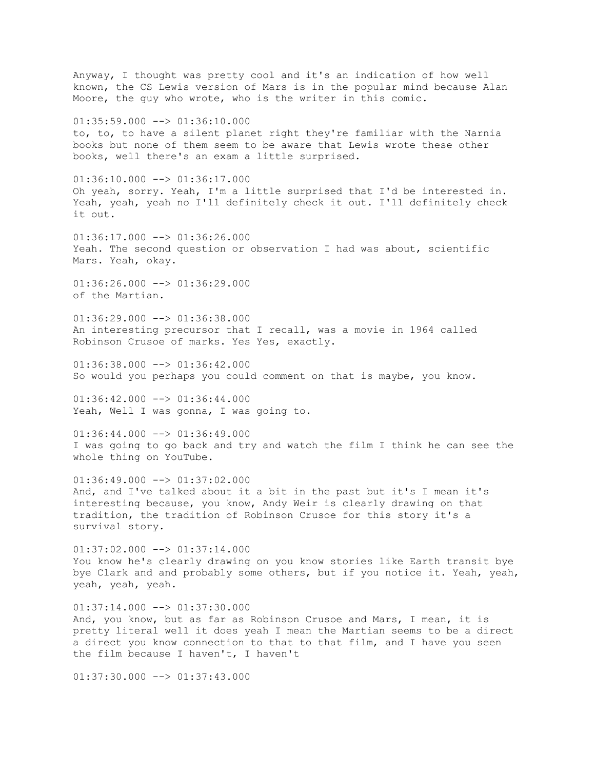Anyway, I thought was pretty cool and it's an indication of how well known, the CS Lewis version of Mars is in the popular mind because Alan Moore, the guy who wrote, who is the writer in this comic.

01:35:59.000 --> 01:36:10.000
to, to, to have a silent planet right they're familiar with the Narnia books but none of them seem to be aware that Lewis wrote these other books, well there's an exam a little surprised.

01:36:10.000 --> 01:36:17.000
Oh yeah, sorry. Yeah, I'm a little surprised that I'd be interested in. Yeah, yeah, yeah no I'll definitely check it out. I'll definitely check it out.

01:36:17.000 --> 01:36:26.000
Yeah. The second question or observation I had was about, scientific Mars. Yeah, okay.

01:36:26.000 --> 01:36:29.000
of the Martian.

01:36:29.000 --> 01:36:38.000
An interesting precursor that I recall, was a movie in 1964 called Robinson Crusoe of marks. Yes Yes, exactly.

01:36:38.000 --> 01:36:42.000
So would you perhaps you could comment on that is maybe, you know.

01:36:42.000 --> 01:36:44.000
Yeah, Well I was gonna, I was going to.

01:36:44.000 --> 01:36:49.000
I was going to go back and try and watch the film I think he can see the whole thing on YouTube.

01:36:49.000 --> 01:37:02.000
And, and I've talked about it a bit in the past but it's I mean it's interesting because, you know, Andy Weir is clearly drawing on that tradition, the tradition of Robinson Crusoe for this story it's a survival story.

01:37:02.000 --> 01:37:14.000
You know he's clearly drawing on you know stories like Earth transit bye bye Clark and and probably some others, but if you notice it. Yeah, yeah, yeah, yeah, yeah.

01:37:14.000 --> 01:37:30.000
And, you know, but as far as Robinson Crusoe and Mars, I mean, it is pretty literal well it does yeah I mean the Martian seems to be a direct a direct you know connection to that to that film, and I have you seen the film because I haven't, I haven't

01:37:30.000 --> 01:37:43.000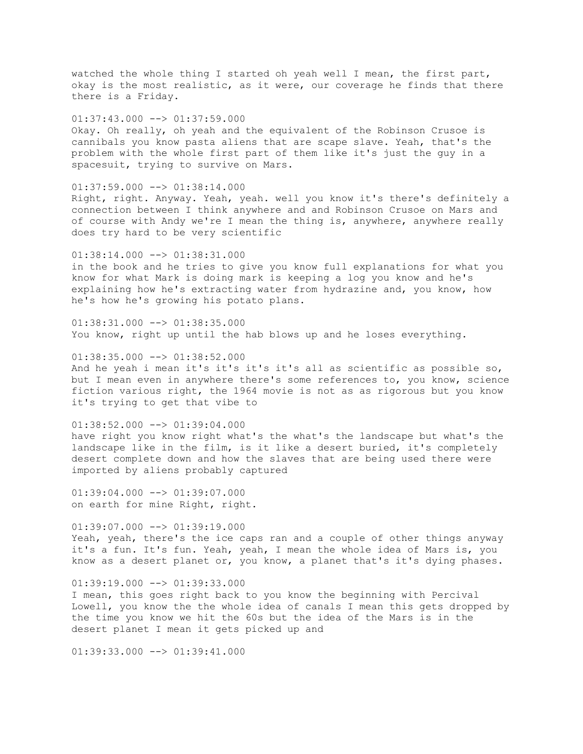watched the whole thing I started oh yeah well I mean, the first part, okay is the most realistic, as it were, our coverage he finds that there there is a Friday.

01:37:43.000 --> 01:37:59.000
Okay. Oh really, oh yeah and the equivalent of the Robinson Crusoe is cannibals you know pasta aliens that are scape slave. Yeah, that's the problem with the whole first part of them like it's just the guy in a spacesuit, trying to survive on Mars.

01:37:59.000 --> 01:38:14.000
Right, right. Anyway. Yeah, yeah. well you know it's there's definitely a connection between I think anywhere and and Robinson Crusoe on Mars and of course with Andy we're I mean the thing is, anywhere, anywhere really does try hard to be very scientific

01:38:14.000 --> 01:38:31.000
in the book and he tries to give you know full explanations for what you know for what Mark is doing mark is keeping a log you know and he's explaining how he's extracting water from hydrazine and, you know, how he's how he's growing his potato plans.

01:38:31.000 --> 01:38:35.000
You know, right up until the hab blows up and he loses everything.

01:38:35.000 --> 01:38:52.000
And he yeah i mean it's it's it's it's all as scientific as possible so, but I mean even in anywhere there's some references to, you know, science fiction various right, the 1964 movie is not as as rigorous but you know it's trying to get that vibe to

01:38:52.000 --> 01:39:04.000
have right you know right what's the what's the landscape but what's the landscape like in the film, is it like a desert buried, it's completely desert complete down and how the slaves that are being used there were imported by aliens probably captured

01:39:04.000 --> 01:39:07.000
on earth for mine Right, right.

01:39:07.000 --> 01:39:19.000
Yeah, yeah, there's the ice caps ran and a couple of other things anyway it's a fun. It's fun. Yeah, yeah, I mean the whole idea of Mars is, you know as a desert planet or, you know, a planet that's it's dying phases.

01:39:19.000 --> 01:39:33.000
I mean, this goes right back to you know the beginning with Percival Lowell, you know the the whole idea of canals I mean this gets dropped by the time you know we hit the 60s but the idea of the Mars is in the desert planet I mean it gets picked up and

01:39:33.000 --> 01:39:41.000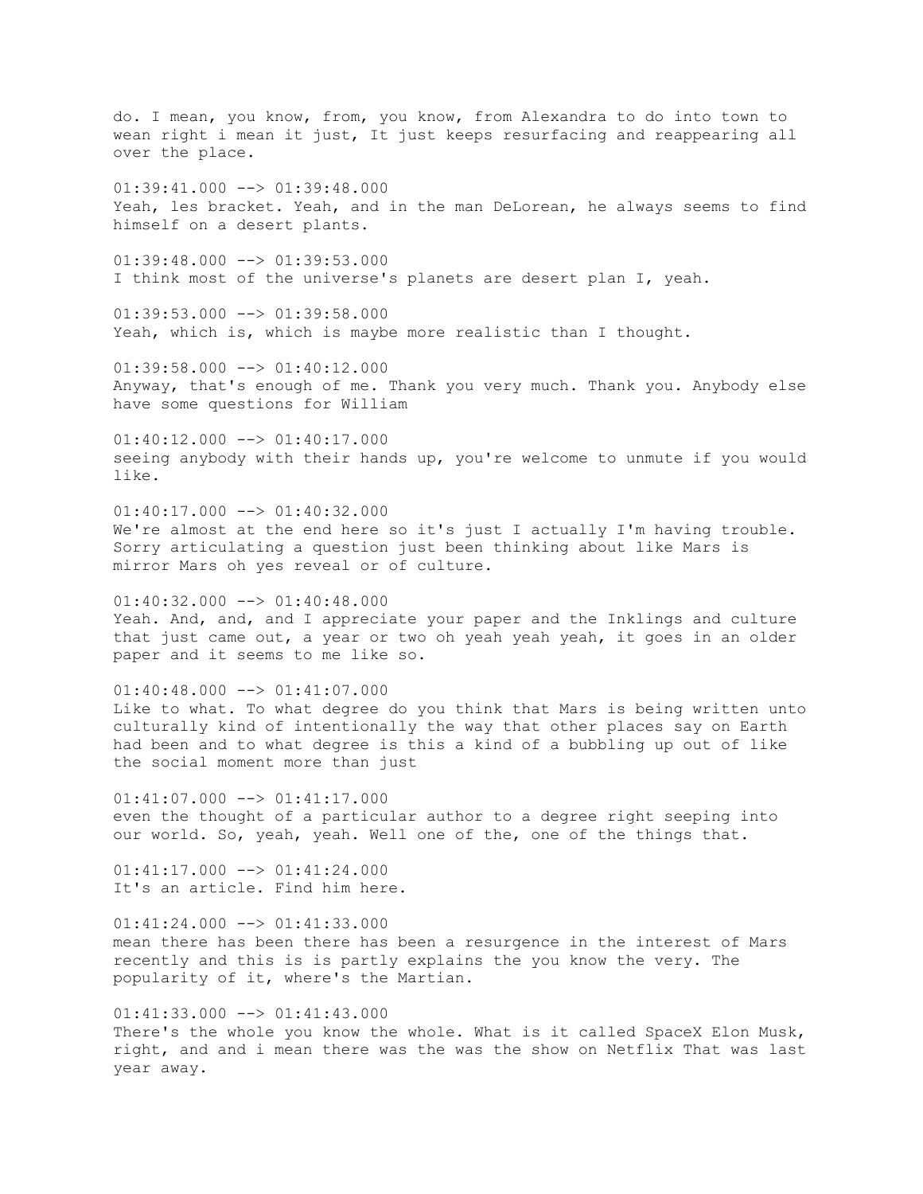do. I mean, you know, from, you know, from Alexandra to do into town to wean right i mean it just, It just keeps resurfacing and reappearing all over the place.

01:39:41.000 --> 01:39:48.000
Yeah, les bracket. Yeah, and in the man DeLorean, he always seems to find himself on a desert plants.

01:39:48.000 --> 01:39:53.000
I think most of the universe's planets are desert plan I, yeah.

01:39:53.000 --> 01:39:58.000
Yeah, which is, which is maybe more realistic than I thought.

01:39:58.000 --> 01:40:12.000
Anyway, that's enough of me. Thank you very much. Thank you. Anybody else have some questions for William

01:40:12.000 --> 01:40:17.000
seeing anybody with their hands up, you're welcome to unmute if you would like.

01:40:17.000 --> 01:40:32.000
We're almost at the end here so it's just I actually I'm having trouble. Sorry articulating a question just been thinking about like Mars is mirror Mars oh yes reveal or of culture.

01:40:32.000 --> 01:40:48.000
Yeah. And, and, and I appreciate your paper and the Inklings and culture that just came out, a year or two oh yeah yeah yeah, it goes in an older paper and it seems to me like so.

01:40:48.000 --> 01:41:07.000
Like to what. To what degree do you think that Mars is being written unto culturally kind of intentionally the way that other places say on Earth had been and to what degree is this a kind of a bubbling up out of like the social moment more than just

01:41:07.000 --> 01:41:17.000
even the thought of a particular author to a degree right seeping into our world. So, yeah, yeah. Well one of the, one of the things that.

01:41:17.000 --> 01:41:24.000
It's an article. Find him here.

01:41:24.000 --> 01:41:33.000
mean there has been there has been a resurgence in the interest of Mars recently and this is is partly explains the you know the very. The popularity of it, where's the Martian.

01:41:33.000 --> 01:41:43.000
There's the whole you know the whole. What is it called SpaceX Elon Musk, right, and and i mean there was the was the show on Netflix That was last year away.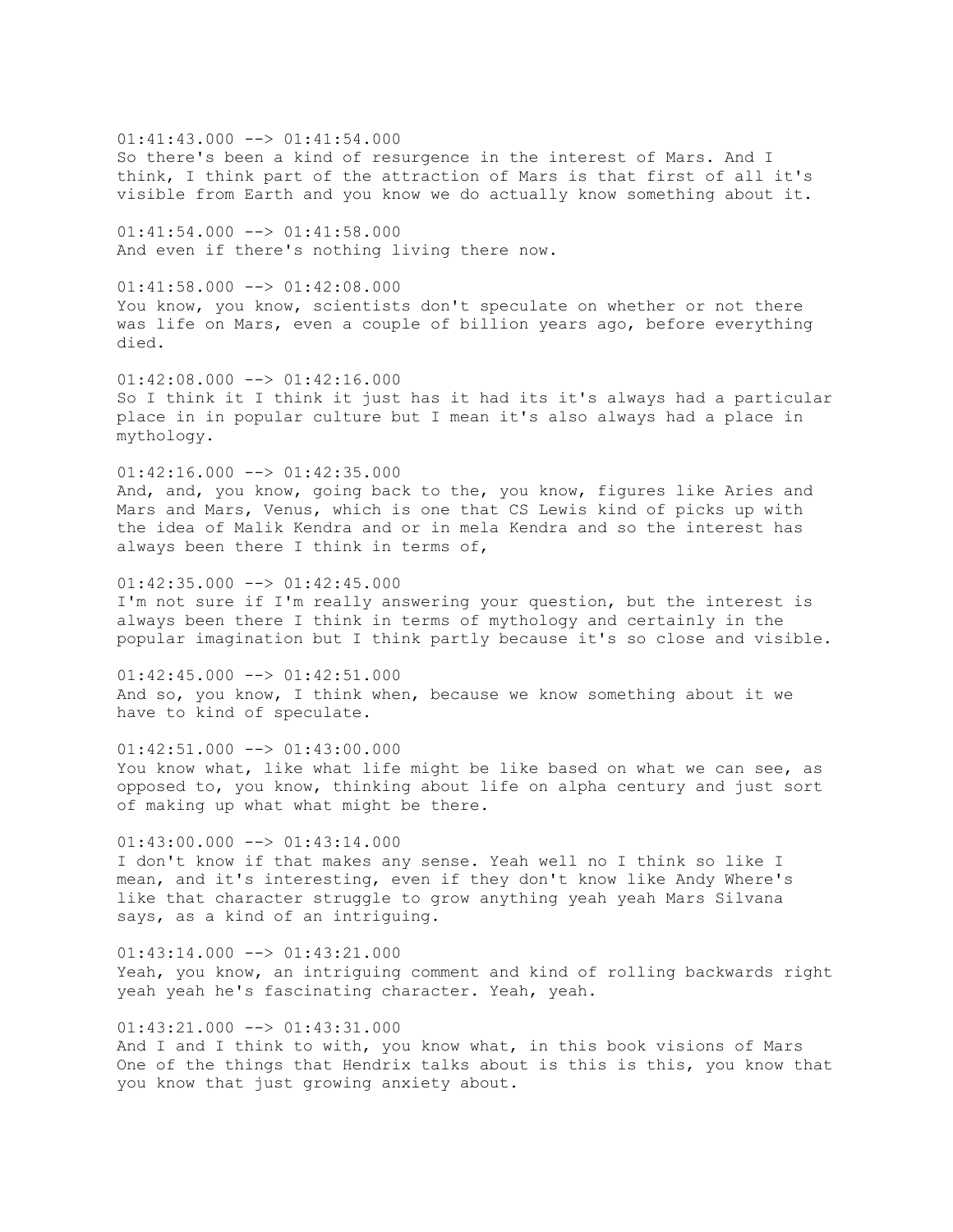01:41:43.000 --> 01:41:54.000
So there's been a kind of resurgence in the interest of Mars. And I think, I think part of the attraction of Mars is that first of all it's visible from Earth and you know we do actually know something about it.

01:41:54.000 --> 01:41:58.000
And even if there's nothing living there now.

01:41:58.000 --> 01:42:08.000
You know, you know, scientists don't speculate on whether or not there was life on Mars, even a couple of billion years ago, before everything died.

01:42:08.000 --> 01:42:16.000
So I think it I think it just has it had its it's always had a particular place in in popular culture but I mean it's also always had a place in mythology.

01:42:16.000 --> 01:42:35.000
And, and, you know, going back to the, you know, figures like Aries and Mars and Mars, Venus, which is one that CS Lewis kind of picks up with the idea of Malik Kendra and or in mela Kendra and so the interest has always been there I think in terms of,

01:42:35.000 --> 01:42:45.000
I'm not sure if I'm really answering your question, but the interest is always been there I think in terms of mythology and certainly in the popular imagination but I think partly because it's so close and visible.

01:42:45.000 --> 01:42:51.000
And so, you know, I think when, because we know something about it we have to kind of speculate.

01:42:51.000 --> 01:43:00.000
You know what, like what life might be like based on what we can see, as opposed to, you know, thinking about life on alpha century and just sort of making up what what might be there.

01:43:00.000 --> 01:43:14.000
I don't know if that makes any sense. Yeah well no I think so like I mean, and it's interesting, even if they don't know like Andy Where's like that character struggle to grow anything yeah yeah Mars Silvana says, as a kind of an intriguing.

01:43:14.000 --> 01:43:21.000
Yeah, you know, an intriguing comment and kind of rolling backwards right yeah yeah he's fascinating character. Yeah, yeah.

01:43:21.000 --> 01:43:31.000
And I and I think to with, you know what, in this book visions of Mars One of the things that Hendrix talks about is this is this, you know that you know that just growing anxiety about.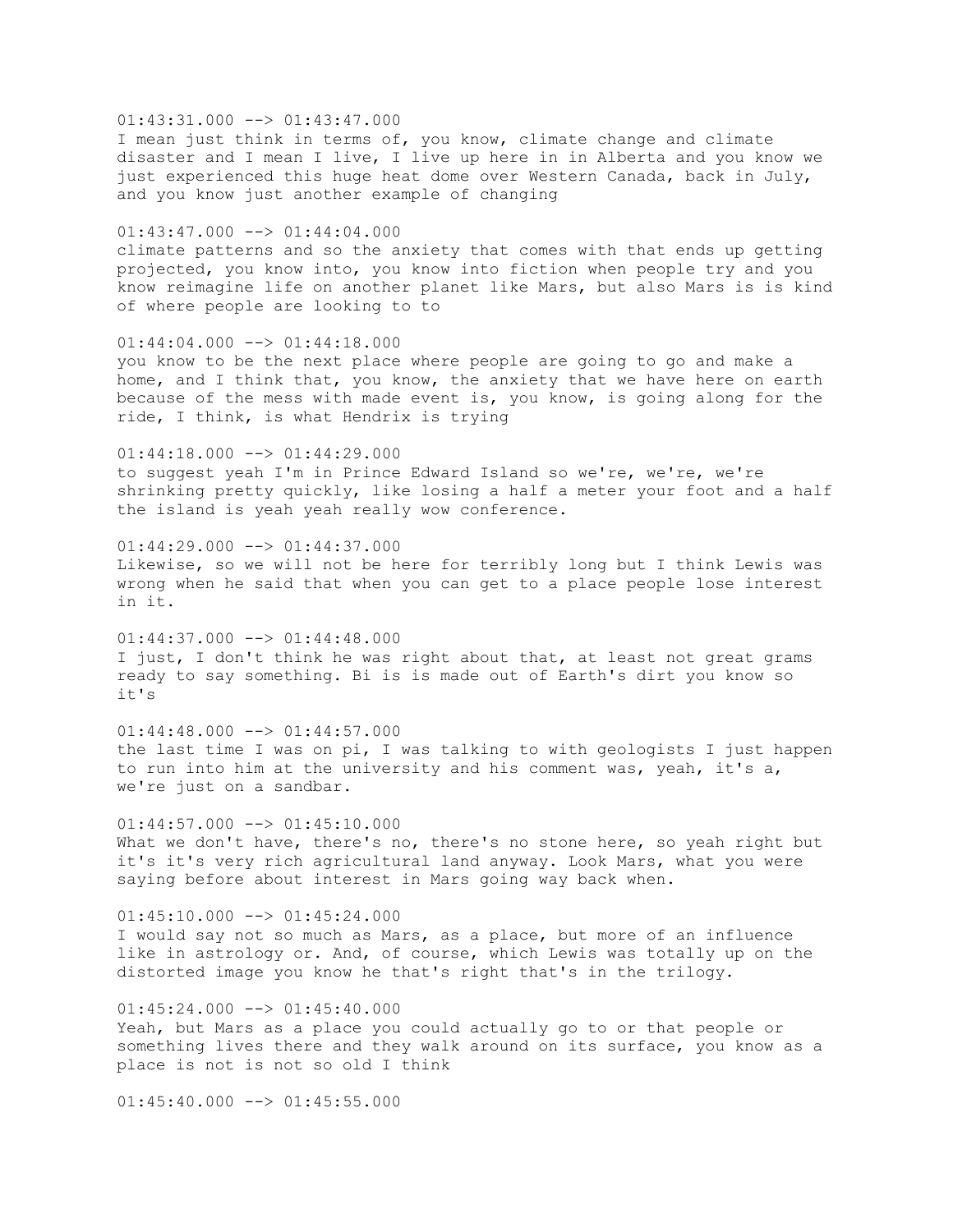01:43:31.000 --> 01:43:47.000
I mean just think in terms of, you know, climate change and climate disaster and I mean I live, I live up here in in Alberta and you know we just experienced this huge heat dome over Western Canada, back in July, and you know just another example of changing

01:43:47.000 --> 01:44:04.000
climate patterns and so the anxiety that comes with that ends up getting projected, you know into, you know into fiction when people try and you know reimagine life on another planet like Mars, but also Mars is is kind of where people are looking to to

01:44:04.000 --> 01:44:18.000
you know to be the next place where people are going to go and make a home, and I think that, you know, the anxiety that we have here on earth because of the mess with made event is, you know, is going along for the ride, I think, is what Hendrix is trying

01:44:18.000 --> 01:44:29.000
to suggest yeah I'm in Prince Edward Island so we're, we're, we're shrinking pretty quickly, like losing a half a meter your foot and a half the island is yeah yeah really wow conference.

01:44:29.000 --> 01:44:37.000
Likewise, so we will not be here for terribly long but I think Lewis was wrong when he said that when you can get to a place people lose interest in it.

01:44:37.000 --> 01:44:48.000
I just, I don't think he was right about that, at least not great grams ready to say something. Bi is is made out of Earth's dirt you know so it's

01:44:48.000 --> 01:44:57.000
the last time I was on pi, I was talking to with geologists I just happen to run into him at the university and his comment was, yeah, it's a, we're just on a sandbar.

01:44:57.000 --> 01:45:10.000
What we don't have, there's no, there's no stone here, so yeah right but it's it's very rich agricultural land anyway. Look Mars, what you were saying before about interest in Mars going way back when.

01:45:10.000 --> 01:45:24.000
I would say not so much as Mars, as a place, but more of an influence like in astrology or. And, of course, which Lewis was totally up on the distorted image you know he that's right that's in the trilogy.

01:45:24.000 --> 01:45:40.000
Yeah, but Mars as a place you could actually go to or that people or something lives there and they walk around on its surface, you know as a place is not is not so old I think

01:45:40.000 --> 01:45:55.000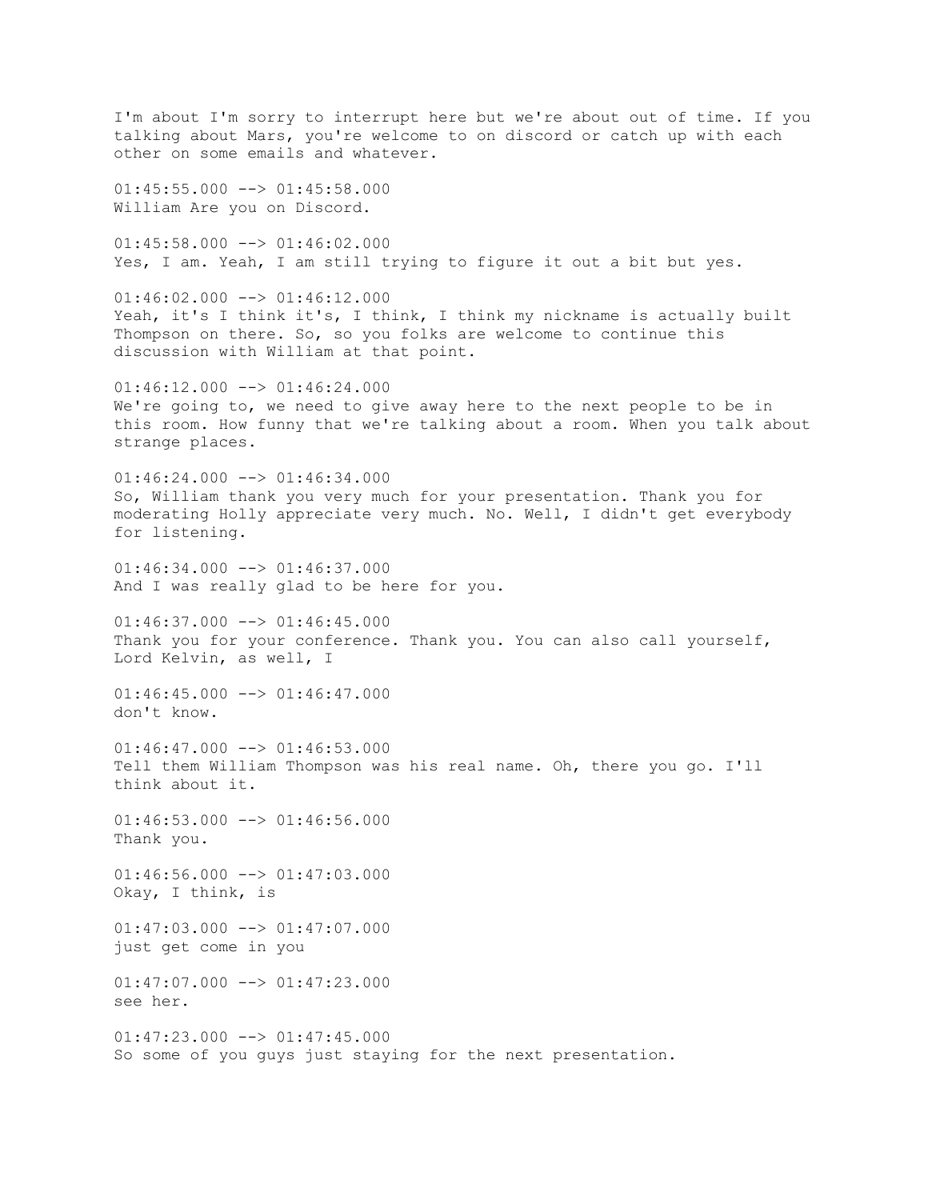I'm about I'm sorry to interrupt here but we're about out of time. If you talking about Mars, you're welcome to on discord or catch up with each other on some emails and whatever.

01:45:55.000 --> 01:45:58.000
William Are you on Discord.

01:45:58.000 --> 01:46:02.000
Yes, I am. Yeah, I am still trying to figure it out a bit but yes.

01:46:02.000 --> 01:46:12.000
Yeah, it's I think it's, I think, I think my nickname is actually built Thompson on there. So, so you folks are welcome to continue this discussion with William at that point.

01:46:12.000 --> 01:46:24.000
We're going to, we need to give away here to the next people to be in this room. How funny that we're talking about a room. When you talk about strange places.

01:46:24.000 --> 01:46:34.000
So, William thank you very much for your presentation. Thank you for moderating Holly appreciate very much. No. Well, I didn't get everybody for listening.

01:46:34.000 --> 01:46:37.000
And I was really glad to be here for you.

01:46:37.000 --> 01:46:45.000
Thank you for your conference. Thank you. You can also call yourself, Lord Kelvin, as well, I

01:46:45.000 --> 01:46:47.000
don't know.

01:46:47.000 --> 01:46:53.000
Tell them William Thompson was his real name. Oh, there you go. I'll think about it.

01:46:53.000 --> 01:46:56.000
Thank you.

01:46:56.000 --> 01:47:03.000
Okay, I think, is

01:47:03.000 --> 01:47:07.000
just get come in you

01:47:07.000 --> 01:47:23.000
see her.

01:47:23.000 --> 01:47:45.000
So some of you guys just staying for the next presentation.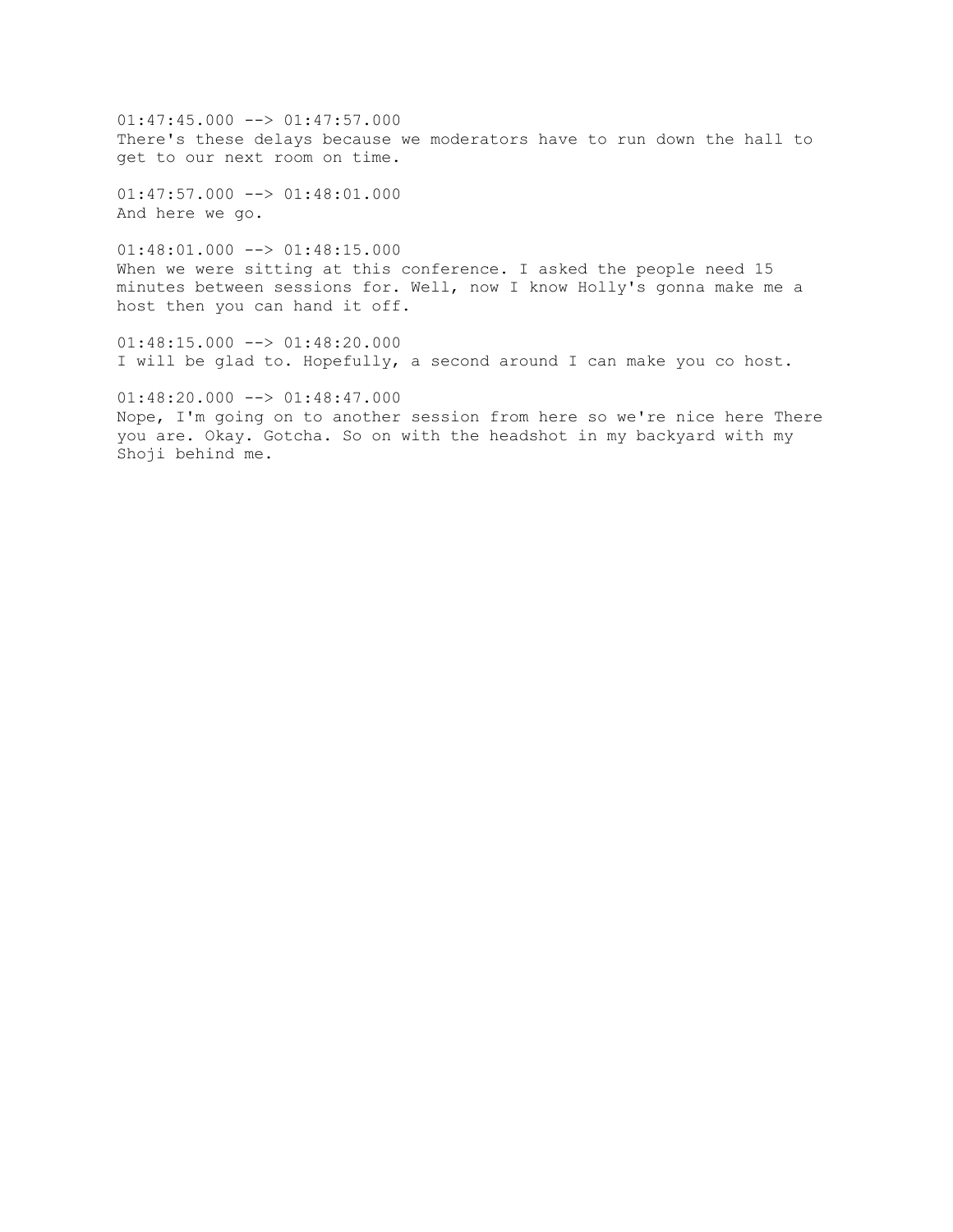01:47:45.000 --> 01:47:57.000
There's these delays because we moderators have to run down the hall to get to our next room on time.

01:47:57.000 --> 01:48:01.000
And here we go.

01:48:01.000 --> 01:48:15.000
When we were sitting at this conference. I asked the people need 15 minutes between sessions for. Well, now I know Holly's gonna make me a host then you can hand it off.

01:48:15.000 --> 01:48:20.000
I will be glad to. Hopefully, a second around I can make you co host.

01:48:20.000 --> 01:48:47.000
Nope, I'm going on to another session from here so we're nice here There you are. Okay. Gotcha. So on with the headshot in my backyard with my Shoji behind me.